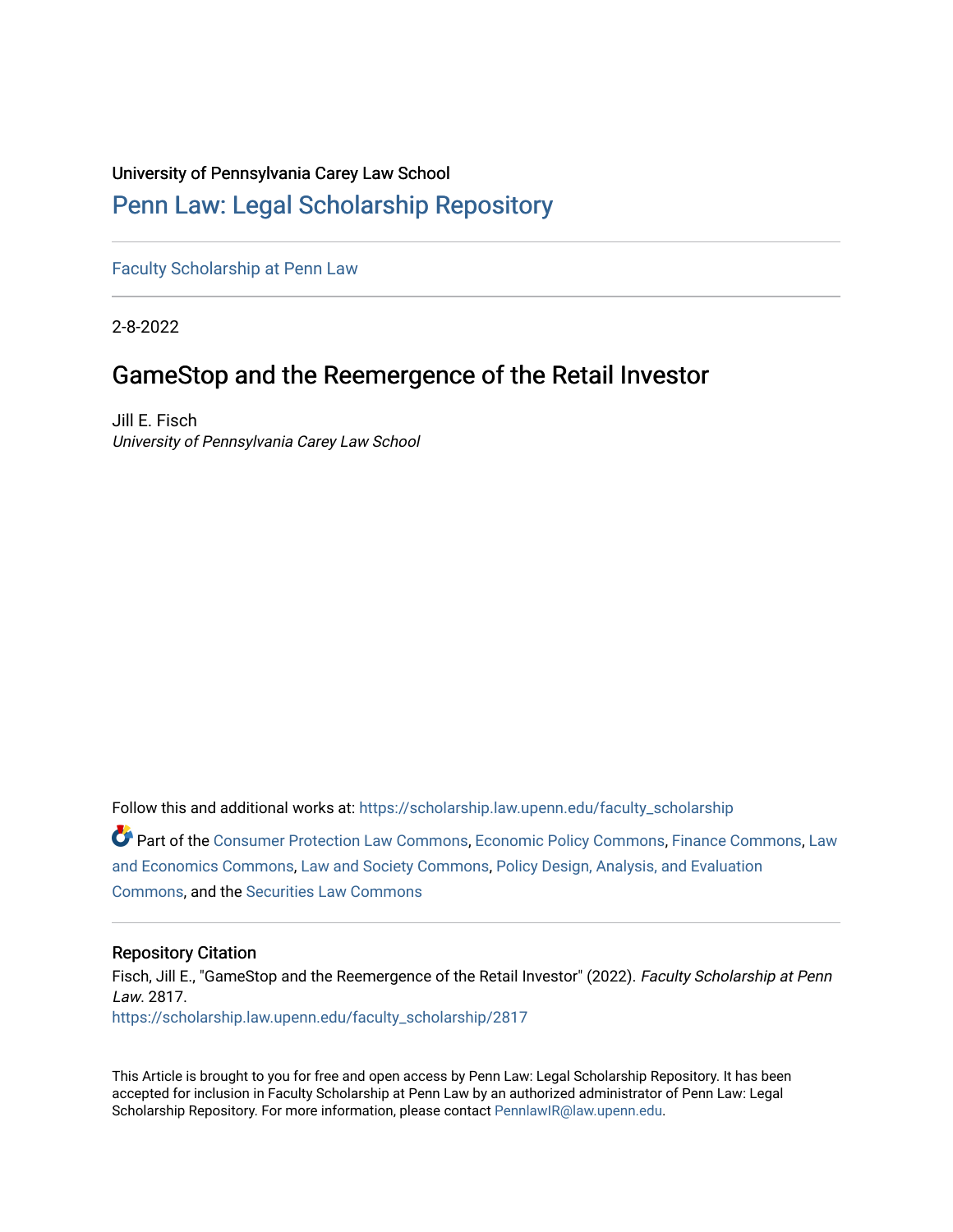University of Pennsylvania Carey Law School

# Penn Law: Legal Scholarship Repository

Faculty Scholarship at Penn Law

2-8-2022

## GameStop and the Reemergence of the Retail Investor

Jill E. Fisch
*University of Pennsylvania Carey Law School*

Follow this and additional works at: https://scholarship.law.upenn.edu/faculty_scholarship

Part of the Consumer Protection Law Commons, Economic Policy Commons, Finance Commons, Law and Economics Commons, Law and Society Commons, Policy Design, Analysis, and Evaluation Commons, and the Securities Law Commons

### Repository Citation

Fisch, Jill E., "GameStop and the Reemergence of the Retail Investor" (2022). *Faculty Scholarship at Penn Law*. 2817.
https://scholarship.law.upenn.edu/faculty_scholarship/2817

This Article is brought to you for free and open access by Penn Law: Legal Scholarship Repository. It has been accepted for inclusion in Faculty Scholarship at Penn Law by an authorized administrator of Penn Law: Legal Scholarship Repository. For more information, please contact PennlawIR@law.upenn.edu.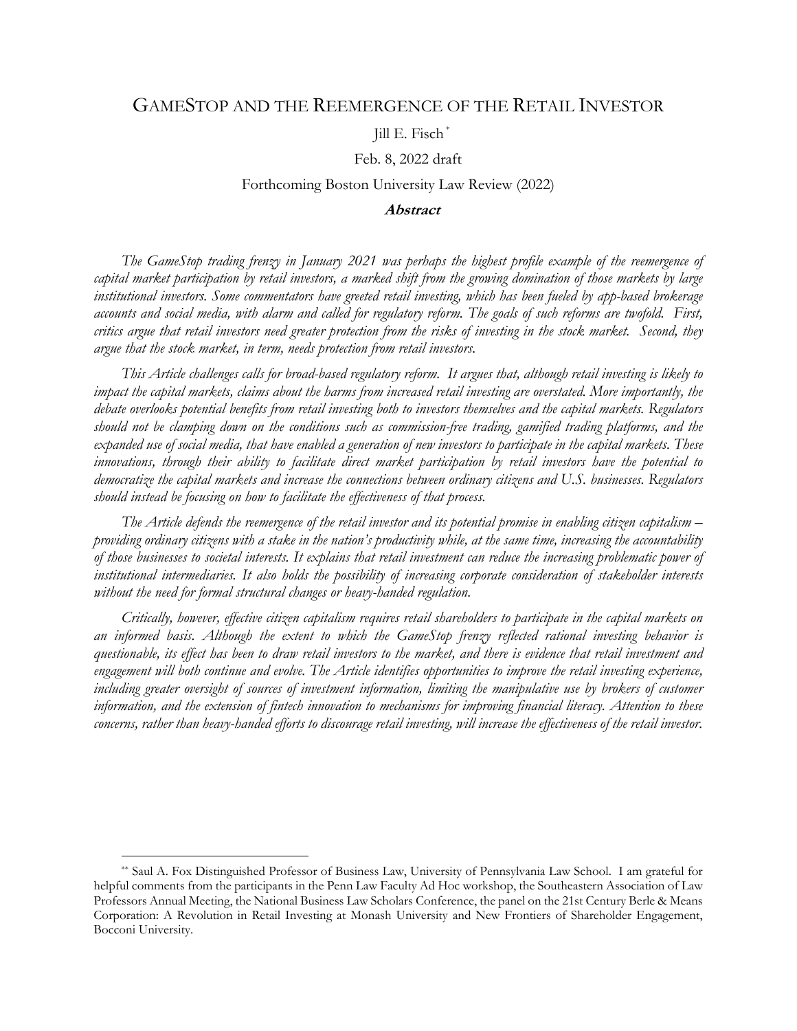# GAMESTOP AND THE REEMERGENCE OF THE RETAIL INVESTOR

Jill E. Fisch [*]

Feb. 8, 2022 draft

Forthcoming Boston University Law Review (2022)

### Abstract

*The GameStop trading frenzy in January 2021 was perhaps the highest profile example of the reemergence of capital market participation by retail investors, a marked shift from the growing domination of those markets by large institutional investors. Some commentators have greeted retail investing, which has been fueled by app-based brokerage accounts and social media, with alarm and called for regulatory reform. The goals of such reforms are twofold. First, critics argue that retail investors need greater protection from the risks of investing in the stock market. Second, they argue that the stock market, in term, needs protection from retail investors.*

*This Article challenges calls for broad-based regulatory reform. It argues that, although retail investing is likely to impact the capital markets, claims about the harms from increased retail investing are overstated. More importantly, the debate overlooks potential benefits from retail investing both to investors themselves and the capital markets. Regulators should not be clamping down on the conditions such as commission-free trading, gamified trading platforms, and the expanded use of social media, that have enabled a generation of new investors to participate in the capital markets. These innovations, through their ability to facilitate direct market participation by retail investors have the potential to democratize the capital markets and increase the connections between ordinary citizens and U.S. businesses. Regulators should instead be focusing on how to facilitate the effectiveness of that process.*

*The Article defends the reemergence of the retail investor and its potential promise in enabling citizen capitalism – providing ordinary citizens with a stake in the nation's productivity while, at the same time, increasing the accountability of those businesses to societal interests. It explains that retail investment can reduce the increasing problematic power of institutional intermediaries. It also holds the possibility of increasing corporate consideration of stakeholder interests without the need for formal structural changes or heavy-handed regulation.*

*Critically, however, effective citizen capitalism requires retail shareholders to participate in the capital markets on an informed basis. Although the extent to which the GameStop frenzy reflected rational investing behavior is questionable, its effect has been to draw retail investors to the market, and there is evidence that retail investment and engagement will both continue and evolve. The Article identifies opportunities to improve the retail investing experience, including greater oversight of sources of investment information, limiting the manipulative use by brokers of customer information, and the extension of fintech innovation to mechanisms for improving financial literacy. Attention to these concerns, rather than heavy-handed efforts to discourage retail investing, will increase the effectiveness of the retail investor.*

---

[**] Saul A. Fox Distinguished Professor of Business Law, University of Pennsylvania Law School. I am grateful for helpful comments from the participants in the Penn Law Faculty Ad Hoc workshop, the Southeastern Association of Law Professors Annual Meeting, the National Business Law Scholars Conference, the panel on the 21st Century Berle & Means Corporation: A Revolution in Retail Investing at Monash University and New Frontiers of Shareholder Engagement, Bocconi University.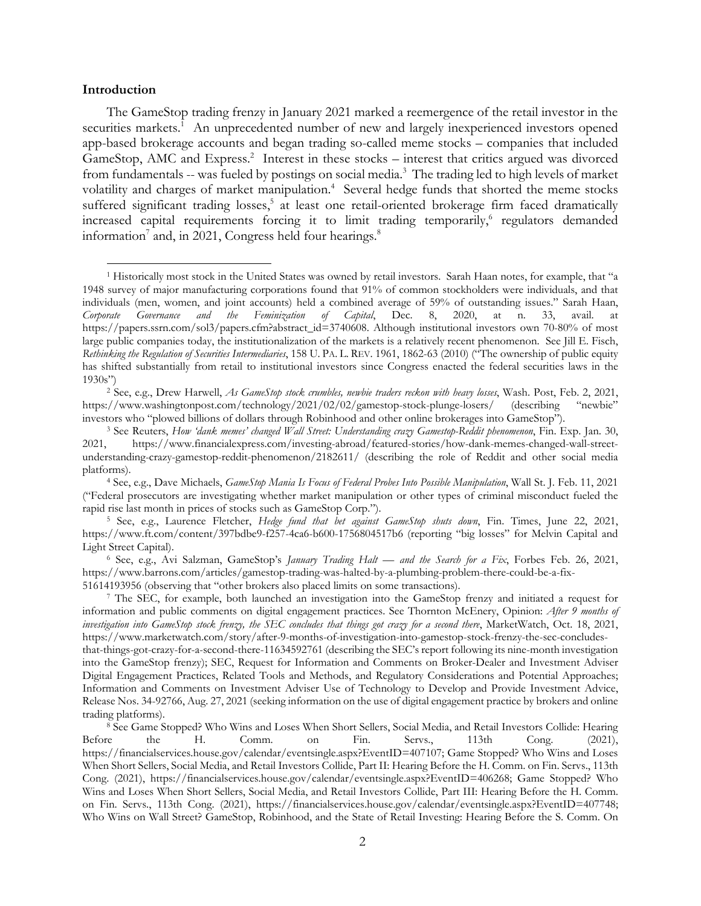**Introduction**

The GameStop trading frenzy in January 2021 marked a reemergence of the retail investor in the securities markets.[1] An unprecedented number of new and largely inexperienced investors opened app-based brokerage accounts and began trading so-called meme stocks – companies that included GameStop, AMC and Express.[2] Interest in these stocks – interest that critics argued was divorced from fundamentals -- was fueled by postings on social media.[3] The trading led to high levels of market volatility and charges of market manipulation.[4] Several hedge funds that shorted the meme stocks suffered significant trading losses,[5] at least one retail-oriented brokerage firm faced dramatically increased capital requirements forcing it to limit trading temporarily,[6] regulators demanded information[7] and, in 2021, Congress held four hearings.[8]

---

[1] Historically most stock in the United States was owned by retail investors. Sarah Haan notes, for example, that "a 1948 survey of major manufacturing corporations found that 91% of common stockholders were individuals, and that individuals (men, women, and joint accounts) held a combined average of 59% of outstanding issues." Sarah Haan, *Corporate Governance and the Feminization of Capital*, Dec. 8, 2020, at n. 33, avail. at https://papers.ssrn.com/sol3/papers.cfm?abstract_id=3740608. Although institutional investors own 70-80% of most large public companies today, the institutionalization of the markets is a relatively recent phenomenon. See Jill E. Fisch, *Rethinking the Regulation of Securities Intermediaries*, 158 U. PA. L. REV. 1961, 1862-63 (2010) ("The ownership of public equity has shifted substantially from retail to institutional investors since Congress enacted the federal securities laws in the 1930s")

[2] See, e.g., Drew Harwell, *As GameStop stock crumbles, newbie traders reckon with heavy losses*, Wash. Post, Feb. 2, 2021, https://www.washingtonpost.com/technology/2021/02/02/gamestop-stock-plunge-losers/ (describing "newbie" investors who "plowed billions of dollars through Robinhood and other online brokerages into GameStop").

[3] See Reuters, *How 'dank memes' changed Wall Street: Understanding crazy Gamestop-Reddit phenomenon*, Fin. Exp. Jan. 30, 2021, https://www.financialexpress.com/investing-abroad/featured-stories/how-dank-memes-changed-wall-street-understanding-crazy-gamestop-reddit-phenomenon/2182611/ (describing the role of Reddit and other social media platforms).

[4] See, e.g., Dave Michaels, *GameStop Mania Is Focus of Federal Probes Into Possible Manipulation*, Wall St. J. Feb. 11, 2021 ("Federal prosecutors are investigating whether market manipulation or other types of criminal misconduct fueled the rapid rise last month in prices of stocks such as GameStop Corp.").

[5] See, e.g., Laurence Fletcher, *Hedge fund that bet against GameStop shuts down*, Fin. Times, June 22, 2021, https://www.ft.com/content/397bdbe9-f257-4ca6-b600-1756804517b6 (reporting "big losses" for Melvin Capital and Light Street Capital).

[6] See, e.g., Avi Salzman, GameStop's *January Trading Halt — and the Search for a Fix*, Forbes Feb. 26, 2021, https://www.barrons.com/articles/gamestop-trading-was-halted-by-a-plumbing-problem-there-could-be-a-fix-51614193956 (observing that "other brokers also placed limits on some transactions).

[7] The SEC, for example, both launched an investigation into the GameStop frenzy and initiated a request for information and public comments on digital engagement practices. See Thornton McEnery, Opinion: *After 9 months of investigation into GameStop stock frenzy, the SEC concludes that things got crazy for a second there*, MarketWatch, Oct. 18, 2021, https://www.marketwatch.com/story/after-9-months-of-investigation-into-gamestop-stock-frenzy-the-sec-concludes-that-things-got-crazy-for-a-second-there-11634592761 (describing the SEC's report following its nine-month investigation into the GameStop frenzy); SEC, Request for Information and Comments on Broker-Dealer and Investment Adviser Digital Engagement Practices, Related Tools and Methods, and Regulatory Considerations and Potential Approaches; Information and Comments on Investment Adviser Use of Technology to Develop and Provide Investment Advice, Release Nos. 34-92766, Aug. 27, 2021 (seeking information on the use of digital engagement practice by brokers and online trading platforms).

[8] See Game Stopped? Who Wins and Loses When Short Sellers, Social Media, and Retail Investors Collide: Hearing Before the H. Comm. on Fin. Servs., 113th Cong. (2021), https://financialservices.house.gov/calendar/eventsingle.aspx?EventID=407107; Game Stopped? Who Wins and Loses When Short Sellers, Social Media, and Retail Investors Collide, Part II: Hearing Before the H. Comm. on Fin. Servs., 113th Cong. (2021), https://financialservices.house.gov/calendar/eventsingle.aspx?EventID=406268; Game Stopped? Who Wins and Loses When Short Sellers, Social Media, and Retail Investors Collide, Part III: Hearing Before the H. Comm. on Fin. Servs., 113th Cong. (2021), https://financialservices.house.gov/calendar/eventsingle.aspx?EventID=407748; Who Wins on Wall Street? GameStop, Robinhood, and the State of Retail Investing: Hearing Before the S. Comm. On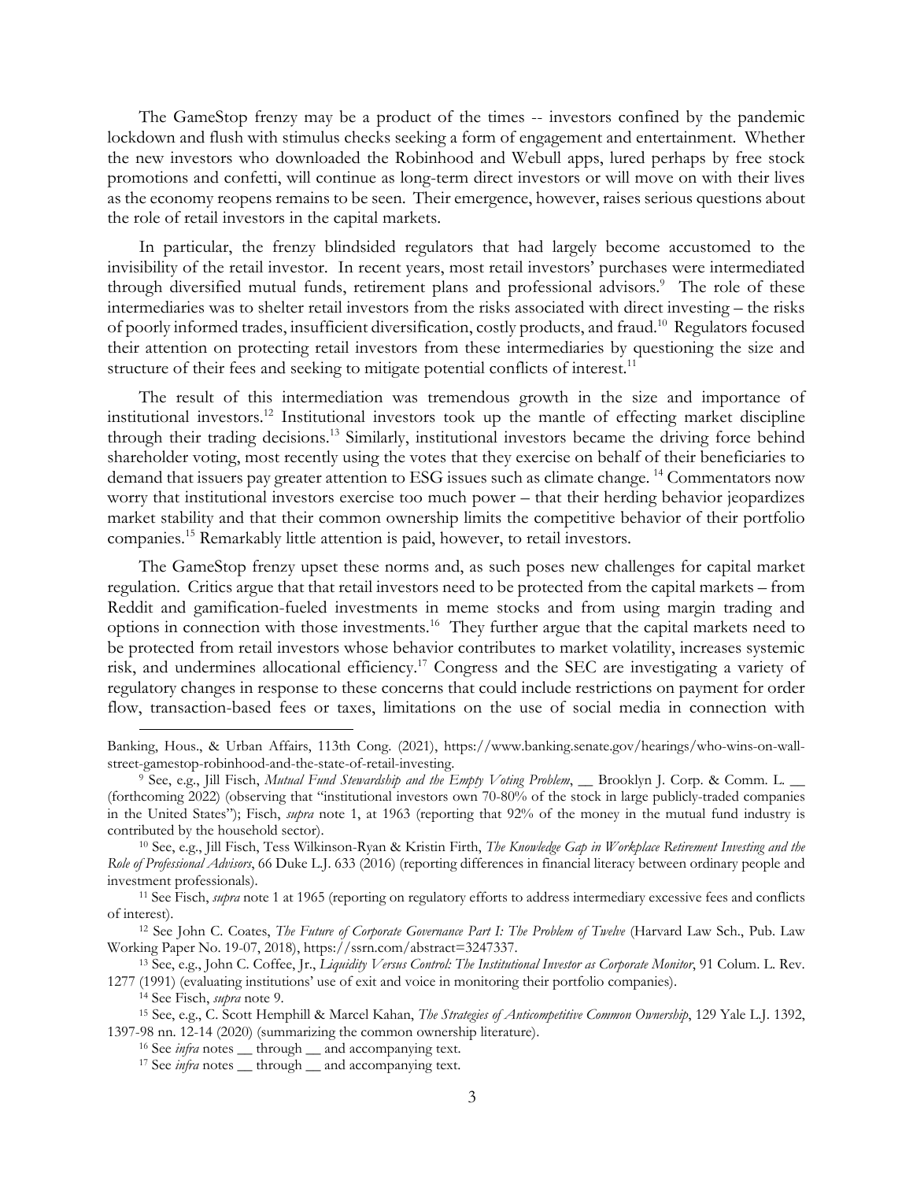The GameStop frenzy may be a product of the times -- investors confined by the pandemic lockdown and flush with stimulus checks seeking a form of engagement and entertainment. Whether the new investors who downloaded the Robinhood and Webull apps, lured perhaps by free stock promotions and confetti, will continue as long-term direct investors or will move on with their lives as the economy reopens remains to be seen. Their emergence, however, raises serious questions about the role of retail investors in the capital markets.

In particular, the frenzy blindsided regulators that had largely become accustomed to the invisibility of the retail investor. In recent years, most retail investors' purchases were intermediated through diversified mutual funds, retirement plans and professional advisors.[9] The role of these intermediaries was to shelter retail investors from the risks associated with direct investing – the risks of poorly informed trades, insufficient diversification, costly products, and fraud.[10] Regulators focused their attention on protecting retail investors from these intermediaries by questioning the size and structure of their fees and seeking to mitigate potential conflicts of interest.[11]

The result of this intermediation was tremendous growth in the size and importance of institutional investors.[12] Institutional investors took up the mantle of effecting market discipline through their trading decisions.[13] Similarly, institutional investors became the driving force behind shareholder voting, most recently using the votes that they exercise on behalf of their beneficiaries to demand that issuers pay greater attention to ESG issues such as climate change.[14] Commentators now worry that institutional investors exercise too much power – that their herding behavior jeopardizes market stability and that their common ownership limits the competitive behavior of their portfolio companies.[15] Remarkably little attention is paid, however, to retail investors.

The GameStop frenzy upset these norms and, as such poses new challenges for capital market regulation. Critics argue that that retail investors need to be protected from the capital markets – from Reddit and gamification-fueled investments in meme stocks and from using margin trading and options in connection with those investments.[16] They further argue that the capital markets need to be protected from retail investors whose behavior contributes to market volatility, increases systemic risk, and undermines allocational efficiency.[17] Congress and the SEC are investigating a variety of regulatory changes in response to these concerns that could include restrictions on payment for order flow, transaction-based fees or taxes, limitations on the use of social media in connection with

---

Banking, Hous., & Urban Affairs, 113th Cong. (2021), https://www.banking.senate.gov/hearings/who-wins-on-wall-street-gamestop-robinhood-and-the-state-of-retail-investing.

[9] See, e.g., Jill Fisch, *Mutual Fund Stewardship and the Empty Voting Problem*, __ Brooklyn J. Corp. & Comm. L. __ (forthcoming 2022) (observing that "institutional investors own 70-80% of the stock in large publicly-traded companies in the United States"); Fisch, *supra* note 1, at 1963 (reporting that 92% of the money in the mutual fund industry is contributed by the household sector).

[10] See, e.g., Jill Fisch, Tess Wilkinson-Ryan & Kristin Firth, *The Knowledge Gap in Workplace Retirement Investing and the Role of Professional Advisors*, 66 Duke L.J. 633 (2016) (reporting differences in financial literacy between ordinary people and investment professionals).

[11] See Fisch, *supra* note 1 at 1965 (reporting on regulatory efforts to address intermediary excessive fees and conflicts of interest).

[12] See John C. Coates, *The Future of Corporate Governance Part I: The Problem of Twelve* (Harvard Law Sch., Pub. Law Working Paper No. 19-07, 2018), https://ssrn.com/abstract=3247337.

[13] See, e.g., John C. Coffee, Jr., *Liquidity Versus Control: The Institutional Investor as Corporate Monitor*, 91 Colum. L. Rev. 1277 (1991) (evaluating institutions' use of exit and voice in monitoring their portfolio companies).

[14] See Fisch, *supra* note 9.

[15] See, e.g., C. Scott Hemphill & Marcel Kahan, *The Strategies of Anticompetitive Common Ownership*, 129 Yale L.J. 1392, 1397-98 nn. 12-14 (2020) (summarizing the common ownership literature).

[16] See *infra* notes __ through __ and accompanying text.

[17] See *infra* notes __ through __ and accompanying text.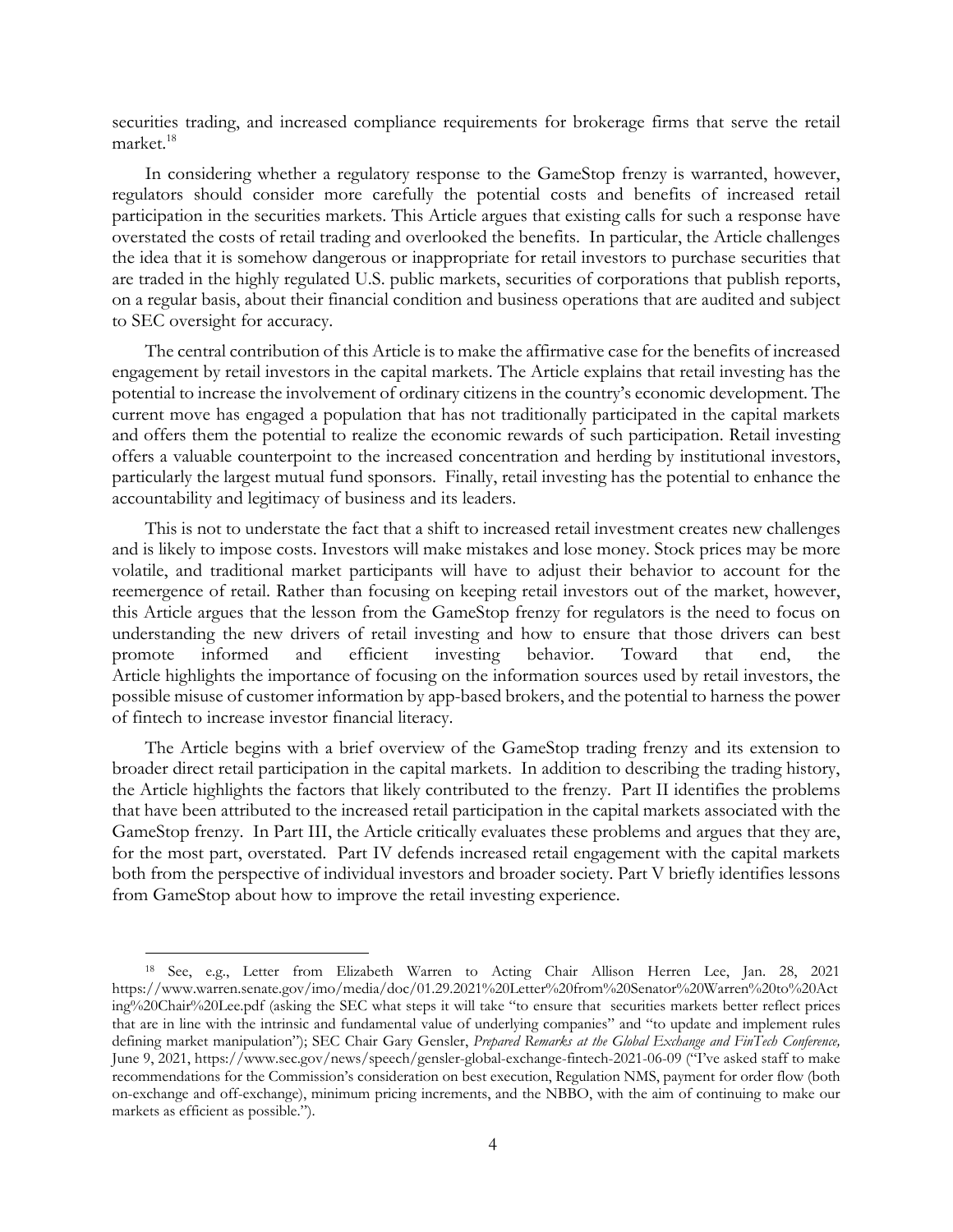securities trading, and increased compliance requirements for brokerage firms that serve the retail market.[18]

In considering whether a regulatory response to the GameStop frenzy is warranted, however, regulators should consider more carefully the potential costs and benefits of increased retail participation in the securities markets. This Article argues that existing calls for such a response have overstated the costs of retail trading and overlooked the benefits. In particular, the Article challenges the idea that it is somehow dangerous or inappropriate for retail investors to purchase securities that are traded in the highly regulated U.S. public markets, securities of corporations that publish reports, on a regular basis, about their financial condition and business operations that are audited and subject to SEC oversight for accuracy.

The central contribution of this Article is to make the affirmative case for the benefits of increased engagement by retail investors in the capital markets. The Article explains that retail investing has the potential to increase the involvement of ordinary citizens in the country's economic development. The current move has engaged a population that has not traditionally participated in the capital markets and offers them the potential to realize the economic rewards of such participation. Retail investing offers a valuable counterpoint to the increased concentration and herding by institutional investors, particularly the largest mutual fund sponsors. Finally, retail investing has the potential to enhance the accountability and legitimacy of business and its leaders.

This is not to understate the fact that a shift to increased retail investment creates new challenges and is likely to impose costs. Investors will make mistakes and lose money. Stock prices may be more volatile, and traditional market participants will have to adjust their behavior to account for the reemergence of retail. Rather than focusing on keeping retail investors out of the market, however, this Article argues that the lesson from the GameStop frenzy for regulators is the need to focus on understanding the new drivers of retail investing and how to ensure that those drivers can best promote informed and efficient investing behavior. Toward that end, the Article highlights the importance of focusing on the information sources used by retail investors, the possible misuse of customer information by app-based brokers, and the potential to harness the power of fintech to increase investor financial literacy.

The Article begins with a brief overview of the GameStop trading frenzy and its extension to broader direct retail participation in the capital markets. In addition to describing the trading history, the Article highlights the factors that likely contributed to the frenzy. Part II identifies the problems that have been attributed to the increased retail participation in the capital markets associated with the GameStop frenzy. In Part III, the Article critically evaluates these problems and argues that they are, for the most part, overstated. Part IV defends increased retail engagement with the capital markets both from the perspective of individual investors and broader society. Part V briefly identifies lessons from GameStop about how to improve the retail investing experience.

---

[18] See, e.g., Letter from Elizabeth Warren to Acting Chair Allison Herren Lee, Jan. 28, 2021 https://www.warren.senate.gov/imo/media/doc/01.29.2021%20Letter%20from%20Senator%20Warren%20to%20Acting%20Chair%20Lee.pdf (asking the SEC what steps it will take "to ensure that securities markets better reflect prices that are in line with the intrinsic and fundamental value of underlying companies" and "to update and implement rules defining market manipulation"); SEC Chair Gary Gensler, *Prepared Remarks at the Global Exchange and FinTech Conference,* June 9, 2021, https://www.sec.gov/news/speech/gensler-global-exchange-fintech-2021-06-09 ("I've asked staff to make recommendations for the Commission's consideration on best execution, Regulation NMS, payment for order flow (both on-exchange and off-exchange), minimum pricing increments, and the NBBO, with the aim of continuing to make our markets as efficient as possible.").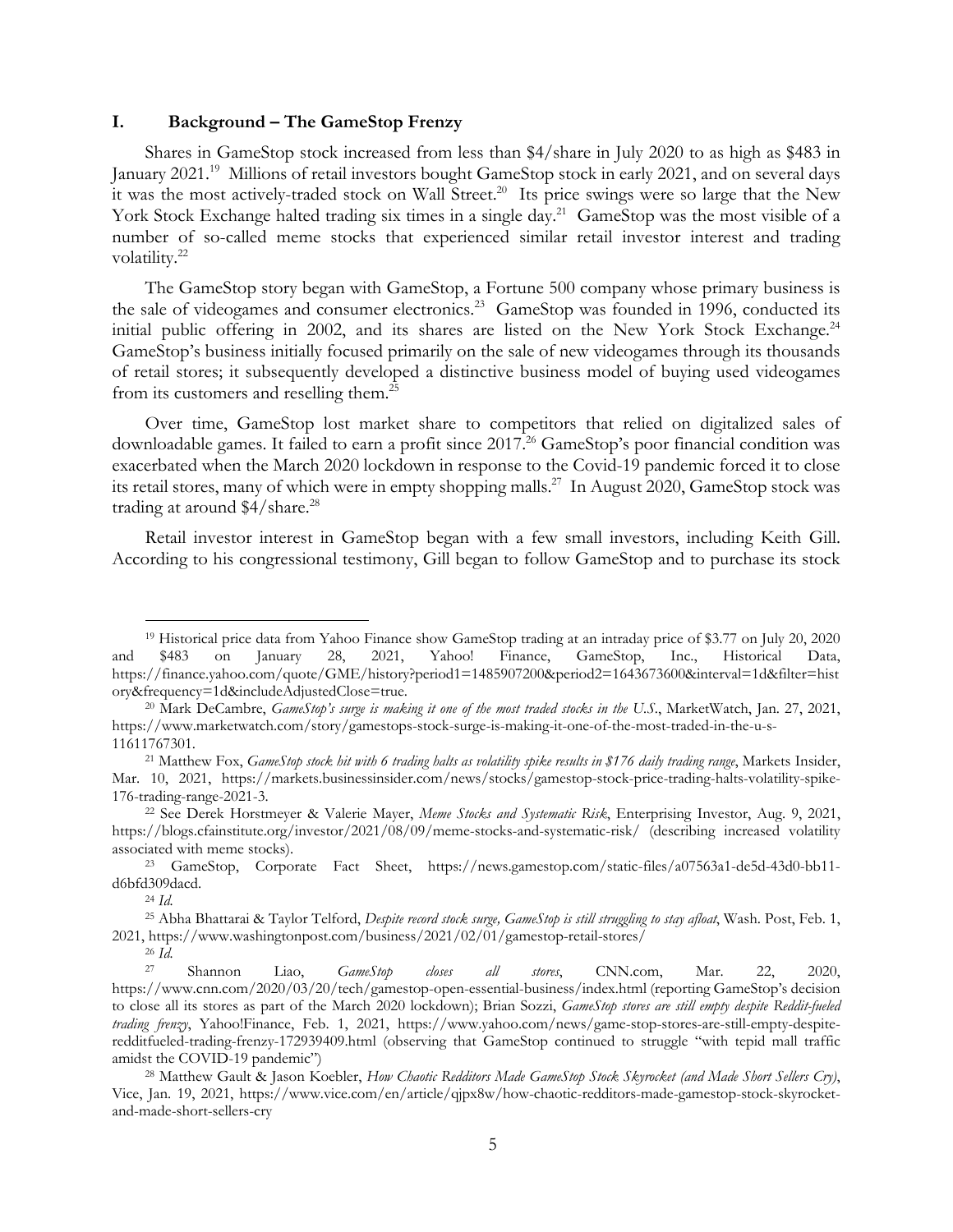## I. Background – The GameStop Frenzy

Shares in GameStop stock increased from less than $4/share in July 2020 to as high as $483 in January 2021.[19] Millions of retail investors bought GameStop stock in early 2021, and on several days it was the most actively-traded stock on Wall Street.[20] Its price swings were so large that the New York Stock Exchange halted trading six times in a single day.[21] GameStop was the most visible of a number of so-called meme stocks that experienced similar retail investor interest and trading volatility.[22]

The GameStop story began with GameStop, a Fortune 500 company whose primary business is the sale of videogames and consumer electronics.[23] GameStop was founded in 1996, conducted its initial public offering in 2002, and its shares are listed on the New York Stock Exchange.[24] GameStop's business initially focused primarily on the sale of new videogames through its thousands of retail stores; it subsequently developed a distinctive business model of buying used videogames from its customers and reselling them.[25]

Over time, GameStop lost market share to competitors that relied on digitalized sales of downloadable games. It failed to earn a profit since 2017.[26] GameStop's poor financial condition was exacerbated when the March 2020 lockdown in response to the Covid-19 pandemic forced it to close its retail stores, many of which were in empty shopping malls.[27] In August 2020, GameStop stock was trading at around $4/share.[28]

Retail investor interest in GameStop began with a few small investors, including Keith Gill. According to his congressional testimony, Gill began to follow GameStop and to purchase its stock

---

[19] Historical price data from Yahoo Finance show GameStop trading at an intraday price of $3.77 on July 20, 2020 and $483 on January 28, 2021, Yahoo! Finance, GameStop, Inc., Historical Data, https://finance.yahoo.com/quote/GME/history?period1=1485907200&period2=1643673600&interval=1d&filter=history&frequency=1d&includeAdjustedClose=true.

[20] Mark DeCambre, *GameStop's surge is making it one of the most traded stocks in the U.S.*, MarketWatch, Jan. 27, 2021, https://www.marketwatch.com/story/gamestops-stock-surge-is-making-it-one-of-the-most-traded-in-the-u-s-11611767301.

[21] Matthew Fox, *GameStop stock hit with 6 trading halts as volatility spike results in $176 daily trading range*, Markets Insider, Mar. 10, 2021, https://markets.businessinsider.com/news/stocks/gamestop-stock-price-trading-halts-volatility-spike-176-trading-range-2021-3.

[22] See Derek Horstmeyer & Valerie Mayer, *Meme Stocks and Systematic Risk*, Enterprising Investor, Aug. 9, 2021, https://blogs.cfainstitute.org/investor/2021/08/09/meme-stocks-and-systematic-risk/ (describing increased volatility associated with meme stocks).

[23] GameStop, Corporate Fact Sheet, https://news.gamestop.com/static-files/a07563a1-de5d-43d0-bb11-d6bfd309dacd.

[24] *Id.*

[25] Abha Bhattarai & Taylor Telford, *Despite record stock surge, GameStop is still struggling to stay afloat*, Wash. Post, Feb. 1, 2021, https://www.washingtonpost.com/business/2021/02/01/gamestop-retail-stores/

[26] *Id.*

[27] Shannon Liao, *GameStop closes all stores*, CNN.com, Mar. 22, 2020, https://www.cnn.com/2020/03/20/tech/gamestop-open-essential-business/index.html (reporting GameStop's decision to close all its stores as part of the March 2020 lockdown); Brian Sozzi, *GameStop stores are still empty despite Reddit-fueled trading frenzy*, Yahoo!Finance, Feb. 1, 2021, https://www.yahoo.com/news/game-stop-stores-are-still-empty-despite-redditfueled-trading-frenzy-172939409.html (observing that GameStop continued to struggle "with tepid mall traffic amidst the COVID-19 pandemic")

[28] Matthew Gault & Jason Koebler, *How Chaotic Redditors Made GameStop Stock Skyrocket (and Made Short Sellers Cry)*, Vice, Jan. 19, 2021, https://www.vice.com/en/article/qjpx8w/how-chaotic-redditors-made-gamestop-stock-skyrocket-and-made-short-sellers-cry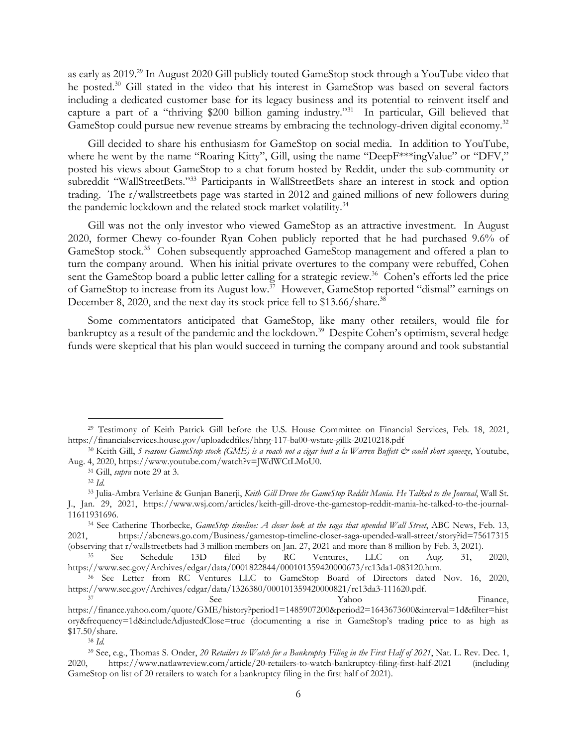as early as 2019.[29] In August 2020 Gill publicly touted GameStop stock through a YouTube video that he posted.[30] Gill stated in the video that his interest in GameStop was based on several factors including a dedicated customer base for its legacy business and its potential to reinvent itself and capture a part of a "thriving $200 billion gaming industry."[31] In particular, Gill believed that GameStop could pursue new revenue streams by embracing the technology-driven digital economy.[32]

Gill decided to share his enthusiasm for GameStop on social media. In addition to YouTube, where he went by the name "Roaring Kitty", Gill, using the name "DeepF***ingValue" or "DFV," posted his views about GameStop to a chat forum hosted by Reddit, under the sub-community or subreddit "WallStreetBets."[33] Participants in WallStreetBets share an interest in stock and option trading. The r/wallstreetbets page was started in 2012 and gained millions of new followers during the pandemic lockdown and the related stock market volatility.[34]

Gill was not the only investor who viewed GameStop as an attractive investment. In August 2020, former Chewy co-founder Ryan Cohen publicly reported that he had purchased 9.6% of GameStop stock.[35] Cohen subsequently approached GameStop management and offered a plan to turn the company around. When his initial private overtures to the company were rebuffed, Cohen sent the GameStop board a public letter calling for a strategic review.[36] Cohen's efforts led the price of GameStop to increase from its August low.[37] However, GameStop reported "dismal" earnings on December 8, 2020, and the next day its stock price fell to $13.66/share.[38]

Some commentators anticipated that GameStop, like many other retailers, would file for bankruptcy as a result of the pandemic and the lockdown.[39] Despite Cohen's optimism, several hedge funds were skeptical that his plan would succeed in turning the company around and took substantial

---

[29] Testimony of Keith Patrick Gill before the U.S. House Committee on Financial Services, Feb. 18, 2021, https://financialservices.house.gov/uploadedfiles/hhrg-117-ba00-wstate-gillk-20210218.pdf

[30] Keith Gill, *5 reasons GameStop stock (GME) is a roach not a cigar butt a la Warren Buffett & could short squeeze*, Youtube, Aug. 4, 2020, https://www.youtube.com/watch?v=JWdWCtLMoU0.

[31] Gill, *supra* note 29 at 3.

[32] *Id.*

[33] Julia-Ambra Verlaine & Gunjan Banerji, *Keith Gill Drove the GameStop Reddit Mania. He Talked to the Journal*, Wall St. J., Jan. 29, 2021, https://www.wsj.com/articles/keith-gill-drove-the-gamestop-reddit-mania-he-talked-to-the-journal-11611931696.

[34] See Catherine Thorbecke, *GameStop timeline: A closer look at the saga that upended Wall Street*, ABC News, Feb. 13, 2021, https://abcnews.go.com/Business/gamestop-timeline-closer-saga-upended-wall-street/story?id=75617315 (observing that r/wallstreetbets had 3 million members on Jan. 27, 2021 and more than 8 million by Feb. 3, 2021).

[35] See Schedule 13D filed by RC Ventures, LLC on Aug. 31, 2020, https://www.sec.gov/Archives/edgar/data/0001822844/000101359420000673/rc13da1-083120.htm.

[36] See Letter from RC Ventures LLC to GameStop Board of Directors dated Nov. 16, 2020, https://www.sec.gov/Archives/edgar/data/1326380/000101359420000821/rc13da3-111620.pdf.

[37] See Yahoo Finance, https://finance.yahoo.com/quote/GME/history?period1=1485907200&period2=1643673600&interval=1d&filter=history&frequency=1d&includeAdjustedClose=true (documenting a rise in GameStop's trading price to as high as $17.50/share.

[38] *Id.*

[39] See, e.g., Thomas S. Onder, *20 Retailers to Watch for a Bankruptcy Filing in the First Half of 2021*, Nat. L. Rev. Dec. 1, 2020, https://www.natlawreview.com/article/20-retailers-to-watch-bankruptcy-filing-first-half-2021 (including GameStop on list of 20 retailers to watch for a bankruptcy filing in the first half of 2021).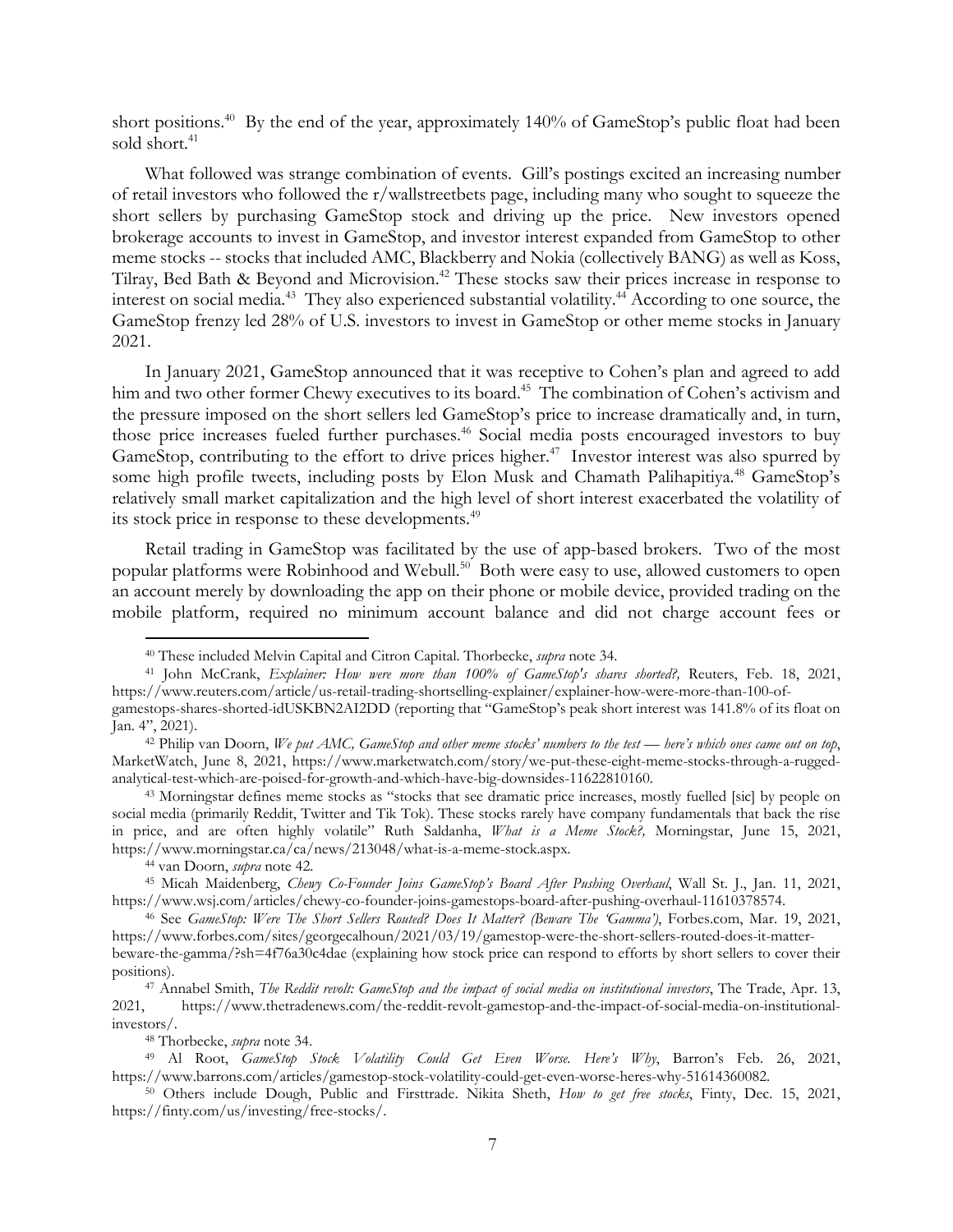short positions.[40] By the end of the year, approximately 140% of GameStop's public float had been sold short.[41]

What followed was strange combination of events. Gill's postings excited an increasing number of retail investors who followed the r/wallstreetbets page, including many who sought to squeeze the short sellers by purchasing GameStop stock and driving up the price. New investors opened brokerage accounts to invest in GameStop, and investor interest expanded from GameStop to other meme stocks -- stocks that included AMC, Blackberry and Nokia (collectively BANG) as well as Koss, Tilray, Bed Bath & Beyond and Microvision.[42] These stocks saw their prices increase in response to interest on social media.[43] They also experienced substantial volatility.[44] According to one source, the GameStop frenzy led 28% of U.S. investors to invest in GameStop or other meme stocks in January 2021.

In January 2021, GameStop announced that it was receptive to Cohen's plan and agreed to add him and two other former Chewy executives to its board.[45] The combination of Cohen's activism and the pressure imposed on the short sellers led GameStop's price to increase dramatically and, in turn, those price increases fueled further purchases.[46] Social media posts encouraged investors to buy GameStop, contributing to the effort to drive prices higher.[47] Investor interest was also spurred by some high profile tweets, including posts by Elon Musk and Chamath Palihapitiya.[48] GameStop's relatively small market capitalization and the high level of short interest exacerbated the volatility of its stock price in response to these developments.[49]

Retail trading in GameStop was facilitated by the use of app-based brokers. Two of the most popular platforms were Robinhood and Webull.[50] Both were easy to use, allowed customers to open an account merely by downloading the app on their phone or mobile device, provided trading on the mobile platform, required no minimum account balance and did not charge account fees or

---

[40] These included Melvin Capital and Citron Capital. Thorbecke, *supra* note 34.

[41] John McCrank, *Explainer: How were more than 100% of GameStop's shares shorted?,* Reuters, Feb. 18, 2021, https://www.reuters.com/article/us-retail-trading-shortselling-explainer/explainer-how-were-more-than-100-of-gamestops-shares-shorted-idUSKBN2AI2DD (reporting that "GameStop's peak short interest was 141.8% of its float on Jan. 4", 2021).

[42] Philip van Doorn, *We put AMC, GameStop and other meme stocks' numbers to the test — here's which ones came out on top*, MarketWatch, June 8, 2021, https://www.marketwatch.com/story/we-put-these-eight-meme-stocks-through-a-rugged-analytical-test-which-are-poised-for-growth-and-which-have-big-downsides-11622810160.

[43] Morningstar defines meme stocks as "stocks that see dramatic price increases, mostly fuelled [sic] by people on social media (primarily Reddit, Twitter and Tik Tok). These stocks rarely have company fundamentals that back the rise in price, and are often highly volatile" Ruth Saldanha, *What is a Meme Stock?,* Morningstar, June 15, 2021, https://www.morningstar.ca/ca/news/213048/what-is-a-meme-stock.aspx.

[44] van Doorn, *supra* note 42.

[45] Micah Maidenberg, *Chewy Co-Founder Joins GameStop's Board After Pushing Overhaul*, Wall St. J., Jan. 11, 2021, https://www.wsj.com/articles/chewy-co-founder-joins-gamestops-board-after-pushing-overhaul-11610378574.

[46] See *GameStop: Were The Short Sellers Routed? Does It Matter? (Beware The 'Gamma')*, Forbes.com, Mar. 19, 2021, https://www.forbes.com/sites/georgecalhoun/2021/03/19/gamestop-were-the-short-sellers-routed-does-it-matter-beware-the-gamma/?sh=4f76a30c4dae (explaining how stock price can respond to efforts by short sellers to cover their positions).

[47] Annabel Smith, *The Reddit revolt: GameStop and the impact of social media on institutional investors*, The Trade, Apr. 13, 2021, https://www.thetradenews.com/the-reddit-revolt-gamestop-and-the-impact-of-social-media-on-institutional-investors/.

[48] Thorbecke, *supra* note 34.

[49] Al Root, *GameStop Stock Volatility Could Get Even Worse. Here's Why*, Barron's Feb. 26, 2021, https://www.barrons.com/articles/gamestop-stock-volatility-could-get-even-worse-heres-why-51614360082.

[50] Others include Dough, Public and Firsttrade. Nikita Sheth, *How to get free stocks*, Finty, Dec. 15, 2021, https://finty.com/us/investing/free-stocks/.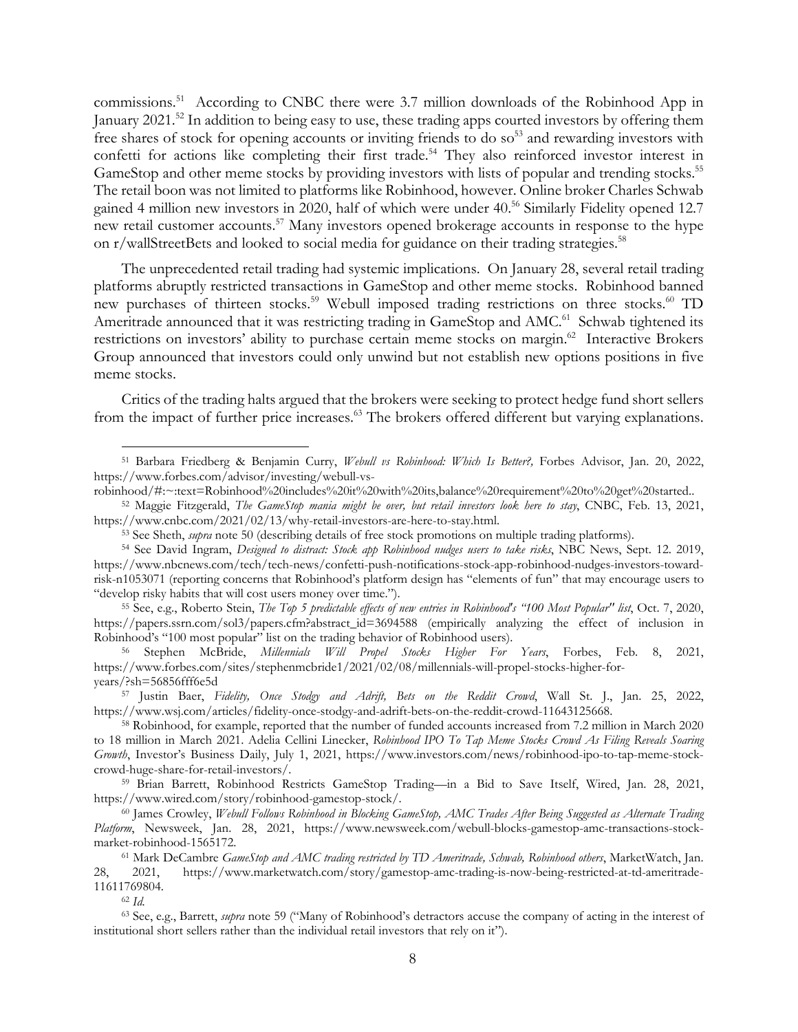commissions.[51] According to CNBC there were 3.7 million downloads of the Robinhood App in January 2021.[52] In addition to being easy to use, these trading apps courted investors by offering them free shares of stock for opening accounts or inviting friends to do so[53] and rewarding investors with confetti for actions like completing their first trade.[54] They also reinforced investor interest in GameStop and other meme stocks by providing investors with lists of popular and trending stocks.[55] The retail boon was not limited to platforms like Robinhood, however. Online broker Charles Schwab gained 4 million new investors in 2020, half of which were under 40.[56] Similarly Fidelity opened 12.7 new retail customer accounts.[57] Many investors opened brokerage accounts in response to the hype on r/wallStreetBets and looked to social media for guidance on their trading strategies.[58]

The unprecedented retail trading had systemic implications. On January 28, several retail trading platforms abruptly restricted transactions in GameStop and other meme stocks. Robinhood banned new purchases of thirteen stocks.[59] Webull imposed trading restrictions on three stocks.[60] TD Ameritrade announced that it was restricting trading in GameStop and AMC.[61] Schwab tightened its restrictions on investors' ability to purchase certain meme stocks on margin.[62] Interactive Brokers Group announced that investors could only unwind but not establish new options positions in five meme stocks.

Critics of the trading halts argued that the brokers were seeking to protect hedge fund short sellers from the impact of further price increases.[63] The brokers offered different but varying explanations.

---

[51] Barbara Friedberg & Benjamin Curry, *Webull vs Robinhood: Which Is Better?,* Forbes Advisor, Jan. 20, 2022, https://www.forbes.com/advisor/investing/webull-vs-robinhood/#:~:text=Robinhood%20includes%20it%20with%20its,balance%20requirement%20to%20get%20started..

[52] Maggie Fitzgerald, *The GameStop mania might be over, but retail investors look here to stay*, CNBC, Feb. 13, 2021, https://www.cnbc.com/2021/02/13/why-retail-investors-are-here-to-stay.html.

[53] See Sheth, *supra* note 50 (describing details of free stock promotions on multiple trading platforms).

[54] See David Ingram, *Designed to distract: Stock app Robinhood nudges users to take risks*, NBC News, Sept. 12. 2019, https://www.nbcnews.com/tech/tech-news/confetti-push-notifications-stock-app-robinhood-nudges-investors-toward-risk-n1053071 (reporting concerns that Robinhood's platform design has "elements of fun" that may encourage users to "develop risky habits that will cost users money over time.").

[55] See, e.g., Roberto Stein, *The Top 5 predictable effects of new entries in Robinhood's "100 Most Popular" list*, Oct. 7, 2020, https://papers.ssrn.com/sol3/papers.cfm?abstract_id=3694588 (empirically analyzing the effect of inclusion in Robinhood's "100 most popular" list on the trading behavior of Robinhood users).

[56] Stephen McBride, *Millennials Will Propel Stocks Higher For Years*, Forbes, Feb. 8, 2021, https://www.forbes.com/sites/stephenmcbride1/2021/02/08/millennials-will-propel-stocks-higher-for-years/?sh=56856fff6e5d

[57] Justin Baer, *Fidelity, Once Stodgy and Adrift, Bets on the Reddit Crowd*, Wall St. J., Jan. 25, 2022, https://www.wsj.com/articles/fidelity-once-stodgy-and-adrift-bets-on-the-reddit-crowd-11643125668.

[58] Robinhood, for example, reported that the number of funded accounts increased from 7.2 million in March 2020 to 18 million in March 2021. Adelia Cellini Linecker, *Robinhood IPO To Tap Meme Stocks Crowd As Filing Reveals Soaring Growth*, Investor's Business Daily, July 1, 2021, https://www.investors.com/news/robinhood-ipo-to-tap-meme-stock-crowd-huge-share-for-retail-investors/.

[59] Brian Barrett, Robinhood Restricts GameStop Trading—in a Bid to Save Itself, Wired, Jan. 28, 2021, https://www.wired.com/story/robinhood-gamestop-stock/.

[60] James Crowley, *Webull Follows Robinhood in Blocking GameStop, AMC Trades After Being Suggested as Alternate Trading Platform*, Newsweek, Jan. 28, 2021, https://www.newsweek.com/webull-blocks-gamestop-amc-transactions-stock-market-robinhood-1565172.

[61] Mark DeCambre *GameStop and AMC trading restricted by TD Ameritrade, Schwab, Robinhood others*, MarketWatch, Jan. 28, 2021, https://www.marketwatch.com/story/gamestop-amc-trading-is-now-being-restricted-at-td-ameritrade-11611769804.

[62] *Id.*

[63] See, e.g., Barrett, *supra* note 59 ("Many of Robinhood's detractors accuse the company of acting in the interest of institutional short sellers rather than the individual retail investors that rely on it").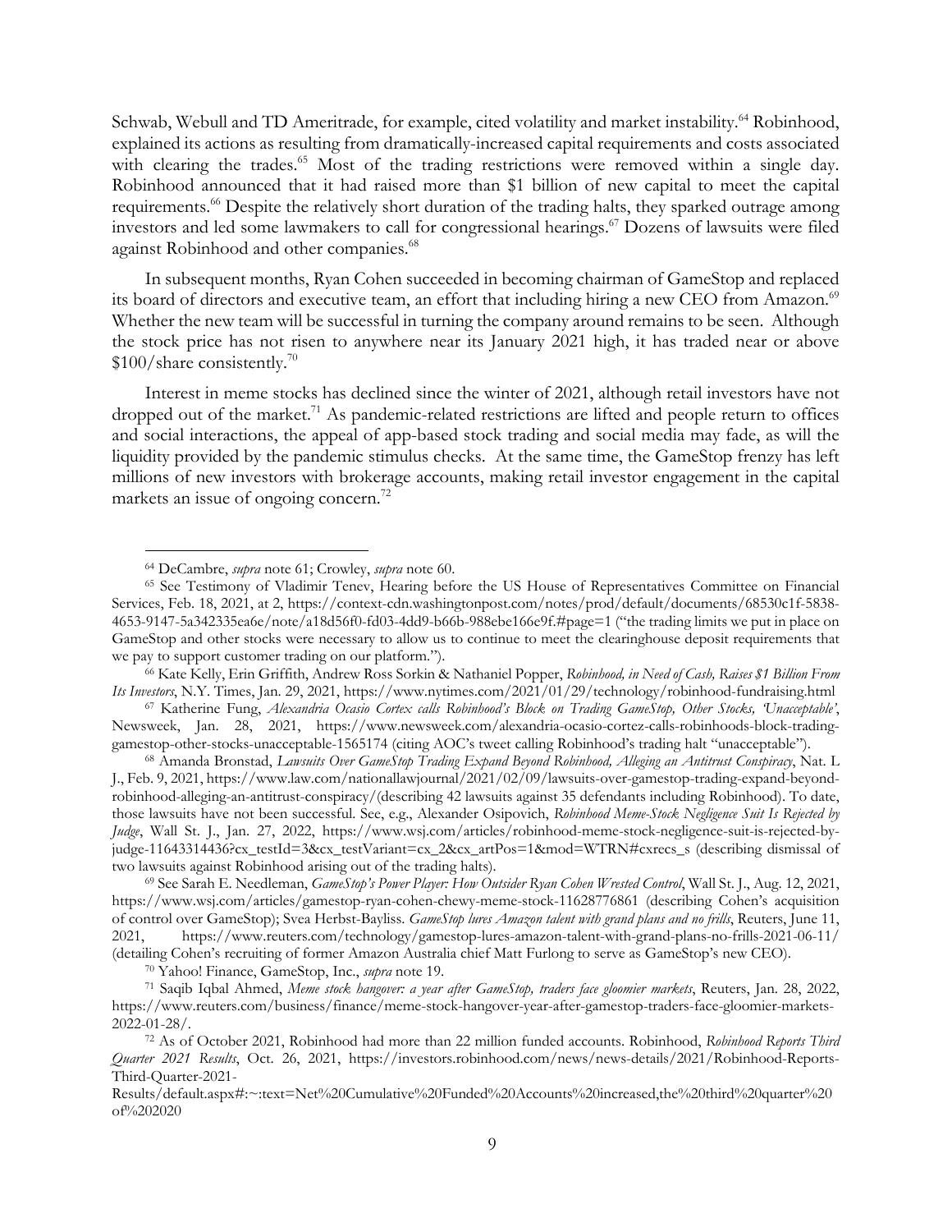Schwab, Webull and TD Ameritrade, for example, cited volatility and market instability.[64] Robinhood, explained its actions as resulting from dramatically-increased capital requirements and costs associated with clearing the trades.[65] Most of the trading restrictions were removed within a single day. Robinhood announced that it had raised more than $1 billion of new capital to meet the capital requirements.[66] Despite the relatively short duration of the trading halts, they sparked outrage among investors and led some lawmakers to call for congressional hearings.[67] Dozens of lawsuits were filed against Robinhood and other companies.[68]

In subsequent months, Ryan Cohen succeeded in becoming chairman of GameStop and replaced its board of directors and executive team, an effort that including hiring a new CEO from Amazon.[69] Whether the new team will be successful in turning the company around remains to be seen. Although the stock price has not risen to anywhere near its January 2021 high, it has traded near or above $100/share consistently.[70]

Interest in meme stocks has declined since the winter of 2021, although retail investors have not dropped out of the market.[71] As pandemic-related restrictions are lifted and people return to offices and social interactions, the appeal of app-based stock trading and social media may fade, as will the liquidity provided by the pandemic stimulus checks. At the same time, the GameStop frenzy has left millions of new investors with brokerage accounts, making retail investor engagement in the capital markets an issue of ongoing concern.[72]

---

[64] DeCambre, *supra* note 61; Crowley, *supra* note 60.

[65] See Testimony of Vladimir Tenev, Hearing before the US House of Representatives Committee on Financial Services, Feb. 18, 2021, at 2, https://context-cdn.washingtonpost.com/notes/prod/default/documents/68530c1f-5838-4653-9147-5a342335ea6e/note/a18d56f0-fd03-4dd9-b66b-988ebe166e9f.#page=1 ("the trading limits we put in place on GameStop and other stocks were necessary to allow us to continue to meet the clearinghouse deposit requirements that we pay to support customer trading on our platform.").

[66] Kate Kelly, Erin Griffith, Andrew Ross Sorkin & Nathaniel Popper, *Robinhood, in Need of Cash, Raises $1 Billion From Its Investors*, N.Y. Times, Jan. 29, 2021, https://www.nytimes.com/2021/01/29/technology/robinhood-fundraising.html

[67] Katherine Fung, *Alexandria Ocasio Cortex calls Robinhood's Block on Trading GameStop, Other Stocks, 'Unacceptable'*, Newsweek, Jan. 28, 2021, https://www.newsweek.com/alexandria-ocasio-cortez-calls-robinhoods-block-trading-gamestop-other-stocks-unacceptable-1565174 (citing AOC's tweet calling Robinhood's trading halt "unacceptable").

[68] Amanda Bronstad, *Lawsuits Over GameStop Trading Expand Beyond Robinhood, Alleging an Antitrust Conspiracy*, Nat. L J., Feb. 9, 2021, https://www.law.com/nationallawjournal/2021/02/09/lawsuits-over-gamestop-trading-expand-beyond-robinhood-alleging-an-antitrust-conspiracy/(describing 42 lawsuits against 35 defendants including Robinhood). To date, those lawsuits have not been successful. See, e.g., Alexander Osipovich, *Robinhood Meme-Stock Negligence Suit Is Rejected by Judge*, Wall St. J., Jan. 27, 2022, https://www.wsj.com/articles/robinhood-meme-stock-negligence-suit-is-rejected-by-judge-11643314436?cx_testId=3&cx_testVariant=cx_2&cx_artPos=1&mod=WTRN#cxrecs_s (describing dismissal of two lawsuits against Robinhood arising out of the trading halts).

[69] See Sarah E. Needleman, *GameStop's Power Player: How Outsider Ryan Cohen Wrested Control*, Wall St. J., Aug. 12, 2021, https://www.wsj.com/articles/gamestop-ryan-cohen-chewy-meme-stock-11628776861 (describing Cohen's acquisition of control over GameStop); Svea Herbst-Bayliss. *GameStop lures Amazon talent with grand plans and no frills*, Reuters, June 11, 2021, https://www.reuters.com/technology/gamestop-lures-amazon-talent-with-grand-plans-no-frills-2021-06-11/ (detailing Cohen's recruiting of former Amazon Australia chief Matt Furlong to serve as GameStop's new CEO).

[70] Yahoo! Finance, GameStop, Inc., *supra* note 19.

[71] Saqib Iqbal Ahmed, *Meme stock hangover: a year after GameStop, traders face gloomier markets*, Reuters, Jan. 28, 2022, https://www.reuters.com/business/finance/meme-stock-hangover-year-after-gamestop-traders-face-gloomier-markets-2022-01-28/.

[72] As of October 2021, Robinhood had more than 22 million funded accounts. Robinhood, *Robinhood Reports Third Quarter 2021 Results*, Oct. 26, 2021, https://investors.robinhood.com/news/news-details/2021/Robinhood-Reports-Third-Quarter-2021-Results/default.aspx#:~:text=Net%20Cumulative%20Funded%20Accounts%20increased,the%20third%20quarter%20of%202020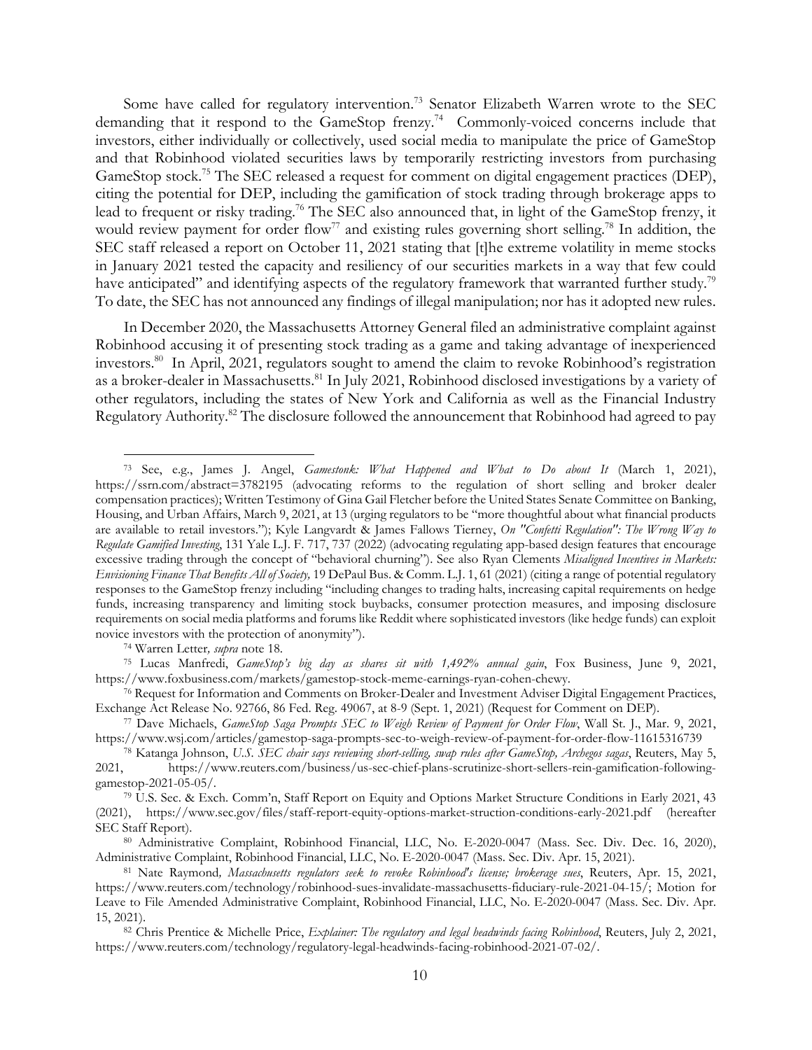Some have called for regulatory intervention.[73] Senator Elizabeth Warren wrote to the SEC demanding that it respond to the GameStop frenzy.[74] Commonly-voiced concerns include that investors, either individually or collectively, used social media to manipulate the price of GameStop and that Robinhood violated securities laws by temporarily restricting investors from purchasing GameStop stock.[75] The SEC released a request for comment on digital engagement practices (DEP), citing the potential for DEP, including the gamification of stock trading through brokerage apps to lead to frequent or risky trading.[76] The SEC also announced that, in light of the GameStop frenzy, it would review payment for order flow[77] and existing rules governing short selling.[78] In addition, the SEC staff released a report on October 11, 2021 stating that [t]he extreme volatility in meme stocks in January 2021 tested the capacity and resiliency of our securities markets in a way that few could have anticipated" and identifying aspects of the regulatory framework that warranted further study.[79] To date, the SEC has not announced any findings of illegal manipulation; nor has it adopted new rules.

In December 2020, the Massachusetts Attorney General filed an administrative complaint against Robinhood accusing it of presenting stock trading as a game and taking advantage of inexperienced investors.[80] In April, 2021, regulators sought to amend the claim to revoke Robinhood's registration as a broker-dealer in Massachusetts.[81] In July 2021, Robinhood disclosed investigations by a variety of other regulators, including the states of New York and California as well as the Financial Industry Regulatory Authority.[82] The disclosure followed the announcement that Robinhood had agreed to pay

---

[73] See, e.g., James J. Angel, *Gamestonk: What Happened and What to Do about It* (March 1, 2021), https://ssrn.com/abstract=3782195 (advocating reforms to the regulation of short selling and broker dealer compensation practices); Written Testimony of Gina Gail Fletcher before the United States Senate Committee on Banking, Housing, and Urban Affairs, March 9, 2021, at 13 (urging regulators to be "more thoughtful about what financial products are available to retail investors."); Kyle Langvardt & James Fallows Tierney, *On "Confetti Regulation": The Wrong Way to Regulate Gamified Investing*, 131 Yale L.J. F. 717, 737 (2022) (advocating regulating app-based design features that encourage excessive trading through the concept of "behavioral churning"). See also Ryan Clements *Misaligned Incentives in Markets: Envisioning Finance That Benefits All of Society,* 19 DePaul Bus. & Comm. L.J. 1, 61 (2021) (citing a range of potential regulatory responses to the GameStop frenzy including "including changes to trading halts, increasing capital requirements on hedge funds, increasing transparency and limiting stock buybacks, consumer protection measures, and imposing disclosure requirements on social media platforms and forums like Reddit where sophisticated investors (like hedge funds) can exploit novice investors with the protection of anonymity").

[74] Warren Letter*, supra* note 18.

[75] Lucas Manfredi, *GameStop's big day as shares sit with 1,492% annual gain*, Fox Business, June 9, 2021, https://www.foxbusiness.com/markets/gamestop-stock-meme-earnings-ryan-cohen-chewy.

[76] Request for Information and Comments on Broker-Dealer and Investment Adviser Digital Engagement Practices, Exchange Act Release No. 92766, 86 Fed. Reg. 49067, at 8-9 (Sept. 1, 2021) (Request for Comment on DEP).

[77] Dave Michaels, *GameStop Saga Prompts SEC to Weigh Review of Payment for Order Flow*, Wall St. J., Mar. 9, 2021, https://www.wsj.com/articles/gamestop-saga-prompts-sec-to-weigh-review-of-payment-for-order-flow-11615316739

[78] Katanga Johnson, *U.S. SEC chair says reviewing short-selling, swap rules after GameStop, Archegos sagas*, Reuters, May 5, 2021, https://www.reuters.com/business/us-sec-chief-plans-scrutinize-short-sellers-rein-gamification-following-gamestop-2021-05-05/.

[79] U.S. Sec. & Exch. Comm'n, Staff Report on Equity and Options Market Structure Conditions in Early 2021, 43 (2021), https://www.sec.gov/files/staff-report-equity-options-market-struction-conditions-early-2021.pdf (hereafter SEC Staff Report).

[80] Administrative Complaint, Robinhood Financial, LLC, No. E-2020-0047 (Mass. Sec. Div. Dec. 16, 2020), Administrative Complaint, Robinhood Financial, LLC, No. E-2020-0047 (Mass. Sec. Div. Apr. 15, 2021).

[81] Nate Raymond*, Massachusetts regulators seek to revoke Robinhood's license; brokerage sues*, Reuters, Apr. 15, 2021, https://www.reuters.com/technology/robinhood-sues-invalidate-massachusetts-fiduciary-rule-2021-04-15/; Motion for Leave to File Amended Administrative Complaint, Robinhood Financial, LLC, No. E-2020-0047 (Mass. Sec. Div. Apr. 15, 2021).

[82] Chris Prentice & Michelle Price, *Explainer: The regulatory and legal headwinds facing Robinhood*, Reuters, July 2, 2021, https://www.reuters.com/technology/regulatory-legal-headwinds-facing-robinhood-2021-07-02/.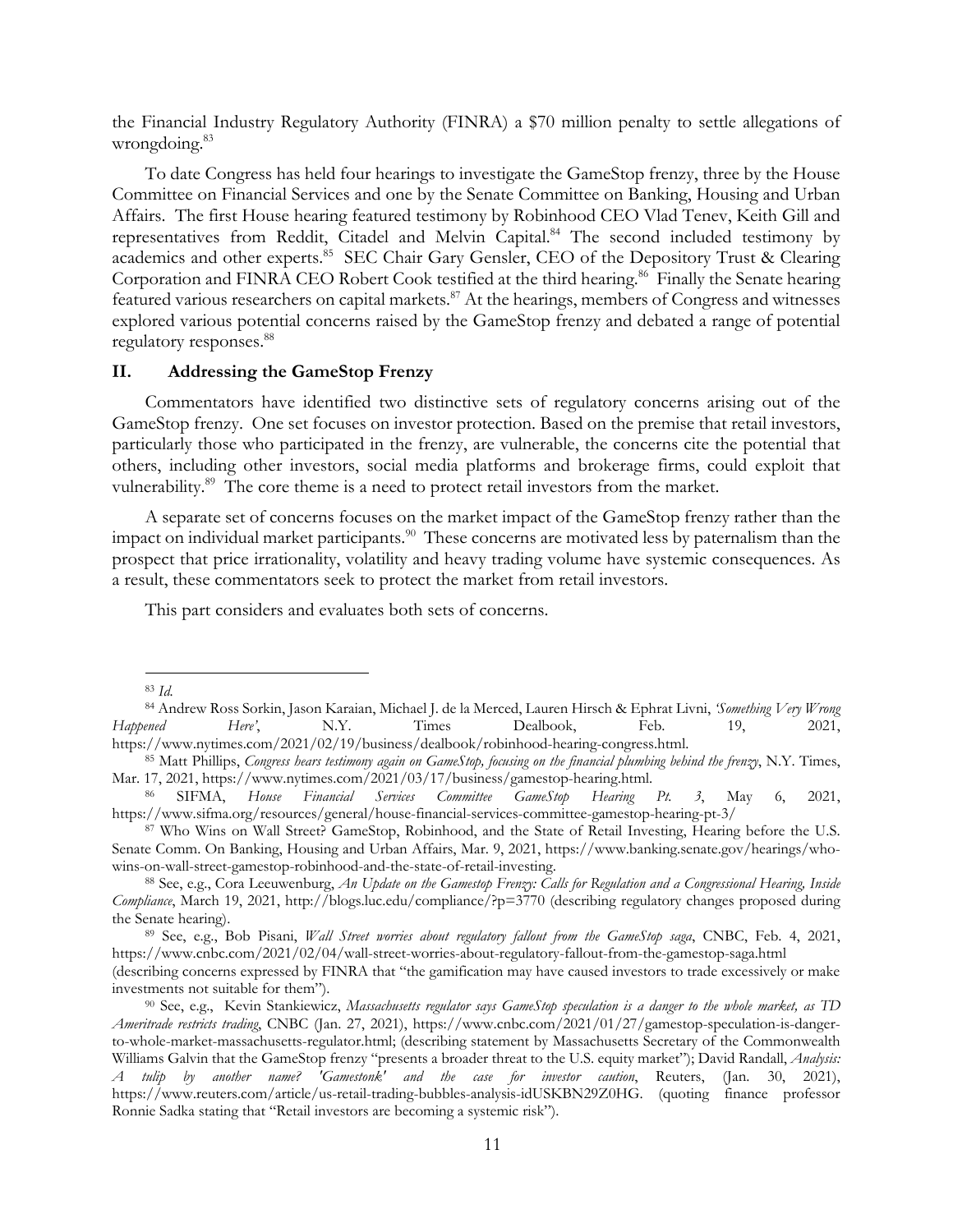the Financial Industry Regulatory Authority (FINRA) a $70 million penalty to settle allegations of wrongdoing.[83]

To date Congress has held four hearings to investigate the GameStop frenzy, three by the House Committee on Financial Services and one by the Senate Committee on Banking, Housing and Urban Affairs. The first House hearing featured testimony by Robinhood CEO Vlad Tenev, Keith Gill and representatives from Reddit, Citadel and Melvin Capital.[84] The second included testimony by academics and other experts.[85] SEC Chair Gary Gensler, CEO of the Depository Trust & Clearing Corporation and FINRA CEO Robert Cook testified at the third hearing.[86] Finally the Senate hearing featured various researchers on capital markets.[87] At the hearings, members of Congress and witnesses explored various potential concerns raised by the GameStop frenzy and debated a range of potential regulatory responses.[88]

## II. Addressing the GameStop Frenzy

Commentators have identified two distinctive sets of regulatory concerns arising out of the GameStop frenzy. One set focuses on investor protection. Based on the premise that retail investors, particularly those who participated in the frenzy, are vulnerable, the concerns cite the potential that others, including other investors, social media platforms and brokerage firms, could exploit that vulnerability.[89] The core theme is a need to protect retail investors from the market.

A separate set of concerns focuses on the market impact of the GameStop frenzy rather than the impact on individual market participants.[90] These concerns are motivated less by paternalism than the prospect that price irrationality, volatility and heavy trading volume have systemic consequences. As a result, these commentators seek to protect the market from retail investors.

This part considers and evaluates both sets of concerns.

---

[83] *Id.*

[84] Andrew Ross Sorkin, Jason Karaian, Michael J. de la Merced, Lauren Hirsch & Ephrat Livni, *'Something Very Wrong Happened Here'*, N.Y. Times Dealbook, Feb. 19, 2021, https://www.nytimes.com/2021/02/19/business/dealbook/robinhood-hearing-congress.html.

[85] Matt Phillips, *Congress hears testimony again on GameStop, focusing on the financial plumbing behind the frenzy*, N.Y. Times, Mar. 17, 2021, https://www.nytimes.com/2021/03/17/business/gamestop-hearing.html.

[86] SIFMA, *House Financial Services Committee GameStop Hearing Pt. 3*, May 6, 2021, https://www.sifma.org/resources/general/house-financial-services-committee-gamestop-hearing-pt-3/

[87] Who Wins on Wall Street? GameStop, Robinhood, and the State of Retail Investing, Hearing before the U.S. Senate Comm. On Banking, Housing and Urban Affairs, Mar. 9, 2021, https://www.banking.senate.gov/hearings/who-wins-on-wall-street-gamestop-robinhood-and-the-state-of-retail-investing.

[88] See, e.g., Cora Leeuwenburg, *An Update on the Gamestop Frenzy: Calls for Regulation and a Congressional Hearing, Inside Compliance*, March 19, 2021, http://blogs.luc.edu/compliance/?p=3770 (describing regulatory changes proposed during the Senate hearing).

[89] See, e.g., Bob Pisani, *Wall Street worries about regulatory fallout from the GameStop saga*, CNBC, Feb. 4, 2021, https://www.cnbc.com/2021/02/04/wall-street-worries-about-regulatory-fallout-from-the-gamestop-saga.html (describing concerns expressed by FINRA that "the gamification may have caused investors to trade excessively or make investments not suitable for them").

[90] See, e.g., Kevin Stankiewicz, *Massachusetts regulator says GameStop speculation is a danger to the whole market, as TD Ameritrade restricts trading*, CNBC (Jan. 27, 2021), https://www.cnbc.com/2021/01/27/gamestop-speculation-is-danger-to-whole-market-massachusetts-regulator.html; (describing statement by Massachusetts Secretary of the Commonwealth Williams Galvin that the GameStop frenzy "presents a broader threat to the U.S. equity market"); David Randall, *Analysis: A tulip by another name? 'Gamestonk' and the case for investor caution*, Reuters, (Jan. 30, 2021), https://www.reuters.com/article/us-retail-trading-bubbles-analysis-idUSKBN29Z0HG. (quoting finance professor Ronnie Sadka stating that "Retail investors are becoming a systemic risk").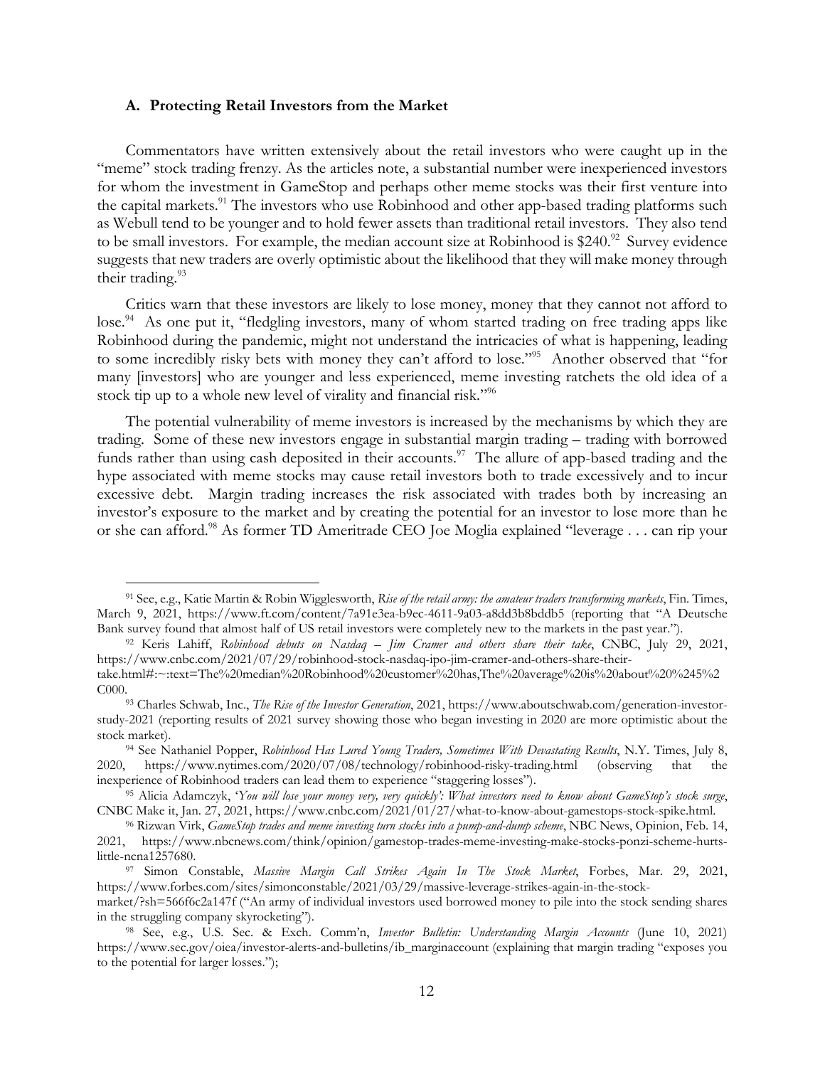### A. Protecting Retail Investors from the Market

Commentators have written extensively about the retail investors who were caught up in the "meme" stock trading frenzy. As the articles note, a substantial number were inexperienced investors for whom the investment in GameStop and perhaps other meme stocks was their first venture into the capital markets.[91] The investors who use Robinhood and other app-based trading platforms such as Webull tend to be younger and to hold fewer assets than traditional retail investors. They also tend to be small investors. For example, the median account size at Robinhood is $240.[92] Survey evidence suggests that new traders are overly optimistic about the likelihood that they will make money through their trading.[93]

Critics warn that these investors are likely to lose money, money that they cannot not afford to lose.[94] As one put it, "fledgling investors, many of whom started trading on free trading apps like Robinhood during the pandemic, might not understand the intricacies of what is happening, leading to some incredibly risky bets with money they can't afford to lose."[95] Another observed that "for many [investors] who are younger and less experienced, meme investing ratchets the old idea of a stock tip up to a whole new level of virality and financial risk."[96]

The potential vulnerability of meme investors is increased by the mechanisms by which they are trading. Some of these new investors engage in substantial margin trading – trading with borrowed funds rather than using cash deposited in their accounts.[97] The allure of app-based trading and the hype associated with meme stocks may cause retail investors both to trade excessively and to incur excessive debt. Margin trading increases the risk associated with trades both by increasing an investor's exposure to the market and by creating the potential for an investor to lose more than he or she can afford.[98] As former TD Ameritrade CEO Joe Moglia explained "leverage . . . can rip your

---

[91] See, e.g., Katie Martin & Robin Wigglesworth, *Rise of the retail army: the amateur traders transforming markets*, Fin. Times, March 9, 2021, https://www.ft.com/content/7a91e3ea-b9ec-4611-9a03-a8dd3b8bddb5 (reporting that "A Deutsche Bank survey found that almost half of US retail investors were completely new to the markets in the past year.").

[92] Keris Lahiff, *Robinhood debuts on Nasdaq – Jim Cramer and others share their take*, CNBC, July 29, 2021, https://www.cnbc.com/2021/07/29/robinhood-stock-nasdaq-ipo-jim-cramer-and-others-share-their-take.html#:~:text=The%20median%20Robinhood%20customer%20has,The%20average%20is%20about%20%245%2C000.

[93] Charles Schwab, Inc., *The Rise of the Investor Generation*, 2021, https://www.aboutschwab.com/generation-investor-study-2021 (reporting results of 2021 survey showing those who began investing in 2020 are more optimistic about the stock market).

[94] See Nathaniel Popper, *Robinhood Has Lured Young Traders, Sometimes With Devastating Results*, N.Y. Times, July 8, 2020, https://www.nytimes.com/2020/07/08/technology/robinhood-risky-trading.html (observing that the inexperience of Robinhood traders can lead them to experience "staggering losses").

[95] Alicia Adamczyk, *'You will lose your money very, very quickly': What investors need to know about GameStop's stock surge*, CNBC Make it, Jan. 27, 2021, https://www.cnbc.com/2021/01/27/what-to-know-about-gamestops-stock-spike.html.

[96] Rizwan Virk, *GameStop trades and meme investing turn stocks into a pump-and-dump scheme*, NBC News, Opinion, Feb. 14, 2021, https://www.nbcnews.com/think/opinion/gamestop-trades-meme-investing-make-stocks-ponzi-scheme-hurts-little-ncna1257680.

[97] Simon Constable, *Massive Margin Call Strikes Again In The Stock Market*, Forbes, Mar. 29, 2021, https://www.forbes.com/sites/simonconstable/2021/03/29/massive-leverage-strikes-again-in-the-stock-market/?sh=566f6c2a147f ("An army of individual investors used borrowed money to pile into the stock sending shares in the struggling company skyrocketing").

[98] See, e.g., U.S. Sec. & Exch. Comm'n, *Investor Bulletin: Understanding Margin Accounts* (June 10, 2021) https://www.sec.gov/oiea/investor-alerts-and-bulletins/ib_marginaccount (explaining that margin trading "exposes you to the potential for larger losses.");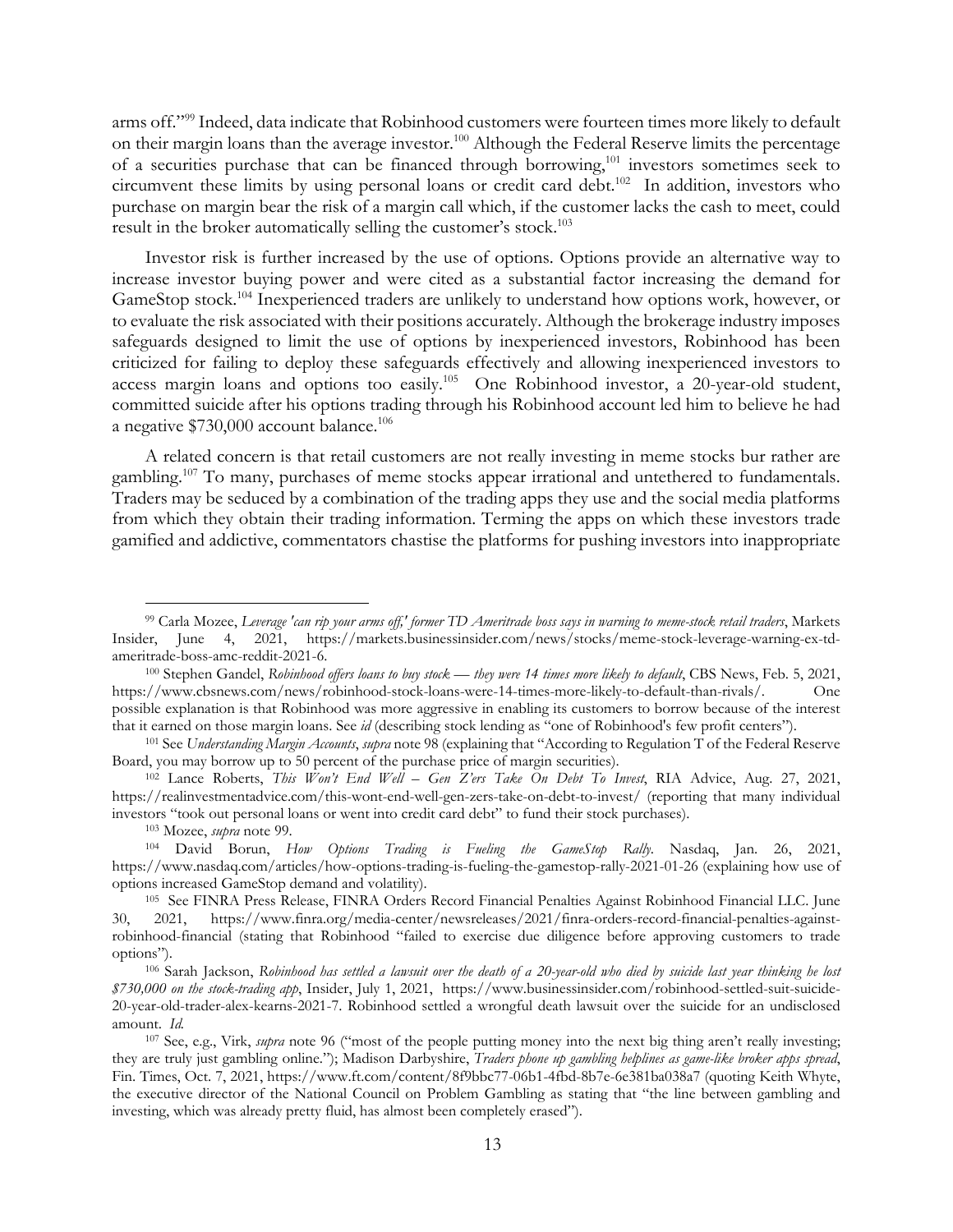arms off.'"[99] Indeed, data indicate that Robinhood customers were fourteen times more likely to default on their margin loans than the average investor.[100] Although the Federal Reserve limits the percentage of a securities purchase that can be financed through borrowing,[101] investors sometimes seek to circumvent these limits by using personal loans or credit card debt.[102] In addition, investors who purchase on margin bear the risk of a margin call which, if the customer lacks the cash to meet, could result in the broker automatically selling the customer's stock.[103]

Investor risk is further increased by the use of options. Options provide an alternative way to increase investor buying power and were cited as a substantial factor increasing the demand for GameStop stock.[104] Inexperienced traders are unlikely to understand how options work, however, or to evaluate the risk associated with their positions accurately. Although the brokerage industry imposes safeguards designed to limit the use of options by inexperienced investors, Robinhood has been criticized for failing to deploy these safeguards effectively and allowing inexperienced investors to access margin loans and options too easily.[105] One Robinhood investor, a 20-year-old student, committed suicide after his options trading through his Robinhood account led him to believe he had a negative $730,000 account balance.[106]

A related concern is that retail customers are not really investing in meme stocks bur rather are gambling.[107] To many, purchases of meme stocks appear irrational and untethered to fundamentals. Traders may be seduced by a combination of the trading apps they use and the social media platforms from which they obtain their trading information. Terming the apps on which these investors trade gamified and addictive, commentators chastise the platforms for pushing investors into inappropriate

---

[99] Carla Mozee, *Leverage 'can rip your arms off,' former TD Ameritrade boss says in warning to meme-stock retail traders*, Markets Insider, June 4, 2021, https://markets.businessinsider.com/news/stocks/meme-stock-leverage-warning-ex-td-ameritrade-boss-amc-reddit-2021-6.

[100] Stephen Gandel, *Robinhood offers loans to buy stock — they were 14 times more likely to default*, CBS News, Feb. 5, 2021, https://www.cbsnews.com/news/robinhood-stock-loans-were-14-times-more-likely-to-default-than-rivals/. One possible explanation is that Robinhood was more aggressive in enabling its customers to borrow because of the interest that it earned on those margin loans. See *id* (describing stock lending as "one of Robinhood's few profit centers").

[101] See *Understanding Margin Accounts*, *supra* note 98 (explaining that "According to Regulation T of the Federal Reserve Board, you may borrow up to 50 percent of the purchase price of margin securities).

[102] Lance Roberts, *This Won't End Well – Gen Z'ers Take On Debt To Invest*, RIA Advice, Aug. 27, 2021, https://realinvestmentadvice.com/this-wont-end-well-gen-zers-take-on-debt-to-invest/ (reporting that many individual investors "took out personal loans or went into credit card debt" to fund their stock purchases).

[103] Mozee, *supra* note 99.

[104] David Borun, *How Options Trading is Fueling the GameStop Rally*. Nasdaq, Jan. 26, 2021, https://www.nasdaq.com/articles/how-options-trading-is-fueling-the-gamestop-rally-2021-01-26 (explaining how use of options increased GameStop demand and volatility).

[105] See FINRA Press Release, FINRA Orders Record Financial Penalties Against Robinhood Financial LLC. June 30, 2021, https://www.finra.org/media-center/newsreleases/2021/finra-orders-record-financial-penalties-against-robinhood-financial (stating that Robinhood "failed to exercise due diligence before approving customers to trade options").

[106] Sarah Jackson, *Robinhood has settled a lawsuit over the death of a 20-year-old who died by suicide last year thinking he lost $730,000 on the stock-trading app*, Insider, July 1, 2021, https://www.businessinsider.com/robinhood-settled-suit-suicide-20-year-old-trader-alex-kearns-2021-7. Robinhood settled a wrongful death lawsuit over the suicide for an undisclosed amount. *Id.*

[107] See, e.g., Virk, *supra* note 96 ("most of the people putting money into the next big thing aren't really investing; they are truly just gambling online."); Madison Darbyshire, *Traders phone up gambling helplines as game-like broker apps spread*, Fin. Times, Oct. 7, 2021, https://www.ft.com/content/8f9bbc77-06b1-4fbd-8b7e-6e381ba038a7 (quoting Keith Whyte, the executive director of the National Council on Problem Gambling as stating that "the line between gambling and investing, which was already pretty fluid, has almost been completely erased").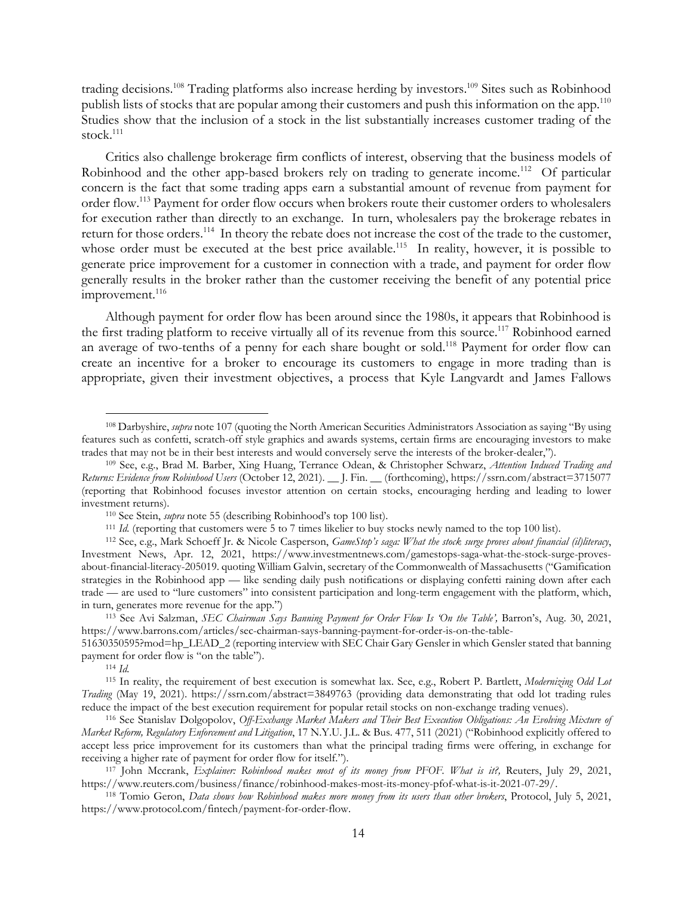trading decisions.[108] Trading platforms also increase herding by investors.[109] Sites such as Robinhood publish lists of stocks that are popular among their customers and push this information on the app.[110] Studies show that the inclusion of a stock in the list substantially increases customer trading of the stock.[111]

Critics also challenge brokerage firm conflicts of interest, observing that the business models of Robinhood and the other app-based brokers rely on trading to generate income.[112] Of particular concern is the fact that some trading apps earn a substantial amount of revenue from payment for order flow.[113] Payment for order flow occurs when brokers route their customer orders to wholesalers for execution rather than directly to an exchange. In turn, wholesalers pay the brokerage rebates in return for those orders.[114] In theory the rebate does not increase the cost of the trade to the customer, whose order must be executed at the best price available.[115] In reality, however, it is possible to generate price improvement for a customer in connection with a trade, and payment for order flow generally results in the broker rather than the customer receiving the benefit of any potential price improvement.[116]

Although payment for order flow has been around since the 1980s, it appears that Robinhood is the first trading platform to receive virtually all of its revenue from this source.[117] Robinhood earned an average of two-tenths of a penny for each share bought or sold.[118] Payment for order flow can create an incentive for a broker to encourage its customers to engage in more trading than is appropriate, given their investment objectives, a process that Kyle Langvardt and James Fallows

---

[108] Darbyshire, *supra* note 107 (quoting the North American Securities Administrators Association as saying "By using features such as confetti, scratch-off style graphics and awards systems, certain firms are encouraging investors to make trades that may not be in their best interests and would conversely serve the interests of the broker-dealer,").

[109] See, e.g., Brad M. Barber, Xing Huang, Terrance Odean, & Christopher Schwarz, *Attention Induced Trading and Returns: Evidence from Robinhood Users* (October 12, 2021). __ J. Fin. __ (forthcoming), https://ssrn.com/abstract=3715077 (reporting that Robinhood focuses investor attention on certain stocks, encouraging herding and leading to lower investment returns).

[110] See Stein, *supra* note 55 (describing Robinhood's top 100 list).

[111] *Id.* (reporting that customers were 5 to 7 times likelier to buy stocks newly named to the top 100 list).

[112] See, e.g., Mark Schoeff Jr. & Nicole Casperson, *GameStop's saga: What the stock surge proves about financial (il)literacy*, Investment News, Apr. 12, 2021, https://www.investmentnews.com/gamestops-saga-what-the-stock-surge-proves-about-financial-literacy-205019. quoting William Galvin, secretary of the Commonwealth of Massachusetts ("Gamification strategies in the Robinhood app — like sending daily push notifications or displaying confetti raining down after each trade — are used to "lure customers" into consistent participation and long-term engagement with the platform, which, in turn, generates more revenue for the app.")

[113] See Avi Salzman, *SEC Chairman Says Banning Payment for Order Flow Is 'On the Table',* Barron's, Aug. 30, 2021, https://www.barrons.com/articles/sec-chairman-says-banning-payment-for-order-is-on-the-table-51630350595?mod=hp_LEAD_2 (reporting interview with SEC Chair Gary Gensler in which Gensler stated that banning payment for order flow is "on the table").

[114] *Id.*

[115] In reality, the requirement of best execution is somewhat lax. See, e.g., Robert P. Bartlett, *Modernizing Odd Lot Trading* (May 19, 2021). https://ssrn.com/abstract=3849763 (providing data demonstrating that odd lot trading rules reduce the impact of the best execution requirement for popular retail stocks on non-exchange trading venues).

[116] See Stanislav Dolgopolov, *Off-Exchange Market Makers and Their Best Execution Obligations: An Evolving Mixture of Market Reform, Regulatory Enforcement and Litigation*, 17 N.Y.U. J.L. & Bus. 477, 511 (2021) ("Robinhood explicitly offered to accept less price improvement for its customers than what the principal trading firms were offering, in exchange for receiving a higher rate of payment for order flow for itself.").

[117] John Mccrank, *Explainer: Robinhood makes most of its money from PFOF. What is it?,* Reuters, July 29, 2021, https://www.reuters.com/business/finance/robinhood-makes-most-its-money-pfof-what-is-it-2021-07-29/.

[118] Tomio Geron, *Data shows how Robinhood makes more money from its users than other brokers*, Protocol, July 5, 2021, https://www.protocol.com/fintech/payment-for-order-flow.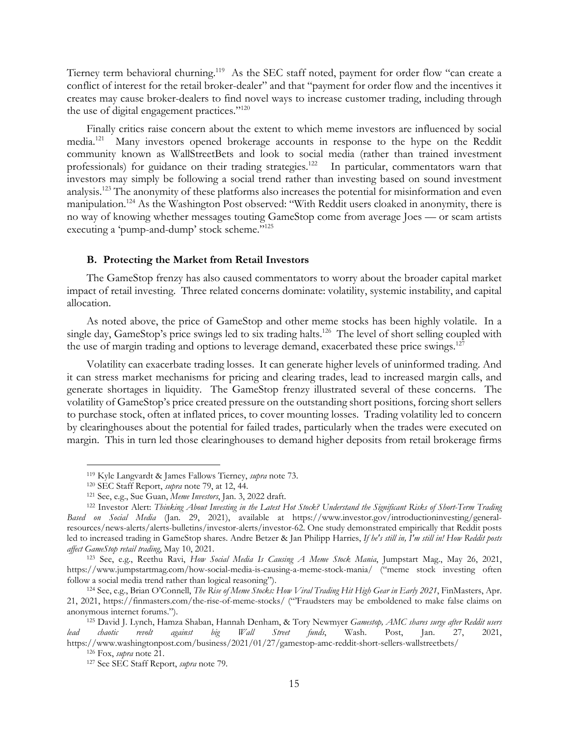Tierney term behavioral churning.[119] As the SEC staff noted, payment for order flow "can create a conflict of interest for the retail broker-dealer" and that "payment for order flow and the incentives it creates may cause broker-dealers to find novel ways to increase customer trading, including through the use of digital engagement practices."[120]

Finally critics raise concern about the extent to which meme investors are influenced by social media.[121] Many investors opened brokerage accounts in response to the hype on the Reddit community known as WallStreetBets and look to social media (rather than trained investment professionals) for guidance on their trading strategies.[122] In particular, commentators warn that investors may simply be following a social trend rather than investing based on sound investment analysis.[123] The anonymity of these platforms also increases the potential for misinformation and even manipulation.[124] As the Washington Post observed: "With Reddit users cloaked in anonymity, there is no way of knowing whether messages touting GameStop come from average Joes — or scam artists executing a 'pump-and-dump' stock scheme."[125]

### B. Protecting the Market from Retail Investors

The GameStop frenzy has also caused commentators to worry about the broader capital market impact of retail investing. Three related concerns dominate: volatility, systemic instability, and capital allocation.

As noted above, the price of GameStop and other meme stocks has been highly volatile. In a single day, GameStop's price swings led to six trading halts.[126] The level of short selling coupled with the use of margin trading and options to leverage demand, exacerbated these price swings.[127]

Volatility can exacerbate trading losses. It can generate higher levels of uninformed trading. And it can stress market mechanisms for pricing and clearing trades, lead to increased margin calls, and generate shortages in liquidity. The GameStop frenzy illustrated several of these concerns. The volatility of GameStop's price created pressure on the outstanding short positions, forcing short sellers to purchase stock, often at inflated prices, to cover mounting losses. Trading volatility led to concern by clearinghouses about the potential for failed trades, particularly when the trades were executed on margin. This in turn led those clearinghouses to demand higher deposits from retail brokerage firms

---

[119] Kyle Langvardt & James Fallows Tierney, *supra* note 73.

[120] SEC Staff Report, *supra* note 79, at 12, 44.

[121] See, e.g., Sue Guan, *Meme Investors*, Jan. 3, 2022 draft.

[122] Investor Alert: *Thinking About Investing in the Latest Hot Stock? Understand the Significant Risks of Short-Term Trading Based on Social Media* (Jan. 29, 2021), available at https://www.investor.gov/introductioninvesting/general-resources/news-alerts/alerts-bulletins/investor-alerts/investor-62. One study demonstrated empirically that Reddit posts led to increased trading in GameStop shares. Andre Betzer & Jan Philipp Harries, *If he's still in, I'm still in! How Reddit posts affect GameStop retail trading*, May 10, 2021.

[123] See, e.g., Reethu Ravi, *How Social Media Is Causing A Meme Stock Mania*, Jumpstart Mag., May 26, 2021, https://www.jumpstartmag.com/how-social-media-is-causing-a-meme-stock-mania/ ("meme stock investing often follow a social media trend rather than logical reasoning").

[124] See, e.g., Brian O'Connell, *The Rise of Meme Stocks: How Viral Trading Hit High Gear in Early 2021*, FinMasters, Apr. 21, 2021, https://finmasters.com/the-rise-of-meme-stocks/ ("Fraudsters may be emboldened to make false claims on anonymous internet forums.").

[125] David J. Lynch, Hamza Shaban, Hannah Denham, & Tory Newmyer *Gamestop, AMC shares surge after Reddit users lead chaotic revolt against big Wall Street funds*, Wash. Post, Jan. 27, 2021, https://www.washingtonpost.com/business/2021/01/27/gamestop-amc-reddit-short-sellers-wallstreetbets/

[126] Fox, *supra* note 21.

[127] See SEC Staff Report, *supra* note 79.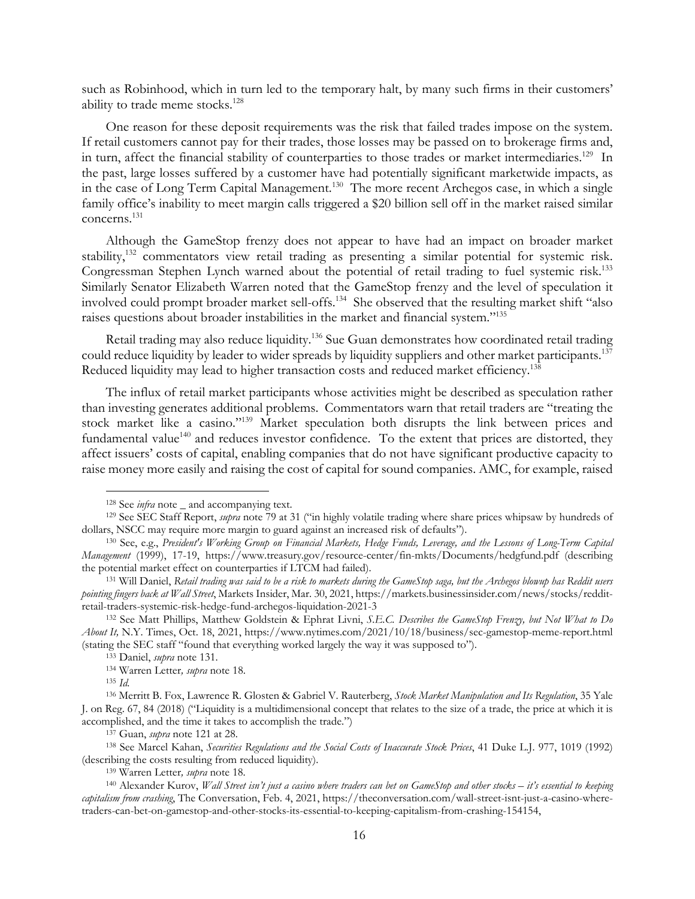such as Robinhood, which in turn led to the temporary halt, by many such firms in their customers' ability to trade meme stocks.[128]

One reason for these deposit requirements was the risk that failed trades impose on the system. If retail customers cannot pay for their trades, those losses may be passed on to brokerage firms and, in turn, affect the financial stability of counterparties to those trades or market intermediaries.[129] In the past, large losses suffered by a customer have had potentially significant marketwide impacts, as in the case of Long Term Capital Management.[130] The more recent Archegos case, in which a single family office's inability to meet margin calls triggered a $20 billion sell off in the market raised similar concerns.[131]

Although the GameStop frenzy does not appear to have had an impact on broader market stability,[132] commentators view retail trading as presenting a similar potential for systemic risk. Congressman Stephen Lynch warned about the potential of retail trading to fuel systemic risk.[133] Similarly Senator Elizabeth Warren noted that the GameStop frenzy and the level of speculation it involved could prompt broader market sell-offs.[134] She observed that the resulting market shift "also raises questions about broader instabilities in the market and financial system."[135]

Retail trading may also reduce liquidity.[136] Sue Guan demonstrates how coordinated retail trading could reduce liquidity by leader to wider spreads by liquidity suppliers and other market participants.[137] Reduced liquidity may lead to higher transaction costs and reduced market efficiency.[138]

The influx of retail market participants whose activities might be described as speculation rather than investing generates additional problems. Commentators warn that retail traders are "treating the stock market like a casino."[139] Market speculation both disrupts the link between prices and fundamental value[140] and reduces investor confidence. To the extent that prices are distorted, they affect issuers' costs of capital, enabling companies that do not have significant productive capacity to raise money more easily and raising the cost of capital for sound companies. AMC, for example, raised

---

[128] See *infra* note _ and accompanying text.

[129] See SEC Staff Report, *supra* note 79 at 31 ("in highly volatile trading where share prices whipsaw by hundreds of dollars, NSCC may require more margin to guard against an increased risk of defaults").

[130] See, e.g., *President's Working Group on Financial Markets, Hedge Funds, Leverage, and the Lessons of Long-Term Capital Management* (1999), 17-19, https://www.treasury.gov/resource-center/fin-mkts/Documents/hedgfund.pdf (describing the potential market effect on counterparties if LTCM had failed).

[131] Will Daniel, *Retail trading was said to be a risk to markets during the GameStop saga, but the Archegos blowup has Reddit users pointing fingers back at Wall Street*, Markets Insider, Mar. 30, 2021, https://markets.businessinsider.com/news/stocks/reddit-retail-traders-systemic-risk-hedge-fund-archegos-liquidation-2021-3

[132] See Matt Phillips, Matthew Goldstein & Ephrat Livni, *S.E.C. Describes the GameStop Frenzy, but Not What to Do About It,* N.Y. Times, Oct. 18, 2021, https://www.nytimes.com/2021/10/18/business/sec-gamestop-meme-report.html (stating the SEC staff "found that everything worked largely the way it was supposed to").

[133] Daniel, *supra* note 131.

[134] Warren Letter*, supra* note 18.

[135] *Id.*

[136] Merritt B. Fox, Lawrence R. Glosten & Gabriel V. Rauterberg, *Stock Market Manipulation and Its Regulation*, 35 Yale J. on Reg. 67, 84 (2018) ("Liquidity is a multidimensional concept that relates to the size of a trade, the price at which it is accomplished, and the time it takes to accomplish the trade.")

[137] Guan, *supra* note 121 at 28.

[138] See Marcel Kahan, *Securities Regulations and the Social Costs of Inaccurate Stock Prices*, 41 Duke L.J. 977, 1019 (1992) (describing the costs resulting from reduced liquidity).

[139] Warren Letter*, supra* note 18.

[140] Alexander Kurov, *Wall Street isn't just a casino where traders can bet on GameStop and other stocks – it's essential to keeping capitalism from crashing*, The Conversation, Feb. 4, 2021, https://theconversation.com/wall-street-isnt-just-a-casino-where-traders-can-bet-on-gamestop-and-other-stocks-its-essential-to-keeping-capitalism-from-crashing-154154,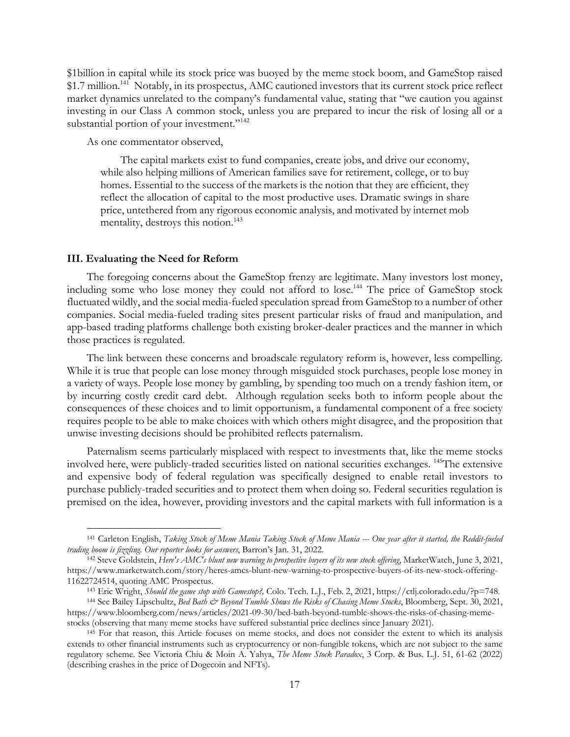$1billion in capital while its stock price was buoyed by the meme stock boom, and GameStop raised $1.7 million.[141] Notably, in its prospectus, AMC cautioned investors that its current stock price reflect market dynamics unrelated to the company's fundamental value, stating that "we caution you against investing in our Class A common stock, unless you are prepared to incur the risk of losing all or a substantial portion of your investment."[142]

As one commentator observed,

> The capital markets exist to fund companies, create jobs, and drive our economy, while also helping millions of American families save for retirement, college, or to buy homes. Essential to the success of the markets is the notion that they are efficient, they reflect the allocation of capital to the most productive uses. Dramatic swings in share price, untethered from any rigorous economic analysis, and motivated by internet mob mentality, destroys this notion.[143]

### III. Evaluating the Need for Reform

The foregoing concerns about the GameStop frenzy are legitimate. Many investors lost money, including some who lose money they could not afford to lose.[144] The price of GameStop stock fluctuated wildly, and the social media-fueled speculation spread from GameStop to a number of other companies. Social media-fueled trading sites present particular risks of fraud and manipulation, and app-based trading platforms challenge both existing broker-dealer practices and the manner in which those practices is regulated.

The link between these concerns and broadscale regulatory reform is, however, less compelling. While it is true that people can lose money through misguided stock purchases, people lose money in a variety of ways. People lose money by gambling, by spending too much on a trendy fashion item, or by incurring costly credit card debt. Although regulation seeks both to inform people about the consequences of these choices and to limit opportunism, a fundamental component of a free society requires people to be able to make choices with which others might disagree, and the proposition that unwise investing decisions should be prohibited reflects paternalism.

Paternalism seems particularly misplaced with respect to investments that, like the meme stocks involved here, were publicly-traded securities listed on national securities exchanges. [145]The extensive and expensive body of federal regulation was specifically designed to enable retail investors to purchase publicly-traded securities and to protect them when doing so. Federal securities regulation is premised on the idea, however, providing investors and the capital markets with full information is a

---

[141] Carleton English, *Taking Stock of Meme Mania Taking Stock of Meme Mania --- One year after it started, the Reddit-fueled trading boom is fizzling. Our reporter looks for answers*, Barron's Jan. 31, 2022.

[142] Steve Goldstein, *Here's AMC's blunt new warning to prospective buyers of its new stock offering*, MarketWatch, June 3, 2021, https://www.marketwatch.com/story/heres-amcs-blunt-new-warning-to-prospective-buyers-of-its-new-stock-offering-11622724514, quoting AMC Prospectus.

[143] Eric Wright, *Should the game stop with Gamestop?,* Colo. Tech. L.J., Feb. 2, 2021, https://ctlj.colorado.edu/?p=748.

[144] See Bailey Lipschultz, *Bed Bath & Beyond Tumble Shows the Risks of Chasing Meme Stocks*, Bloomberg, Sept. 30, 2021, https://www.bloomberg.com/news/articles/2021-09-30/bed-bath-beyond-tumble-shows-the-risks-of-chasing-meme-stocks (observing that many meme stocks have suffered substantial price declines since January 2021).

[145] For that reason, this Article focuses on meme stocks, and does not consider the extent to which its analysis extends to other financial instruments such as cryptocurrency or non-fungible tokens, which are not subject to the same regulatory scheme. See Victoria Chiu & Moin A. Yahya, *The Meme Stock Paradox*, 3 Corp. & Bus. L.J. 51, 61-62 (2022) (describing crashes in the price of Dogecoin and NFTs).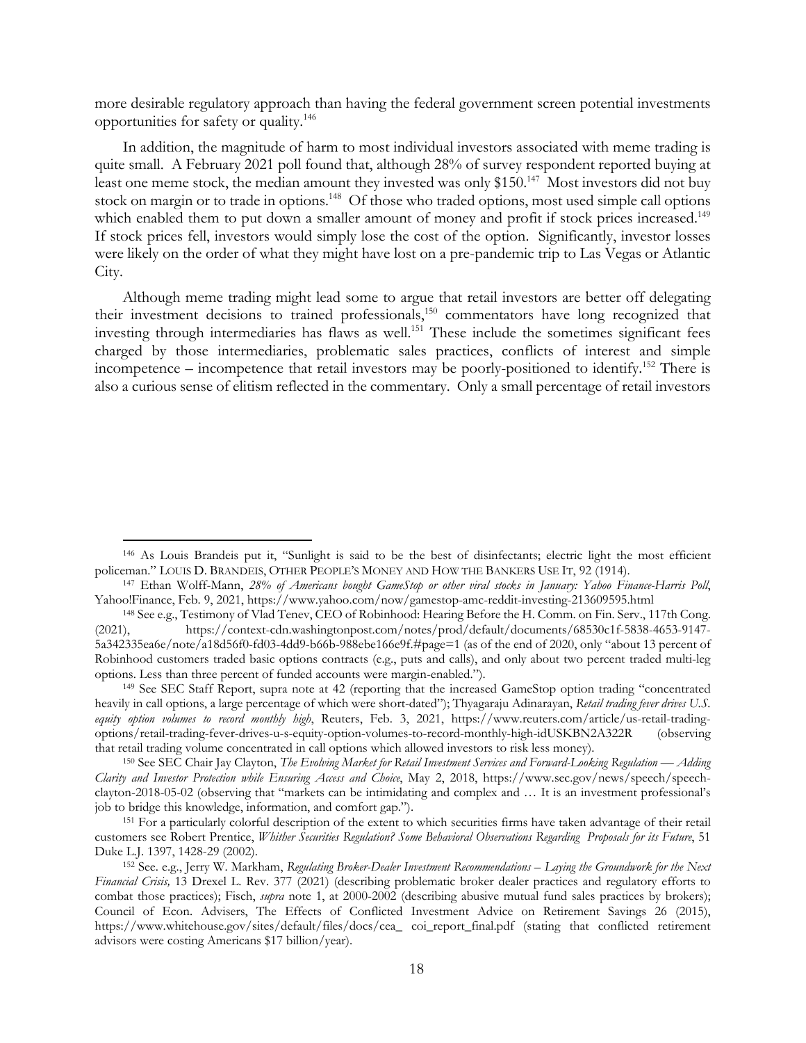more desirable regulatory approach than having the federal government screen potential investments opportunities for safety or quality.[146]

In addition, the magnitude of harm to most individual investors associated with meme trading is quite small. A February 2021 poll found that, although 28% of survey respondent reported buying at least one meme stock, the median amount they invested was only $150.[147] Most investors did not buy stock on margin or to trade in options.[148] Of those who traded options, most used simple call options which enabled them to put down a smaller amount of money and profit if stock prices increased.[149] If stock prices fell, investors would simply lose the cost of the option. Significantly, investor losses were likely on the order of what they might have lost on a pre-pandemic trip to Las Vegas or Atlantic City.

Although meme trading might lead some to argue that retail investors are better off delegating their investment decisions to trained professionals,[150] commentators have long recognized that investing through intermediaries has flaws as well.[151] These include the sometimes significant fees charged by those intermediaries, problematic sales practices, conflicts of interest and simple incompetence – incompetence that retail investors may be poorly-positioned to identify.[152] There is also a curious sense of elitism reflected in the commentary. Only a small percentage of retail investors

---

[146] As Louis Brandeis put it, "Sunlight is said to be the best of disinfectants; electric light the most efficient policeman." LOUIS D. BRANDEIS, OTHER PEOPLE'S MONEY AND HOW THE BANKERS USE IT, 92 (1914).

[147] Ethan Wolff-Mann, *28% of Americans bought GameStop or other viral stocks in January: Yahoo Finance-Harris Poll*, Yahoo!Finance, Feb. 9, 2021, https://www.yahoo.com/now/gamestop-amc-reddit-investing-213609595.html

[148] See e.g., Testimony of Vlad Tenev, CEO of Robinhood: Hearing Before the H. Comm. on Fin. Serv., 117th Cong. (2021), https://context-cdn.washingtonpost.com/notes/prod/default/documents/68530c1f-5838-4653-9147-5a342335ea6e/note/a18d56f0-fd03-4dd9-b66b-988ebe166e9f.#page=1 (as of the end of 2020, only "about 13 percent of Robinhood customers traded basic options contracts (e.g., puts and calls), and only about two percent traded multi-leg options. Less than three percent of funded accounts were margin-enabled.").

[149] See SEC Staff Report, supra note at 42 (reporting that the increased GameStop option trading "concentrated heavily in call options, a large percentage of which were short-dated"); Thyagaraju Adinarayan, *Retail trading fever drives U.S. equity option volumes to record monthly high*, Reuters, Feb. 3, 2021, https://www.reuters.com/article/us-retail-trading-options/retail-trading-fever-drives-u-s-equity-option-volumes-to-record-monthly-high-idUSKBN2A322R (observing that retail trading volume concentrated in call options which allowed investors to risk less money).

[150] See SEC Chair Jay Clayton, *The Evolving Market for Retail Investment Services and Forward-Looking Regulation — Adding Clarity and Investor Protection while Ensuring Access and Choice*, May 2, 2018, https://www.sec.gov/news/speech/speech-clayton-2018-05-02 (observing that "markets can be intimidating and complex and … It is an investment professional's job to bridge this knowledge, information, and comfort gap.").

[151] For a particularly colorful description of the extent to which securities firms have taken advantage of their retail customers see Robert Prentice, *Whither Securities Regulation? Some Behavioral Observations Regarding Proposals for its Future*, 51 Duke L.J. 1397, 1428-29 (2002).

[152] See. e.g., Jerry W. Markham, *Regulating Broker-Dealer Investment Recommendations – Laying the Groundwork for the Next Financial Crisis,* 13 Drexel L. Rev. 377 (2021) (describing problematic broker dealer practices and regulatory efforts to combat those practices); Fisch, *supra* note 1, at 2000-2002 (describing abusive mutual fund sales practices by brokers); Council of Econ. Advisers, The Effects of Conflicted Investment Advice on Retirement Savings 26 (2015), https://www.whitehouse.gov/sites/default/files/docs/cea_ coi_report_final.pdf (stating that conflicted retirement advisors were costing Americans $17 billion/year).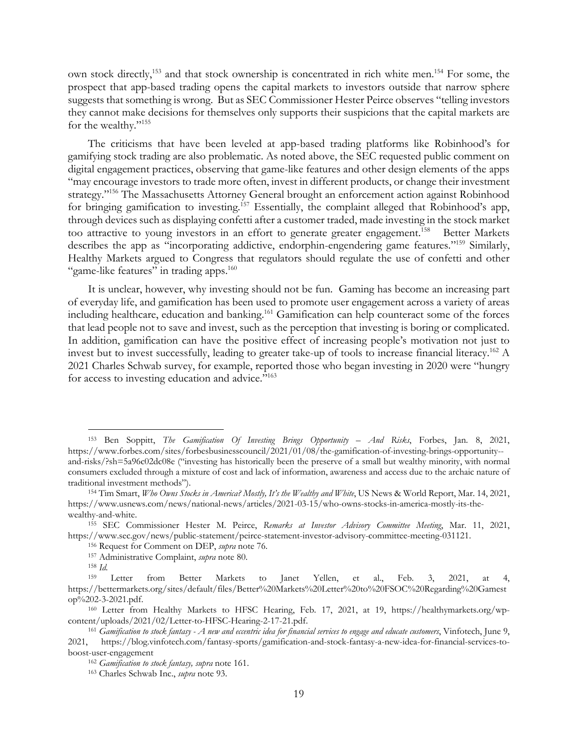own stock directly,[153] and that stock ownership is concentrated in rich white men.[154] For some, the prospect that app-based trading opens the capital markets to investors outside that narrow sphere suggests that something is wrong. But as SEC Commissioner Hester Peirce observes "telling investors they cannot make decisions for themselves only supports their suspicions that the capital markets are for the wealthy."[155]

The criticisms that have been leveled at app-based trading platforms like Robinhood's for gamifying stock trading are also problematic. As noted above, the SEC requested public comment on digital engagement practices, observing that game-like features and other design elements of the apps "may encourage investors to trade more often, invest in different products, or change their investment strategy."[156] The Massachusetts Attorney General brought an enforcement action against Robinhood for bringing gamification to investing.[157] Essentially, the complaint alleged that Robinhood's app, through devices such as displaying confetti after a customer traded, made investing in the stock market too attractive to young investors in an effort to generate greater engagement.[158] Better Markets describes the app as "incorporating addictive, endorphin-engendering game features."[159] Similarly, Healthy Markets argued to Congress that regulators should regulate the use of confetti and other "game-like features" in trading apps.[160]

It is unclear, however, why investing should not be fun. Gaming has become an increasing part of everyday life, and gamification has been used to promote user engagement across a variety of areas including healthcare, education and banking.[161] Gamification can help counteract some of the forces that lead people not to save and invest, such as the perception that investing is boring or complicated. In addition, gamification can have the positive effect of increasing people's motivation not just to invest but to invest successfully, leading to greater take-up of tools to increase financial literacy.[162] A 2021 Charles Schwab survey, for example, reported those who began investing in 2020 were "hungry for access to investing education and advice."[163]

---

[153] Ben Soppitt, *The Gamification Of Investing Brings Opportunity – And Risks*, Forbes, Jan. 8, 2021, https://www.forbes.com/sites/forbesbusinesscouncil/2021/01/08/the-gamification-of-investing-brings-opportunity--and-risks/?sh=5a96c02dc08e ("investing has historically been the preserve of a small but wealthy minority, with normal consumers excluded through a mixture of cost and lack of information, awareness and access due to the archaic nature of traditional investment methods").

[154] Tim Smart, *Who Owns Stocks in America? Mostly, It's the Wealthy and White*, US News & World Report, Mar. 14, 2021, https://www.usnews.com/news/national-news/articles/2021-03-15/who-owns-stocks-in-america-mostly-its-the-wealthy-and-white.

[155] SEC Commissioner Hester M. Peirce, *Remarks at Investor Advisory Committee Meeting*, Mar. 11, 2021, https://www.sec.gov/news/public-statement/peirce-statement-investor-advisory-committee-meeting-031121.

[156] Request for Comment on DEP, *supra* note 76.

[157] Administrative Complaint, *supra* note 80.

[158] *Id.*

[159] Letter from Better Markets to Janet Yellen, et al., Feb. 3, 2021, at 4, https://bettermarkets.org/sites/default/files/Better%20Markets%20Letter%20to%20FSOC%20Regarding%20Gamestop%202-3-2021.pdf.

[160] Letter from Healthy Markets to HFSC Hearing, Feb. 17, 2021, at 19, https://healthymarkets.org/wp-content/uploads/2021/02/Letter-to-HFSC-Hearing-2-17-21.pdf.

[161] *Gamification to stock fantasy - A new and eccentric idea for financial services to engage and educate customers*, Vinfotech, June 9, 2021, https://blog.vinfotech.com/fantasy-sports/gamification-and-stock-fantasy-a-new-idea-for-financial-services-to-boost-user-engagement

[162] *Gamification to stock fantasy, supra* note 161.

[163] Charles Schwab Inc., *supra* note 93.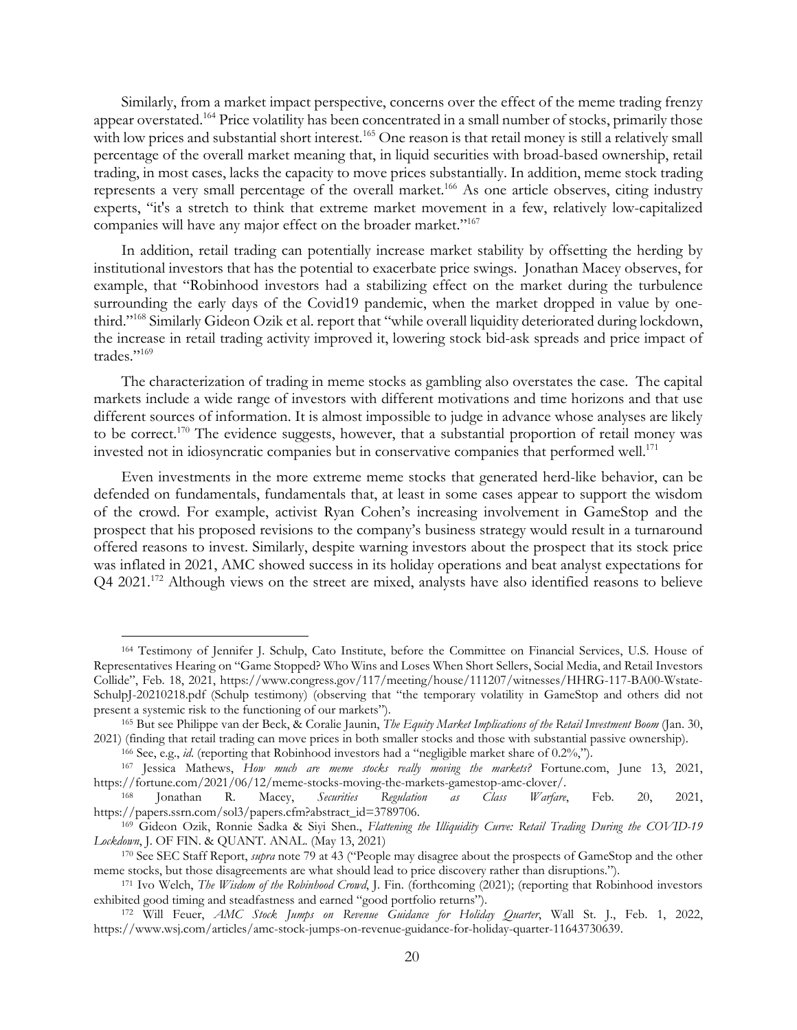Similarly, from a market impact perspective, concerns over the effect of the meme trading frenzy appear overstated.[164] Price volatility has been concentrated in a small number of stocks, primarily those with low prices and substantial short interest.[165] One reason is that retail money is still a relatively small percentage of the overall market meaning that, in liquid securities with broad-based ownership, retail trading, in most cases, lacks the capacity to move prices substantially. In addition, meme stock trading represents a very small percentage of the overall market.[166] As one article observes, citing industry experts, "it's a stretch to think that extreme market movement in a few, relatively low-capitalized companies will have any major effect on the broader market."[167]

In addition, retail trading can potentially increase market stability by offsetting the herding by institutional investors that has the potential to exacerbate price swings. Jonathan Macey observes, for example, that "Robinhood investors had a stabilizing effect on the market during the turbulence surrounding the early days of the Covid19 pandemic, when the market dropped in value by one-third."[168] Similarly Gideon Ozik et al. report that "while overall liquidity deteriorated during lockdown, the increase in retail trading activity improved it, lowering stock bid-ask spreads and price impact of trades."[169]

The characterization of trading in meme stocks as gambling also overstates the case. The capital markets include a wide range of investors with different motivations and time horizons and that use different sources of information. It is almost impossible to judge in advance whose analyses are likely to be correct.[170] The evidence suggests, however, that a substantial proportion of retail money was invested not in idiosyncratic companies but in conservative companies that performed well.[171]

Even investments in the more extreme meme stocks that generated herd-like behavior, can be defended on fundamentals, fundamentals that, at least in some cases appear to support the wisdom of the crowd. For example, activist Ryan Cohen's increasing involvement in GameStop and the prospect that his proposed revisions to the company's business strategy would result in a turnaround offered reasons to invest. Similarly, despite warning investors about the prospect that its stock price was inflated in 2021, AMC showed success in its holiday operations and beat analyst expectations for Q4 2021.[172] Although views on the street are mixed, analysts have also identified reasons to believe

---

[164] Testimony of Jennifer J. Schulp, Cato Institute, before the Committee on Financial Services, U.S. House of Representatives Hearing on "Game Stopped? Who Wins and Loses When Short Sellers, Social Media, and Retail Investors Collide", Feb. 18, 2021, https://www.congress.gov/117/meeting/house/111207/witnesses/HHRG-117-BA00-Wstate-SchulpJ-20210218.pdf (Schulp testimony) (observing that "the temporary volatility in GameStop and others did not present a systemic risk to the functioning of our markets").

[165] But see Philippe van der Beck, & Coralie Jaunin, *The Equity Market Implications of the Retail Investment Boom* (Jan. 30, 2021) (finding that retail trading can move prices in both smaller stocks and those with substantial passive ownership).

[166] See, e.g., *id.* (reporting that Robinhood investors had a "negligible market share of 0.2%,").

[167] Jessica Mathews, *How much are meme stocks really moving the markets?* Fortune.com, June 13, 2021, https://fortune.com/2021/06/12/meme-stocks-moving-the-markets-gamestop-amc-clover/.

[168] Jonathan R. Macey, *Securities Regulation as Class Warfare*, Feb. 20, 2021, https://papers.ssrn.com/sol3/papers.cfm?abstract_id=3789706.

[169] Gideon Ozik, Ronnie Sadka & Siyi Shen., *Flattening the Illiquidity Curve: Retail Trading During the COVID-19 Lockdown*, J. OF FIN. & QUANT. ANAL. (May 13, 2021)

[170] See SEC Staff Report, *supra* note 79 at 43 ("People may disagree about the prospects of GameStop and the other meme stocks, but those disagreements are what should lead to price discovery rather than disruptions.").

[171] Ivo Welch, *The Wisdom of the Robinhood Crowd*, J. Fin. (forthcoming (2021); (reporting that Robinhood investors exhibited good timing and steadfastness and earned "good portfolio returns").

[172] Will Feuer, *AMC Stock Jumps on Revenue Guidance for Holiday Quarter*, Wall St. J., Feb. 1, 2022, https://www.wsj.com/articles/amc-stock-jumps-on-revenue-guidance-for-holiday-quarter-11643730639.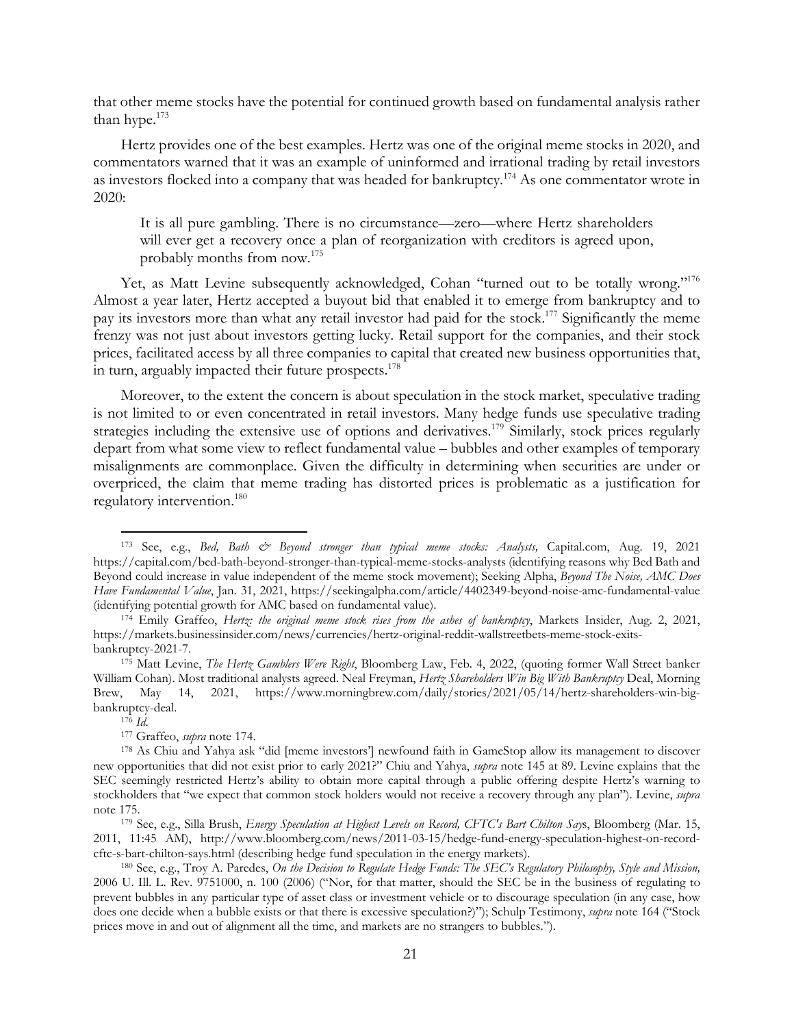that other meme stocks have the potential for continued growth based on fundamental analysis rather than hype.[173]

Hertz provides one of the best examples. Hertz was one of the original meme stocks in 2020, and commentators warned that it was an example of uninformed and irrational trading by retail investors as investors flocked into a company that was headed for bankruptcy.[174] As one commentator wrote in 2020:

> It is all pure gambling. There is no circumstance—zero—where Hertz shareholders will ever get a recovery once a plan of reorganization with creditors is agreed upon, probably months from now.[175]

Yet, as Matt Levine subsequently acknowledged, Cohan "turned out to be totally wrong."[176] Almost a year later, Hertz accepted a buyout bid that enabled it to emerge from bankruptcy and to pay its investors more than what any retail investor had paid for the stock.[177] Significantly the meme frenzy was not just about investors getting lucky. Retail support for the companies, and their stock prices, facilitated access by all three companies to capital that created new business opportunities that, in turn, arguably impacted their future prospects.[178]

Moreover, to the extent the concern is about speculation in the stock market, speculative trading is not limited to or even concentrated in retail investors. Many hedge funds use speculative trading strategies including the extensive use of options and derivatives.[179] Similarly, stock prices regularly depart from what some view to reflect fundamental value – bubbles and other examples of temporary misalignments are commonplace. Given the difficulty in determining when securities are under or overpriced, the claim that meme trading has distorted prices is problematic as a justification for regulatory intervention.[180]

---

[173] See, e.g., *Bed, Bath & Beyond stronger than typical meme stocks: Analysts,* Capital.com, Aug. 19, 2021 https://capital.com/bed-bath-beyond-stronger-than-typical-meme-stocks-analysts (identifying reasons why Bed Bath and Beyond could increase in value independent of the meme stock movement); Seeking Alpha, *Beyond The Noise, AMC Does Have Fundamental Value*, Jan. 31, 2021, https://seekingalpha.com/article/4402349-beyond-noise-amc-fundamental-value (identifying potential growth for AMC based on fundamental value).

[174] Emily Graffeo, *Hertz: the original meme stock rises from the ashes of bankruptcy*, Markets Insider, Aug. 2, 2021, https://markets.businessinsider.com/news/currencies/hertz-original-reddit-wallstreetbets-meme-stock-exits-bankruptcy-2021-7.

[175] Matt Levine, *The Hertz Gamblers Were Right*, Bloomberg Law, Feb. 4, 2022, (quoting former Wall Street banker William Cohan). Most traditional analysts agreed. Neal Freyman, *Hertz Shareholders Win Big With Bankruptcy* Deal, Morning Brew, May 14, 2021, https://www.morningbrew.com/daily/stories/2021/05/14/hertz-shareholders-win-big-bankruptcy-deal.

[176] *Id*.

[177] Graffeo, *supra* note 174.

[178] As Chiu and Yahya ask "did [meme investors'] newfound faith in GameStop allow its management to discover new opportunities that did not exist prior to early 2021?" Chiu and Yahya, *supra* note 145 at 89. Levine explains that the SEC seemingly restricted Hertz's ability to obtain more capital through a public offering despite Hertz's warning to stockholders that "we expect that common stock holders would not receive a recovery through any plan"). Levine, *supra* note 175.

[179] See, e.g., Silla Brush, *Energy Speculation at Highest Levels on Record, CFTC's Bart Chilton Say*s, Bloomberg (Mar. 15, 2011, 11:45 AM), http://www.bloomberg.com/news/2011-03-15/hedge-fund-energy-speculation-highest-on-record-cftc-s-bart-chilton-says.html (describing hedge fund speculation in the energy markets).

[180] See, e.g., Troy A. Paredes, *On the Decision to Regulate Hedge Funds: The SEC's Regulatory Philosophy, Style and Mission,* 2006 U. Ill. L. Rev. 9751000, n. 100 (2006) ("Nor, for that matter, should the SEC be in the business of regulating to prevent bubbles in any particular type of asset class or investment vehicle or to discourage speculation (in any case, how does one decide when a bubble exists or that there is excessive speculation?)"); Schulp Testimony, *supra* note 164 ("Stock prices move in and out of alignment all the time, and markets are no strangers to bubbles.").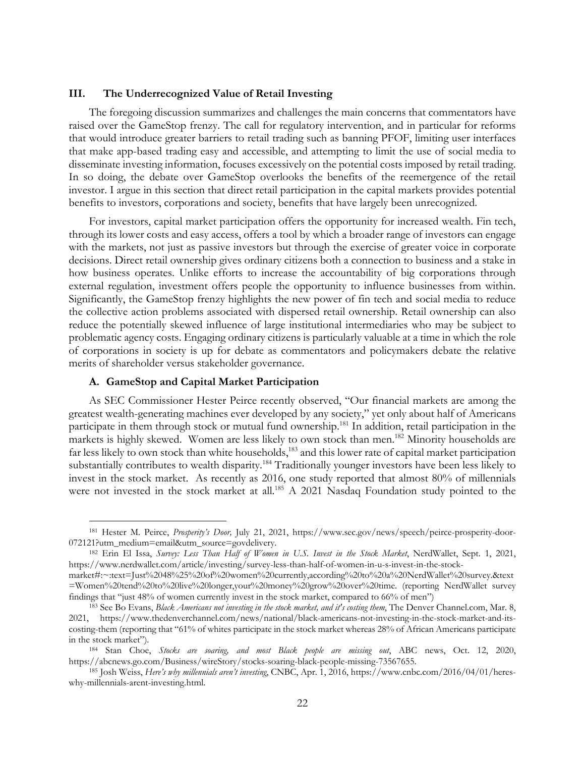## III. The Underrecognized Value of Retail Investing

The foregoing discussion summarizes and challenges the main concerns that commentators have raised over the GameStop frenzy. The call for regulatory intervention, and in particular for reforms that would introduce greater barriers to retail trading such as banning PFOF, limiting user interfaces that make app-based trading easy and accessible, and attempting to limit the use of social media to disseminate investing information, focuses excessively on the potential costs imposed by retail trading. In so doing, the debate over GameStop overlooks the benefits of the reemergence of the retail investor. I argue in this section that direct retail participation in the capital markets provides potential benefits to investors, corporations and society, benefits that have largely been unrecognized.

For investors, capital market participation offers the opportunity for increased wealth. Fin tech, through its lower costs and easy access, offers a tool by which a broader range of investors can engage with the markets, not just as passive investors but through the exercise of greater voice in corporate decisions. Direct retail ownership gives ordinary citizens both a connection to business and a stake in how business operates. Unlike efforts to increase the accountability of big corporations through external regulation, investment offers people the opportunity to influence businesses from within. Significantly, the GameStop frenzy highlights the new power of fin tech and social media to reduce the collective action problems associated with dispersed retail ownership. Retail ownership can also reduce the potentially skewed influence of large institutional intermediaries who may be subject to problematic agency costs. Engaging ordinary citizens is particularly valuable at a time in which the role of corporations in society is up for debate as commentators and policymakers debate the relative merits of shareholder versus stakeholder governance.

### A. GameStop and Capital Market Participation

As SEC Commissioner Hester Peirce recently observed, "Our financial markets are among the greatest wealth-generating machines ever developed by any society," yet only about half of Americans participate in them through stock or mutual fund ownership.[181] In addition, retail participation in the markets is highly skewed. Women are less likely to own stock than men.[182] Minority households are far less likely to own stock than white households,[183] and this lower rate of capital market participation substantially contributes to wealth disparity.[184] Traditionally younger investors have been less likely to invest in the stock market. As recently as 2016, one study reported that almost 80% of millennials were not invested in the stock market at all.[185] A 2021 Nasdaq Foundation study pointed to the

---

[181] Hester M. Peirce, *Prosperity's Door,* July 21, 2021, https://www.sec.gov/news/speech/peirce-prosperity-door-072121?utm_medium=email&utm_source=govdelivery.

[182] Erin El Issa, *Survey: Less Than Half of Women in U.S. Invest in the Stock Market*, NerdWallet, Sept. 1, 2021, https://www.nerdwallet.com/article/investing/survey-less-than-half-of-women-in-u-s-invest-in-the-stock-market#:~:text=Just%2048%25%20of%20women%20currently,according%20to%20a%20NerdWallet%20survey.&text=Women%20tend%20to%20live%20longer,your%20money%20grow%20over%20time. (reporting NerdWallet survey findings that "just 48% of women currently invest in the stock market, compared to 66% of men")

[183] See Bo Evans, *Black Americans not investing in the stock market, and it's costing them*, The Denver Channel.com, Mar. 8, 2021, https://www.thedenverchannel.com/news/national/black-americans-not-investing-in-the-stock-market-and-its-costing-them (reporting that "61% of whites participate in the stock market whereas 28% of African Americans participate in the stock market").

[184] Stan Choe, *Stocks are soaring, and most Black people are missing out*, ABC news, Oct. 12, 2020, https://abcnews.go.com/Business/wireStory/stocks-soaring-black-people-missing-73567655.

[185] Josh Weiss, *Here's why millennials aren't investing*, CNBC, Apr. 1, 2016, https://www.cnbc.com/2016/04/01/heres-why-millennials-arent-investing.html.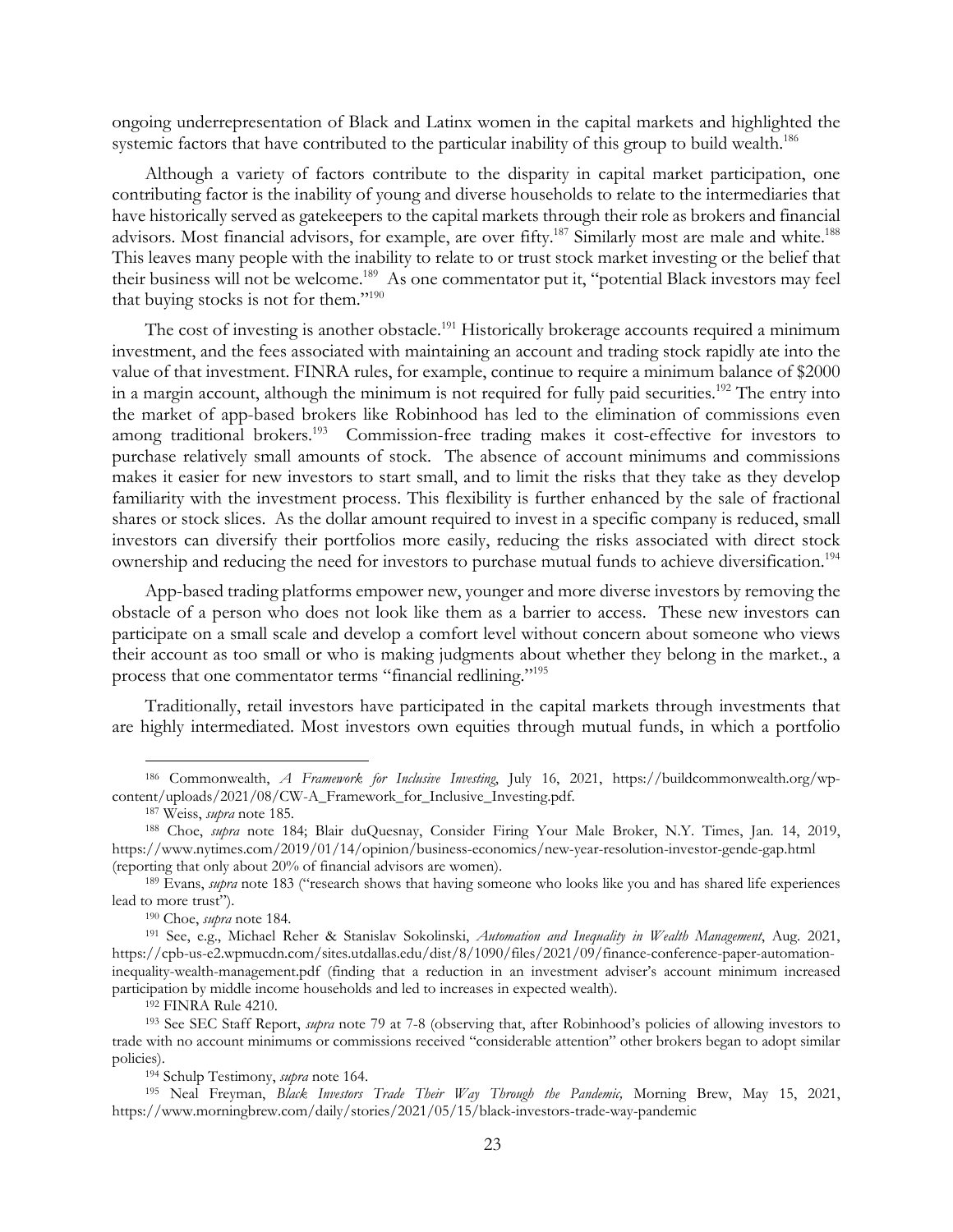ongoing underrepresentation of Black and Latinx women in the capital markets and highlighted the systemic factors that have contributed to the particular inability of this group to build wealth.[186]

Although a variety of factors contribute to the disparity in capital market participation, one contributing factor is the inability of young and diverse households to relate to the intermediaries that have historically served as gatekeepers to the capital markets through their role as brokers and financial advisors. Most financial advisors, for example, are over fifty.[187] Similarly most are male and white.[188] This leaves many people with the inability to relate to or trust stock market investing or the belief that their business will not be welcome.[189] As one commentator put it, "potential Black investors may feel that buying stocks is not for them."[190]

The cost of investing is another obstacle.[191] Historically brokerage accounts required a minimum investment, and the fees associated with maintaining an account and trading stock rapidly ate into the value of that investment. FINRA rules, for example, continue to require a minimum balance of $2000 in a margin account, although the minimum is not required for fully paid securities.[192] The entry into the market of app-based brokers like Robinhood has led to the elimination of commissions even among traditional brokers.[193] Commission-free trading makes it cost-effective for investors to purchase relatively small amounts of stock. The absence of account minimums and commissions makes it easier for new investors to start small, and to limit the risks that they take as they develop familiarity with the investment process. This flexibility is further enhanced by the sale of fractional shares or stock slices. As the dollar amount required to invest in a specific company is reduced, small investors can diversify their portfolios more easily, reducing the risks associated with direct stock ownership and reducing the need for investors to purchase mutual funds to achieve diversification.[194]

App-based trading platforms empower new, younger and more diverse investors by removing the obstacle of a person who does not look like them as a barrier to access. These new investors can participate on a small scale and develop a comfort level without concern about someone who views their account as too small or who is making judgments about whether they belong in the market., a process that one commentator terms "financial redlining."[195]

Traditionally, retail investors have participated in the capital markets through investments that are highly intermediated. Most investors own equities through mutual funds, in which a portfolio

---

[186] Commonwealth, *A Framework for Inclusive Investing*, July 16, 2021, https://buildcommonwealth.org/wp-content/uploads/2021/08/CW-A_Framework_for_Inclusive_Investing.pdf.

[187] Weiss, *supra* note 185.

[188] Choe, *supra* note 184; Blair duQuesnay, Consider Firing Your Male Broker, N.Y. Times, Jan. 14, 2019, https://www.nytimes.com/2019/01/14/opinion/business-economics/new-year-resolution-investor-gende-gap.html (reporting that only about 20% of financial advisors are women).

[189] Evans, *supra* note 183 ("research shows that having someone who looks like you and has shared life experiences lead to more trust").

[190] Choe, *supra* note 184.

[191] See, e.g., Michael Reher & Stanislav Sokolinski, *Automation and Inequality in Wealth Management*, Aug. 2021, https://cpb-us-e2.wpmucdn.com/sites.utdallas.edu/dist/8/1090/files/2021/09/finance-conference-paper-automation-inequality-wealth-management.pdf (finding that a reduction in an investment adviser's account minimum increased participation by middle income households and led to increases in expected wealth).

[192] FINRA Rule 4210.

[193] See SEC Staff Report, *supra* note 79 at 7-8 (observing that, after Robinhood's policies of allowing investors to trade with no account minimums or commissions received "considerable attention" other brokers began to adopt similar policies).

[194] Schulp Testimony, *supra* note 164.

[195] Neal Freyman, *Black Investors Trade Their Way Through the Pandemic,* Morning Brew, May 15, 2021, https://www.morningbrew.com/daily/stories/2021/05/15/black-investors-trade-way-pandemic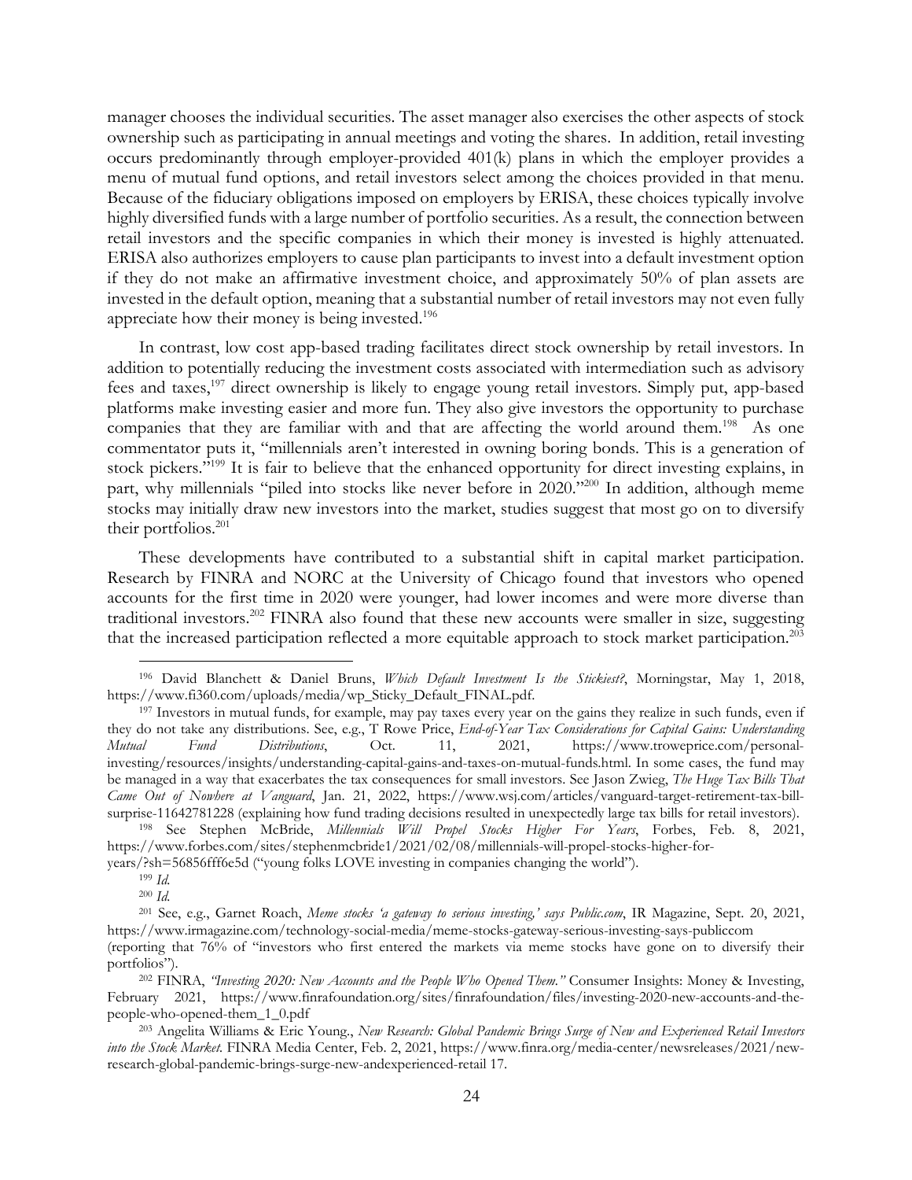manager chooses the individual securities. The asset manager also exercises the other aspects of stock ownership such as participating in annual meetings and voting the shares. In addition, retail investing occurs predominantly through employer-provided 401(k) plans in which the employer provides a menu of mutual fund options, and retail investors select among the choices provided in that menu. Because of the fiduciary obligations imposed on employers by ERISA, these choices typically involve highly diversified funds with a large number of portfolio securities. As a result, the connection between retail investors and the specific companies in which their money is invested is highly attenuated. ERISA also authorizes employers to cause plan participants to invest into a default investment option if they do not make an affirmative investment choice, and approximately 50% of plan assets are invested in the default option, meaning that a substantial number of retail investors may not even fully appreciate how their money is being invested.[196]

In contrast, low cost app-based trading facilitates direct stock ownership by retail investors. In addition to potentially reducing the investment costs associated with intermediation such as advisory fees and taxes,[197] direct ownership is likely to engage young retail investors. Simply put, app-based platforms make investing easier and more fun. They also give investors the opportunity to purchase companies that they are familiar with and that are affecting the world around them.[198] As one commentator puts it, "millennials aren't interested in owning boring bonds. This is a generation of stock pickers."[199] It is fair to believe that the enhanced opportunity for direct investing explains, in part, why millennials "piled into stocks like never before in 2020."[200] In addition, although meme stocks may initially draw new investors into the market, studies suggest that most go on to diversify their portfolios.[201]

These developments have contributed to a substantial shift in capital market participation. Research by FINRA and NORC at the University of Chicago found that investors who opened accounts for the first time in 2020 were younger, had lower incomes and were more diverse than traditional investors.[202] FINRA also found that these new accounts were smaller in size, suggesting that the increased participation reflected a more equitable approach to stock market participation.[203]

---

[196] David Blanchett & Daniel Bruns, *Which Default Investment Is the Stickiest?*, Morningstar, May 1, 2018, https://www.fi360.com/uploads/media/wp_Sticky_Default_FINAL.pdf.

[197] Investors in mutual funds, for example, may pay taxes every year on the gains they realize in such funds, even if they do not take any distributions. See, e.g., T Rowe Price, *End-of-Year Tax Considerations for Capital Gains: Understanding Mutual Fund Distributions*, Oct. 11, 2021, https://www.troweprice.com/personal-investing/resources/insights/understanding-capital-gains-and-taxes-on-mutual-funds.html. In some cases, the fund may be managed in a way that exacerbates the tax consequences for small investors. See Jason Zwieg, *The Huge Tax Bills That Came Out of Nowhere at Vanguard*, Jan. 21, 2022, https://www.wsj.com/articles/vanguard-target-retirement-tax-bill-surprise-11642781228 (explaining how fund trading decisions resulted in unexpectedly large tax bills for retail investors).

[198] See Stephen McBride, *Millennials Will Propel Stocks Higher For Years*, Forbes, Feb. 8, 2021, https://www.forbes.com/sites/stephenmcbride1/2021/02/08/millennials-will-propel-stocks-higher-for-years/?sh=56856fff6e5d ("young folks LOVE investing in companies changing the world").

[199] *Id.*

[200] *Id.*

[201] See, e.g., Garnet Roach, *Meme stocks 'a gateway to serious investing,' says Public.com*, IR Magazine, Sept. 20, 2021, https://www.irmagazine.com/technology-social-media/meme-stocks-gateway-serious-investing-says-publiccom (reporting that 76% of "investors who first entered the markets via meme stocks have gone on to diversify their portfolios").

[202] FINRA, *"Investing 2020: New Accounts and the People Who Opened Them."* Consumer Insights: Money & Investing, February 2021, https://www.finrafoundation.org/sites/finrafoundation/files/investing-2020-new-accounts-and-the-people-who-opened-them_1_0.pdf

[203] Angelita Williams & Eric Young., *New Research: Global Pandemic Brings Surge of New and Experienced Retail Investors into the Stock Market.* FINRA Media Center, Feb. 2, 2021, https://www.finra.org/media-center/newsreleases/2021/new-research-global-pandemic-brings-surge-new-andexperienced-retail 17.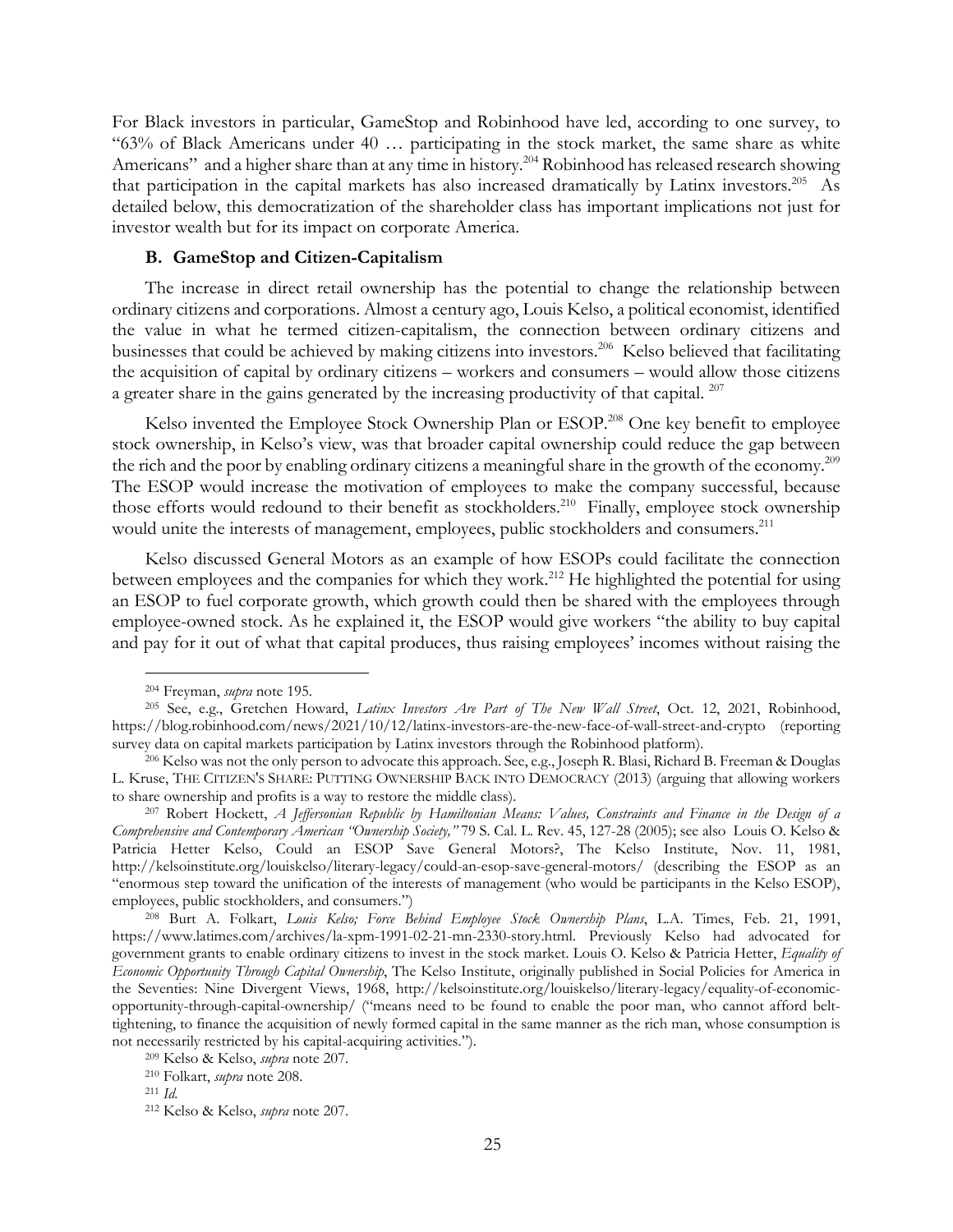For Black investors in particular, GameStop and Robinhood have led, according to one survey, to "63% of Black Americans under 40 … participating in the stock market, the same share as white Americans" and a higher share than at any time in history.[204] Robinhood has released research showing that participation in the capital markets has also increased dramatically by Latinx investors.[205] As detailed below, this democratization of the shareholder class has important implications not just for investor wealth but for its impact on corporate America.

### B. GameStop and Citizen-Capitalism

The increase in direct retail ownership has the potential to change the relationship between ordinary citizens and corporations. Almost a century ago, Louis Kelso, a political economist, identified the value in what he termed citizen-capitalism, the connection between ordinary citizens and businesses that could be achieved by making citizens into investors.[206] Kelso believed that facilitating the acquisition of capital by ordinary citizens – workers and consumers – would allow those citizens a greater share in the gains generated by the increasing productivity of that capital.[207]

Kelso invented the Employee Stock Ownership Plan or ESOP.[208] One key benefit to employee stock ownership, in Kelso's view, was that broader capital ownership could reduce the gap between the rich and the poor by enabling ordinary citizens a meaningful share in the growth of the economy.[209] The ESOP would increase the motivation of employees to make the company successful, because those efforts would redound to their benefit as stockholders.[210] Finally, employee stock ownership would unite the interests of management, employees, public stockholders and consumers.[211]

Kelso discussed General Motors as an example of how ESOPs could facilitate the connection between employees and the companies for which they work.[212] He highlighted the potential for using an ESOP to fuel corporate growth, which growth could then be shared with the employees through employee-owned stock. As he explained it, the ESOP would give workers "the ability to buy capital and pay for it out of what that capital produces, thus raising employees' incomes without raising the

---

[204] Freyman, *supra* note 195.

[205] See, e.g., Gretchen Howard, *Latinx Investors Are Part of The New Wall Street*, Oct. 12, 2021, Robinhood, https://blog.robinhood.com/news/2021/10/12/latinx-investors-are-the-new-face-of-wall-street-and-crypto (reporting survey data on capital markets participation by Latinx investors through the Robinhood platform).

[206] Kelso was not the only person to advocate this approach. See, e.g., Joseph R. Blasi, Richard B. Freeman & Douglas L. Kruse, THE CITIZEN'S SHARE: PUTTING OWNERSHIP BACK INTO DEMOCRACY (2013) (arguing that allowing workers to share ownership and profits is a way to restore the middle class).

[207] Robert Hockett, *A Jeffersonian Republic by Hamiltonian Means: Values, Constraints and Finance in the Design of a Comprehensive and Contemporary American "Ownership Society,"* 79 S. Cal. L. Rev. 45, 127-28 (2005); see also Louis O. Kelso & Patricia Hetter Kelso, Could an ESOP Save General Motors?, The Kelso Institute, Nov. 11, 1981, http://kelsoinstitute.org/louiskelso/literary-legacy/could-an-esop-save-general-motors/ (describing the ESOP as an "enormous step toward the unification of the interests of management (who would be participants in the Kelso ESOP), employees, public stockholders, and consumers.")

[208] Burt A. Folkart, *Louis Kelso; Force Behind Employee Stock Ownership Plans*, L.A. Times, Feb. 21, 1991, https://www.latimes.com/archives/la-xpm-1991-02-21-mn-2330-story.html. Previously Kelso had advocated for government grants to enable ordinary citizens to invest in the stock market. Louis O. Kelso & Patricia Hetter, *Equality of Economic Opportunity Through Capital Ownership*, The Kelso Institute, originally published in Social Policies for America in the Seventies: Nine Divergent Views, 1968, http://kelsoinstitute.org/louiskelso/literary-legacy/equality-of-economic-opportunity-through-capital-ownership/ ("means need to be found to enable the poor man, who cannot afford belt-tightening, to finance the acquisition of newly formed capital in the same manner as the rich man, whose consumption is not necessarily restricted by his capital-acquiring activities.").

[209] Kelso & Kelso, *supra* note 207.

[210] Folkart, *supra* note 208.

[211] *Id.*

[212] Kelso & Kelso, *supra* note 207.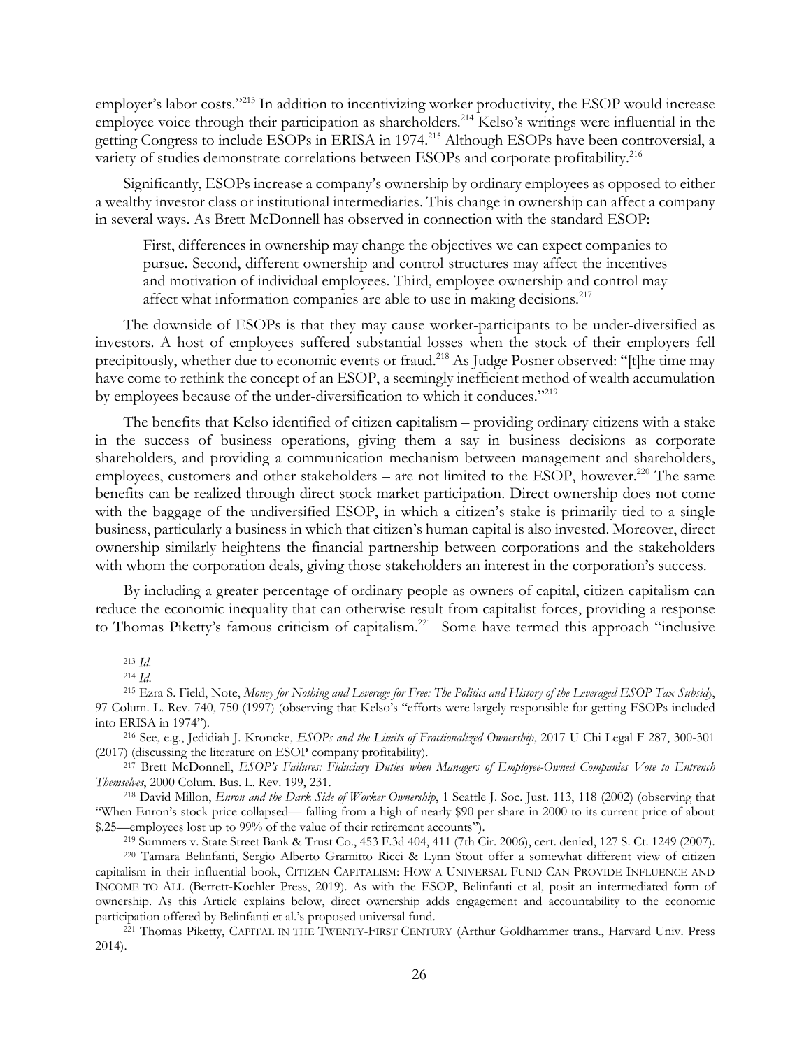employer's labor costs."[213] In addition to incentivizing worker productivity, the ESOP would increase employee voice through their participation as shareholders.[214] Kelso's writings were influential in the getting Congress to include ESOPs in ERISA in 1974.[215] Although ESOPs have been controversial, a variety of studies demonstrate correlations between ESOPs and corporate profitability.[216]

Significantly, ESOPs increase a company's ownership by ordinary employees as opposed to either a wealthy investor class or institutional intermediaries. This change in ownership can affect a company in several ways. As Brett McDonnell has observed in connection with the standard ESOP:

> First, differences in ownership may change the objectives we can expect companies to pursue. Second, different ownership and control structures may affect the incentives and motivation of individual employees. Third, employee ownership and control may affect what information companies are able to use in making decisions.[217]

The downside of ESOPs is that they may cause worker-participants to be under-diversified as investors. A host of employees suffered substantial losses when the stock of their employers fell precipitously, whether due to economic events or fraud.[218] As Judge Posner observed: "[t]he time may have come to rethink the concept of an ESOP, a seemingly inefficient method of wealth accumulation by employees because of the under-diversification to which it conduces."[219]

The benefits that Kelso identified of citizen capitalism – providing ordinary citizens with a stake in the success of business operations, giving them a say in business decisions as corporate shareholders, and providing a communication mechanism between management and shareholders, employees, customers and other stakeholders – are not limited to the ESOP, however.[220] The same benefits can be realized through direct stock market participation. Direct ownership does not come with the baggage of the undiversified ESOP, in which a citizen's stake is primarily tied to a single business, particularly a business in which that citizen's human capital is also invested. Moreover, direct ownership similarly heightens the financial partnership between corporations and the stakeholders with whom the corporation deals, giving those stakeholders an interest in the corporation's success.

By including a greater percentage of ordinary people as owners of capital, citizen capitalism can reduce the economic inequality that can otherwise result from capitalist forces, providing a response to Thomas Piketty's famous criticism of capitalism.[221] Some have termed this approach "inclusive

---

[213] *Id.*

[214] *Id.*

[215] Ezra S. Field, Note, *Money for Nothing and Leverage for Free: The Politics and History of the Leveraged ESOP Tax Subsidy*, 97 Colum. L. Rev. 740, 750 (1997) (observing that Kelso's "efforts were largely responsible for getting ESOPs included into ERISA in 1974").

[216] See, e.g., Jedidiah J. Kroncke, *ESOPs and the Limits of Fractionalized Ownership*, 2017 U Chi Legal F 287, 300-301 (2017) (discussing the literature on ESOP company profitability).

[217] Brett McDonnell, *ESOP's Failures: Fiduciary Duties when Managers of Employee-Owned Companies Vote to Entrench Themselves*, 2000 Colum. Bus. L. Rev. 199, 231.

[218] David Millon, *Enron and the Dark Side of Worker Ownership*, 1 Seattle J. Soc. Just. 113, 118 (2002) (observing that "When Enron's stock price collapsed— falling from a high of nearly $90 per share in 2000 to its current price of about $.25—employees lost up to 99% of the value of their retirement accounts").

[219] Summers v. State Street Bank & Trust Co., 453 F.3d 404, 411 (7th Cir. 2006), cert. denied, 127 S. Ct. 1249 (2007).

[220] Tamara Belinfanti, Sergio Alberto Gramitto Ricci & Lynn Stout offer a somewhat different view of citizen capitalism in their influential book, CITIZEN CAPITALISM: HOW A UNIVERSAL FUND CAN PROVIDE INFLUENCE AND INCOME TO ALL (Berrett-Koehler Press, 2019). As with the ESOP, Belinfanti et al, posit an intermediated form of ownership. As this Article explains below, direct ownership adds engagement and accountability to the economic participation offered by Belinfanti et al.'s proposed universal fund.

[221] Thomas Piketty, CAPITAL IN THE TWENTY-FIRST CENTURY (Arthur Goldhammer trans., Harvard Univ. Press 2014).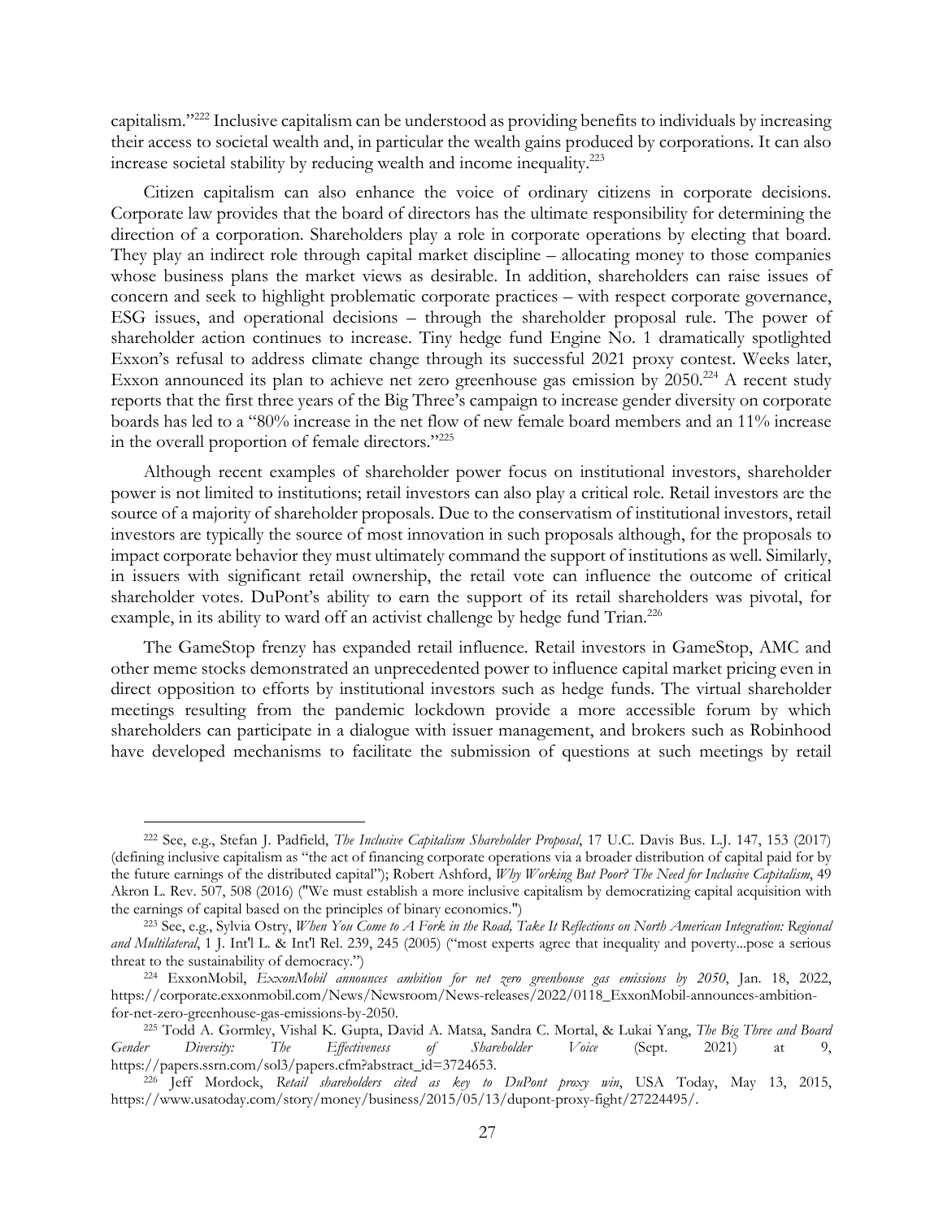capitalism."[222] Inclusive capitalism can be understood as providing benefits to individuals by increasing their access to societal wealth and, in particular the wealth gains produced by corporations. It can also increase societal stability by reducing wealth and income inequality.[223]

Citizen capitalism can also enhance the voice of ordinary citizens in corporate decisions. Corporate law provides that the board of directors has the ultimate responsibility for determining the direction of a corporation. Shareholders play a role in corporate operations by electing that board. They play an indirect role through capital market discipline – allocating money to those companies whose business plans the market views as desirable. In addition, shareholders can raise issues of concern and seek to highlight problematic corporate practices – with respect corporate governance, ESG issues, and operational decisions – through the shareholder proposal rule. The power of shareholder action continues to increase. Tiny hedge fund Engine No. 1 dramatically spotlighted Exxon's refusal to address climate change through its successful 2021 proxy contest. Weeks later, Exxon announced its plan to achieve net zero greenhouse gas emission by 2050.[224] A recent study reports that the first three years of the Big Three's campaign to increase gender diversity on corporate boards has led to a "80% increase in the net flow of new female board members and an 11% increase in the overall proportion of female directors."[225]

Although recent examples of shareholder power focus on institutional investors, shareholder power is not limited to institutions; retail investors can also play a critical role. Retail investors are the source of a majority of shareholder proposals. Due to the conservatism of institutional investors, retail investors are typically the source of most innovation in such proposals although, for the proposals to impact corporate behavior they must ultimately command the support of institutions as well. Similarly, in issuers with significant retail ownership, the retail vote can influence the outcome of critical shareholder votes. DuPont's ability to earn the support of its retail shareholders was pivotal, for example, in its ability to ward off an activist challenge by hedge fund Trian.[226]

The GameStop frenzy has expanded retail influence. Retail investors in GameStop, AMC and other meme stocks demonstrated an unprecedented power to influence capital market pricing even in direct opposition to efforts by institutional investors such as hedge funds. The virtual shareholder meetings resulting from the pandemic lockdown provide a more accessible forum by which shareholders can participate in a dialogue with issuer management, and brokers such as Robinhood have developed mechanisms to facilitate the submission of questions at such meetings by retail

---

[222] See, e.g., Stefan J. Padfield, *The Inclusive Capitalism Shareholder Proposal*, 17 U.C. Davis Bus. L.J. 147, 153 (2017) (defining inclusive capitalism as "the act of financing corporate operations via a broader distribution of capital paid for by the future earnings of the distributed capital"); Robert Ashford, *Why Working But Poor? The Need for Inclusive Capitalism*, 49 Akron L. Rev. 507, 508 (2016) ("We must establish a more inclusive capitalism by democratizing capital acquisition with the earnings of capital based on the principles of binary economics.")

[223] See, e.g., Sylvia Ostry, *When You Come to A Fork in the Road, Take It Reflections on North American Integration: Regional and Multilateral*, 1 J. Int'l L. & Int'l Rel. 239, 245 (2005) ("most experts agree that inequality and poverty...pose a serious threat to the sustainability of democracy.")

[224] ExxonMobil, *ExxonMobil announces ambition for net zero greenhouse gas emissions by 2050*, Jan. 18, 2022, https://corporate.exxonmobil.com/News/Newsroom/News-releases/2022/0118_ExxonMobil-announces-ambition-for-net-zero-greenhouse-gas-emissions-by-2050.

[225] Todd A. Gormley, Vishal K. Gupta, David A. Matsa, Sandra C. Mortal, & Lukai Yang, *The Big Three and Board Gender Diversity: The Effectiveness of Shareholder Voice* (Sept. 2021) at 9, https://papers.ssrn.com/sol3/papers.cfm?abstract_id=3724653.

[226] Jeff Mordock, *Retail shareholders cited as key to DuPont proxy win*, USA Today, May 13, 2015, https://www.usatoday.com/story/money/business/2015/05/13/dupont-proxy-fight/27224495/.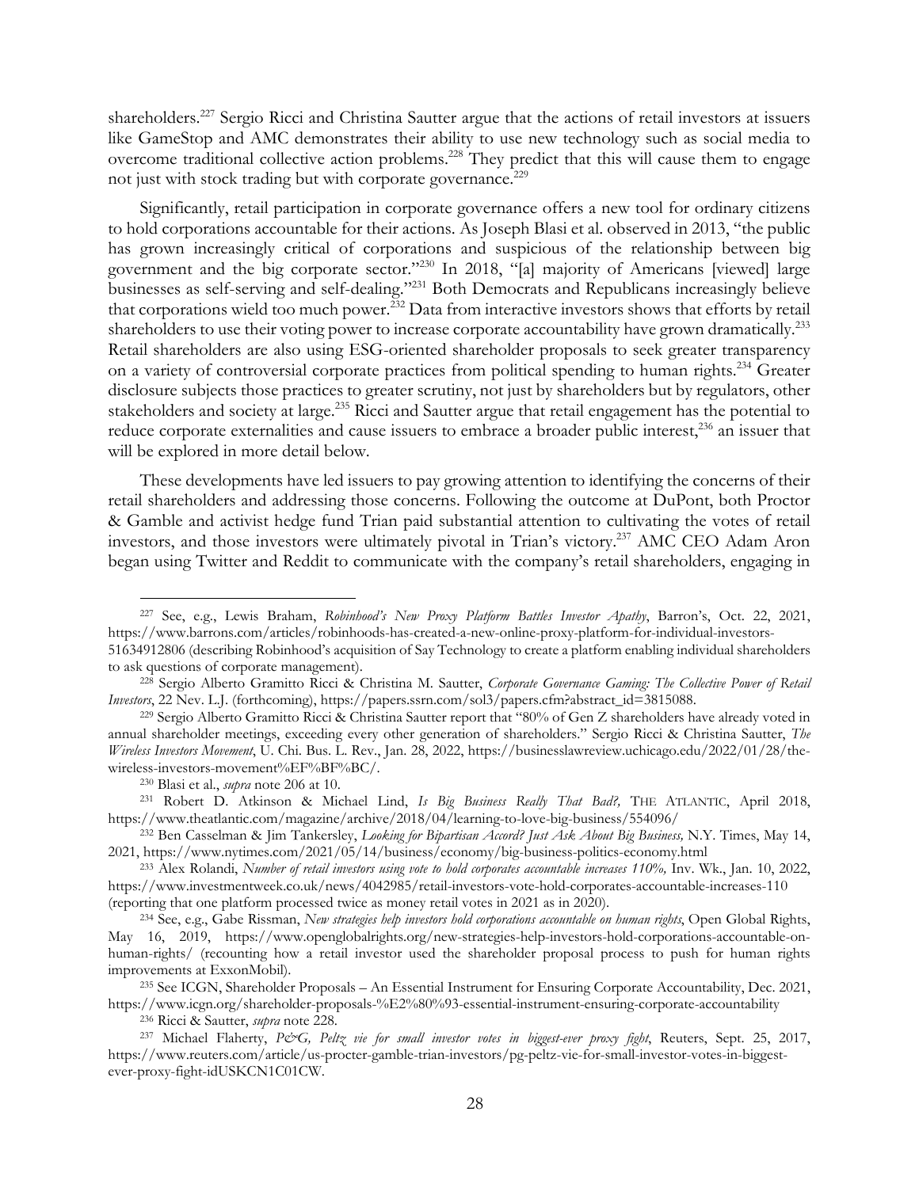shareholders.[227] Sergio Ricci and Christina Sautter argue that the actions of retail investors at issuers like GameStop and AMC demonstrates their ability to use new technology such as social media to overcome traditional collective action problems.[228] They predict that this will cause them to engage not just with stock trading but with corporate governance.[229]

Significantly, retail participation in corporate governance offers a new tool for ordinary citizens to hold corporations accountable for their actions. As Joseph Blasi et al. observed in 2013, "the public has grown increasingly critical of corporations and suspicious of the relationship between big government and the big corporate sector."[230] In 2018, "[a] majority of Americans [viewed] large businesses as self-serving and self-dealing."[231] Both Democrats and Republicans increasingly believe that corporations wield too much power.[232] Data from interactive investors shows that efforts by retail shareholders to use their voting power to increase corporate accountability have grown dramatically.[233] Retail shareholders are also using ESG-oriented shareholder proposals to seek greater transparency on a variety of controversial corporate practices from political spending to human rights.[234] Greater disclosure subjects those practices to greater scrutiny, not just by shareholders but by regulators, other stakeholders and society at large.[235] Ricci and Sautter argue that retail engagement has the potential to reduce corporate externalities and cause issuers to embrace a broader public interest,[236] an issuer that will be explored in more detail below.

These developments have led issuers to pay growing attention to identifying the concerns of their retail shareholders and addressing those concerns. Following the outcome at DuPont, both Proctor & Gamble and activist hedge fund Trian paid substantial attention to cultivating the votes of retail investors, and those investors were ultimately pivotal in Trian's victory.[237] AMC CEO Adam Aron began using Twitter and Reddit to communicate with the company's retail shareholders, engaging in

---

[227] See, e.g., Lewis Braham, *Robinhood's New Proxy Platform Battles Investor Apathy*, Barron's, Oct. 22, 2021, https://www.barrons.com/articles/robinhoods-has-created-a-new-online-proxy-platform-for-individual-investors-51634912806 (describing Robinhood's acquisition of Say Technology to create a platform enabling individual shareholders to ask questions of corporate management).

[228] Sergio Alberto Gramitto Ricci & Christina M. Sautter, *Corporate Governance Gaming: The Collective Power of Retail Investors*, 22 Nev. L.J. (forthcoming), https://papers.ssrn.com/sol3/papers.cfm?abstract_id=3815088.

[229] Sergio Alberto Gramitto Ricci & Christina Sautter report that "80% of Gen Z shareholders have already voted in annual shareholder meetings, exceeding every other generation of shareholders." Sergio Ricci & Christina Sautter, *The Wireless Investors Movement*, U. Chi. Bus. L. Rev., Jan. 28, 2022, https://businesslawreview.uchicago.edu/2022/01/28/the-wireless-investors-movement%EF%BF%BC/.

[230] Blasi et al., *supra* note 206 at 10.

[231] Robert D. Atkinson & Michael Lind, *Is Big Business Really That Bad?,* THE ATLANTIC, April 2018, https://www.theatlantic.com/magazine/archive/2018/04/learning-to-love-big-business/554096/

[232] Ben Casselman & Jim Tankersley, *Looking for Bipartisan Accord? Just Ask About Big Business,* N.Y. Times, May 14, 2021, https://www.nytimes.com/2021/05/14/business/economy/big-business-politics-economy.html

[233] Alex Rolandi, *Number of retail investors using vote to hold corporates accountable increases 110%,* Inv. Wk., Jan. 10, 2022, https://www.investmentweek.co.uk/news/4042985/retail-investors-vote-hold-corporates-accountable-increases-110 (reporting that one platform processed twice as money retail votes in 2021 as in 2020).

[234] See, e.g., Gabe Rissman, *New strategies help investors hold corporations accountable on human rights*, Open Global Rights, May 16, 2019, https://www.openglobalrights.org/new-strategies-help-investors-hold-corporations-accountable-on-human-rights/ (recounting how a retail investor used the shareholder proposal process to push for human rights improvements at ExxonMobil).

[235] See ICGN, Shareholder Proposals – An Essential Instrument for Ensuring Corporate Accountability, Dec. 2021, https://www.icgn.org/shareholder-proposals-%E2%80%93-essential-instrument-ensuring-corporate-accountability

[236] Ricci & Sautter, *supra* note 228.

[237] Michael Flaherty, *P&G, Peltz vie for small investor votes in biggest-ever proxy fight*, Reuters, Sept. 25, 2017, https://www.reuters.com/article/us-procter-gamble-trian-investors/pg-peltz-vie-for-small-investor-votes-in-biggest-ever-proxy-fight-idUSKCN1C01CW.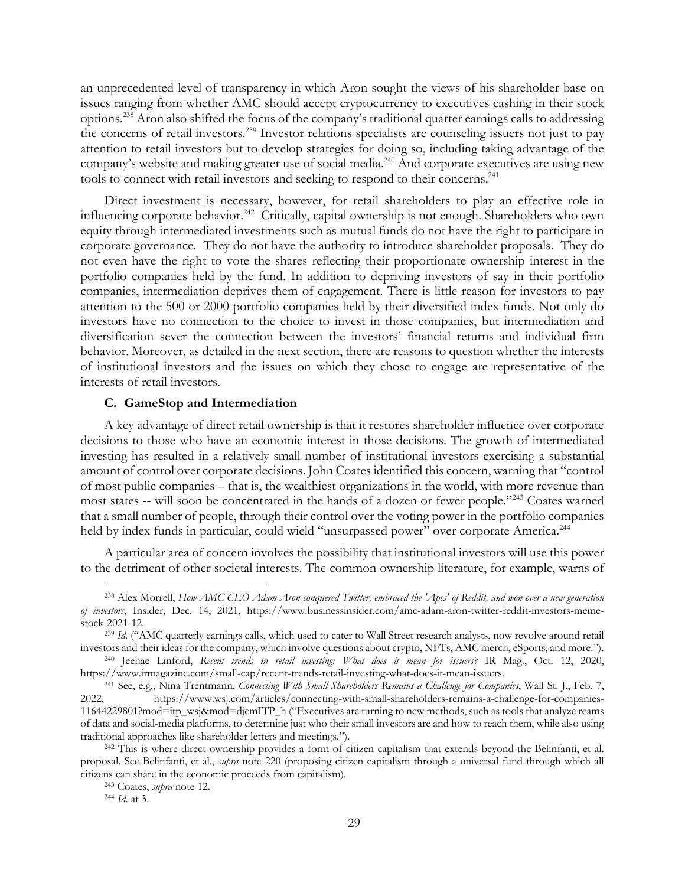an unprecedented level of transparency in which Aron sought the views of his shareholder base on issues ranging from whether AMC should accept cryptocurrency to executives cashing in their stock options.[238] Aron also shifted the focus of the company's traditional quarter earnings calls to addressing the concerns of retail investors.[239] Investor relations specialists are counseling issuers not just to pay attention to retail investors but to develop strategies for doing so, including taking advantage of the company's website and making greater use of social media.[240] And corporate executives are using new tools to connect with retail investors and seeking to respond to their concerns.[241]

Direct investment is necessary, however, for retail shareholders to play an effective role in influencing corporate behavior.[242] Critically, capital ownership is not enough. Shareholders who own equity through intermediated investments such as mutual funds do not have the right to participate in corporate governance. They do not have the authority to introduce shareholder proposals. They do not even have the right to vote the shares reflecting their proportionate ownership interest in the portfolio companies held by the fund. In addition to depriving investors of say in their portfolio companies, intermediation deprives them of engagement. There is little reason for investors to pay attention to the 500 or 2000 portfolio companies held by their diversified index funds. Not only do investors have no connection to the choice to invest in those companies, but intermediation and diversification sever the connection between the investors' financial returns and individual firm behavior. Moreover, as detailed in the next section, there are reasons to question whether the interests of institutional investors and the issues on which they chose to engage are representative of the interests of retail investors.

### C. GameStop and Intermediation

A key advantage of direct retail ownership is that it restores shareholder influence over corporate decisions to those who have an economic interest in those decisions. The growth of intermediated investing has resulted in a relatively small number of institutional investors exercising a substantial amount of control over corporate decisions. John Coates identified this concern, warning that "control of most public companies – that is, the wealthiest organizations in the world, with more revenue than most states -- will soon be concentrated in the hands of a dozen or fewer people."[243] Coates warned that a small number of people, through their control over the voting power in the portfolio companies held by index funds in particular, could wield "unsurpassed power" over corporate America.[244]

A particular area of concern involves the possibility that institutional investors will use this power to the detriment of other societal interests. The common ownership literature, for example, warns of

---

[238] Alex Morrell, *How AMC CEO Adam Aron conquered Twitter, embraced the 'Apes' of Reddit, and won over a new generation of investors*, Insider, Dec. 14, 2021, https://www.businessinsider.com/amc-adam-aron-twitter-reddit-investors-meme-stock-2021-12.

[239] *Id.* ("AMC quarterly earnings calls, which used to cater to Wall Street research analysts, now revolve around retail investors and their ideas for the company, which involve questions about crypto, NFTs, AMC merch, eSports, and more.").

[240] Jeehae Linford, *Recent trends in retail investing: What does it mean for issuers?* IR Mag., Oct. 12, 2020, https://www.irmagazine.com/small-cap/recent-trends-retail-investing-what-does-it-mean-issuers.

[241] See, e.g., Nina Trentmann, *Connecting With Small Shareholders Remains a Challenge for Companies*, Wall St. J., Feb. 7, 2022, https://www.wsj.com/articles/connecting-with-small-shareholders-remains-a-challenge-for-companies-11644229801?mod=itp_wsj&mod=djemITP_h ("Executives are turning to new methods, such as tools that analyze reams of data and social-media platforms, to determine just who their small investors are and how to reach them, while also using traditional approaches like shareholder letters and meetings.").

[242] This is where direct ownership provides a form of citizen capitalism that extends beyond the Belinfanti, et al. proposal. See Belinfanti, et al., *supra* note 220 (proposing citizen capitalism through a universal fund through which all citizens can share in the economic proceeds from capitalism).

[243] Coates, *supra* note 12.

[244] *Id.* at 3.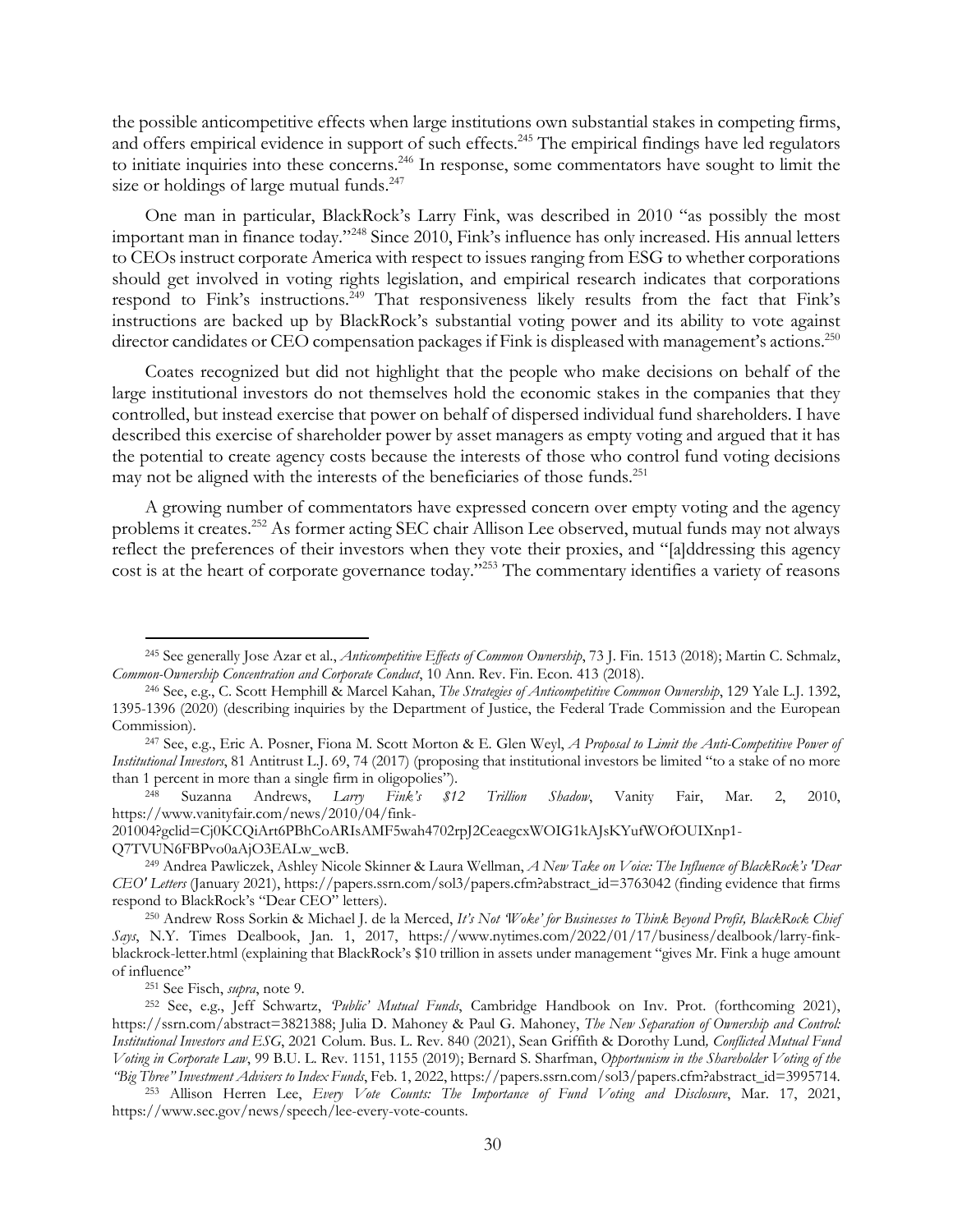the possible anticompetitive effects when large institutions own substantial stakes in competing firms, and offers empirical evidence in support of such effects.[245] The empirical findings have led regulators to initiate inquiries into these concerns.[246] In response, some commentators have sought to limit the size or holdings of large mutual funds.[247]

One man in particular, BlackRock's Larry Fink, was described in 2010 "as possibly the most important man in finance today."[248] Since 2010, Fink's influence has only increased. His annual letters to CEOs instruct corporate America with respect to issues ranging from ESG to whether corporations should get involved in voting rights legislation, and empirical research indicates that corporations respond to Fink's instructions.[249] That responsiveness likely results from the fact that Fink's instructions are backed up by BlackRock's substantial voting power and its ability to vote against director candidates or CEO compensation packages if Fink is displeased with management's actions.[250]

Coates recognized but did not highlight that the people who make decisions on behalf of the large institutional investors do not themselves hold the economic stakes in the companies that they controlled, but instead exercise that power on behalf of dispersed individual fund shareholders. I have described this exercise of shareholder power by asset managers as empty voting and argued that it has the potential to create agency costs because the interests of those who control fund voting decisions may not be aligned with the interests of the beneficiaries of those funds.[251]

A growing number of commentators have expressed concern over empty voting and the agency problems it creates.[252] As former acting SEC chair Allison Lee observed, mutual funds may not always reflect the preferences of their investors when they vote their proxies, and "[a]ddressing this agency cost is at the heart of corporate governance today."[253] The commentary identifies a variety of reasons

---

[245] See generally Jose Azar et al., *Anticompetitive Effects of Common Ownership*, 73 J. Fin. 1513 (2018); Martin C. Schmalz, *Common-Ownership Concentration and Corporate Conduct*, 10 Ann. Rev. Fin. Econ. 413 (2018).

[246] See, e.g., C. Scott Hemphill & Marcel Kahan, *The Strategies of Anticompetitive Common Ownership*, 129 Yale L.J. 1392, 1395-1396 (2020) (describing inquiries by the Department of Justice, the Federal Trade Commission and the European Commission).

[247] See, e.g., Eric A. Posner, Fiona M. Scott Morton & E. Glen Weyl, *A Proposal to Limit the Anti-Competitive Power of Institutional Investors*, 81 Antitrust L.J. 69, 74 (2017) (proposing that institutional investors be limited "to a stake of no more than 1 percent in more than a single firm in oligopolies").

[248] Suzanna Andrews, *Larry Fink's $12 Trillion Shadow*, Vanity Fair, Mar. 2, 2010, https://www.vanityfair.com/news/2010/04/fink-201004?gclid=Cj0KCQiArt6PBhCoARIsAMF5wah4702rpJ2CeaegcxWOIG1kAJsKYufWOfOUIXnp1-Q7TVUN6FBPvo0aAjO3EALw_wcB.

[249] Andrea Pawliczek, Ashley Nicole Skinner & Laura Wellman, *A New Take on Voice: The Influence of BlackRock's 'Dear CEO' Letters* (January 2021), https://papers.ssrn.com/sol3/papers.cfm?abstract_id=3763042 (finding evidence that firms respond to BlackRock's "Dear CEO" letters).

[250] Andrew Ross Sorkin & Michael J. de la Merced, *It's Not 'Woke' for Businesses to Think Beyond Profit, BlackRock Chief Says*, N.Y. Times Dealbook, Jan. 1, 2017, https://www.nytimes.com/2022/01/17/business/dealbook/larry-fink-blackrock-letter.html (explaining that BlackRock's $10 trillion in assets under management "gives Mr. Fink a huge amount of influence"

[251] See Fisch, *supra*, note 9.

[252] See, e.g., Jeff Schwartz, *'Public' Mutual Funds*, Cambridge Handbook on Inv. Prot. (forthcoming 2021), https://ssrn.com/abstract=3821388; Julia D. Mahoney & Paul G. Mahoney, *The New Separation of Ownership and Control: Institutional Investors and ESG*, 2021 Colum. Bus. L. Rev. 840 (2021), Sean Griffith & Dorothy Lund, *Conflicted Mutual Fund Voting in Corporate Law*, 99 B.U. L. Rev. 1151, 1155 (2019); Bernard S. Sharfman, *Opportunism in the Shareholder Voting of the "Big Three" Investment Advisers to Index Funds*, Feb. 1, 2022, https://papers.ssrn.com/sol3/papers.cfm?abstract_id=3995714.

[253] Allison Herren Lee, *Every Vote Counts: The Importance of Fund Voting and Disclosure*, Mar. 17, 2021, https://www.sec.gov/news/speech/lee-every-vote-counts.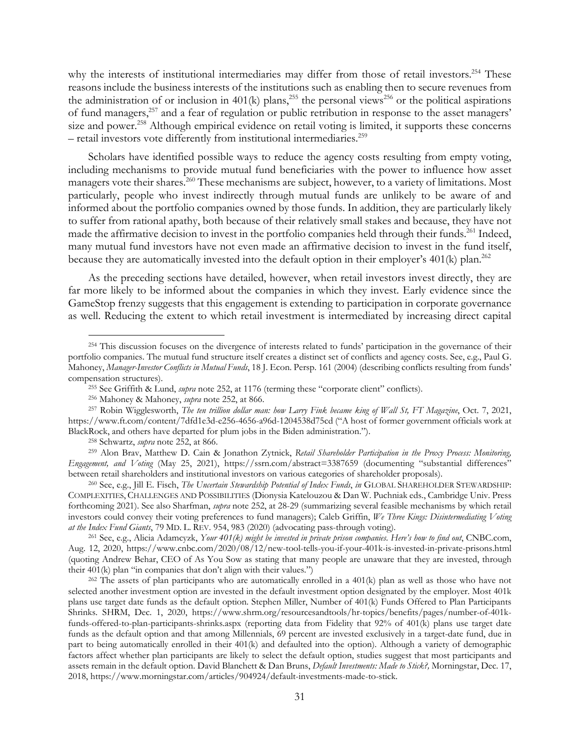why the interests of institutional intermediaries may differ from those of retail investors.[254] These reasons include the business interests of the institutions such as enabling then to secure revenues from the administration of or inclusion in 401(k) plans,[255] the personal views[256] or the political aspirations of fund managers,[257] and a fear of regulation or public retribution in response to the asset managers' size and power.[258] Although empirical evidence on retail voting is limited, it supports these concerns – retail investors vote differently from institutional intermediaries.[259]

Scholars have identified possible ways to reduce the agency costs resulting from empty voting, including mechanisms to provide mutual fund beneficiaries with the power to influence how asset managers vote their shares.[260] These mechanisms are subject, however, to a variety of limitations. Most particularly, people who invest indirectly through mutual funds are unlikely to be aware of and informed about the portfolio companies owned by those funds. In addition, they are particularly likely to suffer from rational apathy, both because of their relatively small stakes and because, they have not made the affirmative decision to invest in the portfolio companies held through their funds.[261] Indeed, many mutual fund investors have not even made an affirmative decision to invest in the fund itself, because they are automatically invested into the default option in their employer's 401(k) plan.[262]

As the preceding sections have detailed, however, when retail investors invest directly, they are far more likely to be informed about the companies in which they invest. Early evidence since the GameStop frenzy suggests that this engagement is extending to participation in corporate governance as well. Reducing the extent to which retail investment is intermediated by increasing direct capital

---

[254] This discussion focuses on the divergence of interests related to funds' participation in the governance of their portfolio companies. The mutual fund structure itself creates a distinct set of conflicts and agency costs. See, e.g., Paul G. Mahoney, *Manager-Investor Conflicts in Mutual Funds*, 18 J. Econ. Persp. 161 (2004) (describing conflicts resulting from funds' compensation structures).

[255] See Griffith & Lund, *supra* note 252, at 1176 (terming these "corporate client" conflicts).

[256] Mahoney & Mahoney, *supra* note 252, at 866.

[257] Robin Wigglesworth, *The ten trillion dollar man: how Larry Fink became king of Wall St, FT Magazine*, Oct. 7, 2021, https://www.ft.com/content/7dfd1e3d-e256-4656-a96d-1204538d75cd ("A host of former government officials work at BlackRock, and others have departed for plum jobs in the Biden administration.").

[258] Schwartz, *supra* note 252, at 866.

[259] Alon Brav, Matthew D. Cain & Jonathon Zytnick, *Retail Shareholder Participation in the Proxy Process: Monitoring, Engagement, and Voting* (May 25, 2021), https://ssrn.com/abstract=3387659 (documenting "substantial differences" between retail shareholders and institutional investors on various categories of shareholder proposals).

[260] See, e.g., Jill E. Fisch, *The Uncertain Stewardship Potential of Index Funds*, *in* GLOBAL SHAREHOLDER STEWARDSHIP: COMPLEXITIES, CHALLENGES AND POSSIBILITIES (Dionysia Katelouzou & Dan W. Puchniak eds., Cambridge Univ. Press forthcoming 2021). See also Sharfman, *supra* note 252, at 28-29 (summarizing several feasible mechanisms by which retail investors could convey their voting preferences to fund managers); Caleb Griffin, *We Three Kings: Disintermediating Voting at the Index Fund Giants*, 79 MD. L. REV. 954, 983 (2020) (advocating pass-through voting).

[261] See, e.g., Alicia Adamcyzk, *Your 401(k) might be invested in private prison companies. Here's how to find out*, CNBC.com, Aug. 12, 2020, https://www.cnbc.com/2020/08/12/new-tool-tells-you-if-your-401k-is-invested-in-private-prisons.html (quoting Andrew Behar, CEO of As You Sow as stating that many people are unaware that they are invested, through their 401(k) plan "in companies that don't align with their values.")

[262] The assets of plan participants who are automatically enrolled in a 401(k) plan as well as those who have not selected another investment option are invested in the default investment option designated by the employer. Most 401k plans use target date funds as the default option. Stephen Miller, Number of 401(k) Funds Offered to Plan Participants Shrinks. SHRM, Dec. 1, 2020, https://www.shrm.org/resourcesandtools/hr-topics/benefits/pages/number-of-401k-funds-offered-to-plan-participants-shrinks.aspx (reporting data from Fidelity that 92% of 401(k) plans use target date funds as the default option and that among Millennials, 69 percent are invested exclusively in a target-date fund, due in part to being automatically enrolled in their 401(k) and defaulted into the option). Although a variety of demographic factors affect whether plan participants are likely to select the default option, studies suggest that most participants and assets remain in the default option. David Blanchett & Dan Bruns, *Default Investments: Made to Stick?,* Morningstar, Dec. 17, 2018, https://www.morningstar.com/articles/904924/default-investments-made-to-stick.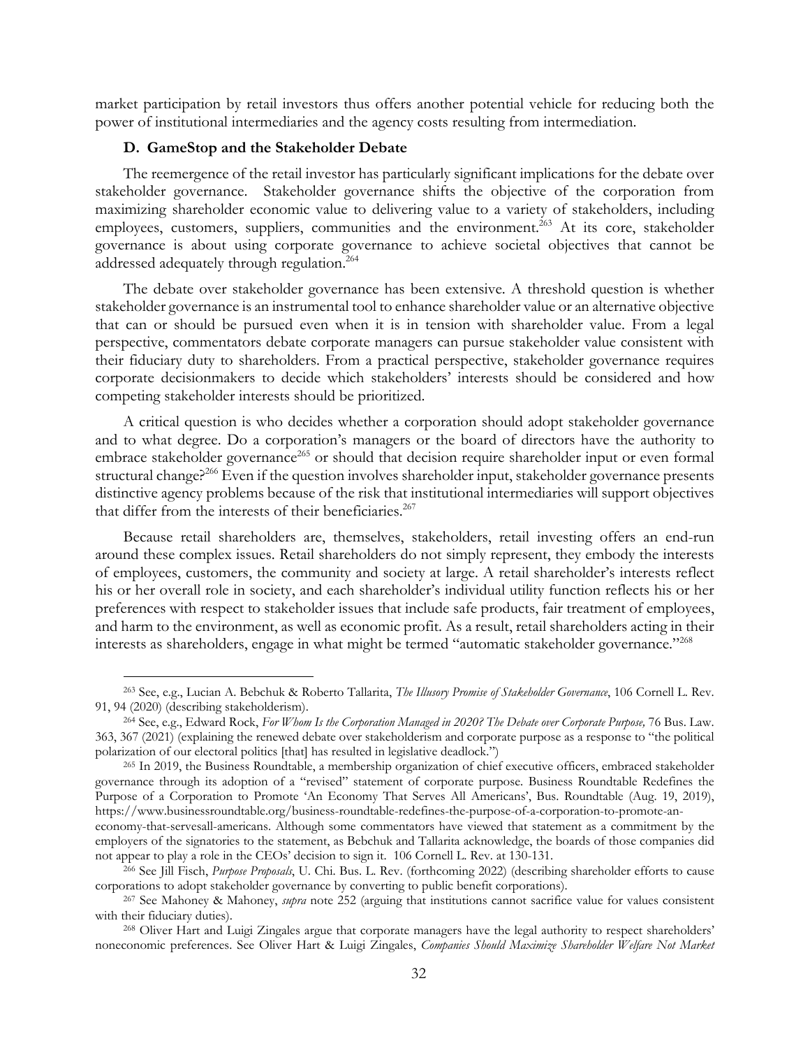market participation by retail investors thus offers another potential vehicle for reducing both the power of institutional intermediaries and the agency costs resulting from intermediation.

### D. GameStop and the Stakeholder Debate

The reemergence of the retail investor has particularly significant implications for the debate over stakeholder governance. Stakeholder governance shifts the objective of the corporation from maximizing shareholder economic value to delivering value to a variety of stakeholders, including employees, customers, suppliers, communities and the environment.[263] At its core, stakeholder governance is about using corporate governance to achieve societal objectives that cannot be addressed adequately through regulation.[264]

The debate over stakeholder governance has been extensive. A threshold question is whether stakeholder governance is an instrumental tool to enhance shareholder value or an alternative objective that can or should be pursued even when it is in tension with shareholder value. From a legal perspective, commentators debate corporate managers can pursue stakeholder value consistent with their fiduciary duty to shareholders. From a practical perspective, stakeholder governance requires corporate decisionmakers to decide which stakeholders' interests should be considered and how competing stakeholder interests should be prioritized.

A critical question is who decides whether a corporation should adopt stakeholder governance and to what degree. Do a corporation's managers or the board of directors have the authority to embrace stakeholder governance[265] or should that decision require shareholder input or even formal structural change?[266] Even if the question involves shareholder input, stakeholder governance presents distinctive agency problems because of the risk that institutional intermediaries will support objectives that differ from the interests of their beneficiaries.[267]

Because retail shareholders are, themselves, stakeholders, retail investing offers an end-run around these complex issues. Retail shareholders do not simply represent, they embody the interests of employees, customers, the community and society at large. A retail shareholder's interests reflect his or her overall role in society, and each shareholder's individual utility function reflects his or her preferences with respect to stakeholder issues that include safe products, fair treatment of employees, and harm to the environment, as well as economic profit. As a result, retail shareholders acting in their interests as shareholders, engage in what might be termed "automatic stakeholder governance."[268]

---

[263] See, e.g., Lucian A. Bebchuk & Roberto Tallarita, *The Illusory Promise of Stakeholder Governance*, 106 Cornell L. Rev. 91, 94 (2020) (describing stakeholderism).

[264] See, e.g., Edward Rock, *For Whom Is the Corporation Managed in 2020? The Debate over Corporate Purpose,* 76 Bus. Law. 363, 367 (2021) (explaining the renewed debate over stakeholderism and corporate purpose as a response to "the political polarization of our electoral politics [that] has resulted in legislative deadlock.")

[265] In 2019, the Business Roundtable, a membership organization of chief executive officers, embraced stakeholder governance through its adoption of a "revised" statement of corporate purpose. Business Roundtable Redefines the Purpose of a Corporation to Promote 'An Economy That Serves All Americans', Bus. Roundtable (Aug. 19, 2019), https://www.businessroundtable.org/business-roundtable-redefines-the-purpose-of-a-corporation-to-promote-an-economy-that-servesall-americans. Although some commentators have viewed that statement as a commitment by the employers of the signatories to the statement, as Bebchuk and Tallarita acknowledge, the boards of those companies did not appear to play a role in the CEOs' decision to sign it. 106 Cornell L. Rev. at 130-131.

[266] See Jill Fisch, *Purpose Proposals*, U. Chi. Bus. L. Rev. (forthcoming 2022) (describing shareholder efforts to cause corporations to adopt stakeholder governance by converting to public benefit corporations).

[267] See Mahoney & Mahoney, *supra* note 252 (arguing that institutions cannot sacrifice value for values consistent with their fiduciary duties).

[268] Oliver Hart and Luigi Zingales argue that corporate managers have the legal authority to respect shareholders' noneconomic preferences. See Oliver Hart & Luigi Zingales, *Companies Should Maximize Shareholder Welfare Not Market*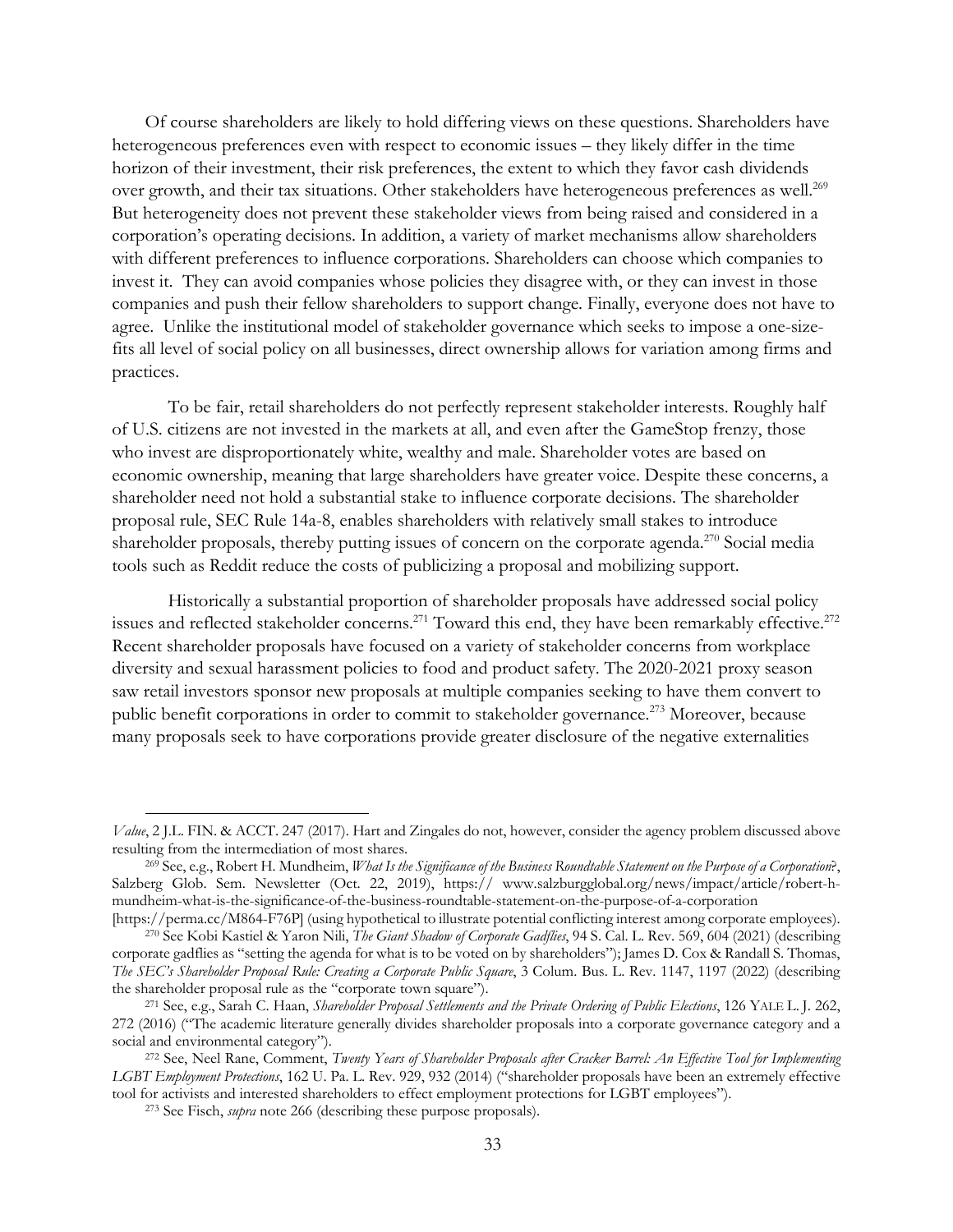Of course shareholders are likely to hold differing views on these questions. Shareholders have heterogeneous preferences even with respect to economic issues – they likely differ in the time horizon of their investment, their risk preferences, the extent to which they favor cash dividends over growth, and their tax situations. Other stakeholders have heterogeneous preferences as well.[269] But heterogeneity does not prevent these stakeholder views from being raised and considered in a corporation's operating decisions. In addition, a variety of market mechanisms allow shareholders with different preferences to influence corporations. Shareholders can choose which companies to invest it. They can avoid companies whose policies they disagree with, or they can invest in those companies and push their fellow shareholders to support change. Finally, everyone does not have to agree. Unlike the institutional model of stakeholder governance which seeks to impose a one-size-fits all level of social policy on all businesses, direct ownership allows for variation among firms and practices.

To be fair, retail shareholders do not perfectly represent stakeholder interests. Roughly half of U.S. citizens are not invested in the markets at all, and even after the GameStop frenzy, those who invest are disproportionately white, wealthy and male. Shareholder votes are based on economic ownership, meaning that large shareholders have greater voice. Despite these concerns, a shareholder need not hold a substantial stake to influence corporate decisions. The shareholder proposal rule, SEC Rule 14a-8, enables shareholders with relatively small stakes to introduce shareholder proposals, thereby putting issues of concern on the corporate agenda.[270] Social media tools such as Reddit reduce the costs of publicizing a proposal and mobilizing support.

Historically a substantial proportion of shareholder proposals have addressed social policy issues and reflected stakeholder concerns.[271] Toward this end, they have been remarkably effective.[272] Recent shareholder proposals have focused on a variety of stakeholder concerns from workplace diversity and sexual harassment policies to food and product safety. The 2020-2021 proxy season saw retail investors sponsor new proposals at multiple companies seeking to have them convert to public benefit corporations in order to commit to stakeholder governance.[273] Moreover, because many proposals seek to have corporations provide greater disclosure of the negative externalities

---

*Value*, 2 J.L. FIN. & ACCT. 247 (2017). Hart and Zingales do not, however, consider the agency problem discussed above resulting from the intermediation of most shares.

[269] See, e.g., Robert H. Mundheim, *What Is the Significance of the Business Roundtable Statement on the Purpose of a Corporation?*, Salzberg Glob. Sem. Newsletter (Oct. 22, 2019), https:// www.salzburgglobal.org/news/impact/article/robert-h-mundheim-what-is-the-significance-of-the-business-roundtable-statement-on-the-purpose-of-a-corporation [https://perma.cc/M864-F76P] (using hypothetical to illustrate potential conflicting interest among corporate employees).

[270] See Kobi Kastiel & Yaron Nili, *The Giant Shadow of Corporate Gadflies*, 94 S. Cal. L. Rev. 569, 604 (2021) (describing corporate gadflies as "setting the agenda for what is to be voted on by shareholders"); James D. Cox & Randall S. Thomas, *The SEC's Shareholder Proposal Rule: Creating a Corporate Public Square*, 3 Colum. Bus. L. Rev. 1147, 1197 (2022) (describing the shareholder proposal rule as the "corporate town square").

[271] See, e.g., Sarah C. Haan, *Shareholder Proposal Settlements and the Private Ordering of Public Elections*, 126 YALE L. J. 262, 272 (2016) ("The academic literature generally divides shareholder proposals into a corporate governance category and a social and environmental category").

[272] See, Neel Rane, Comment, *Twenty Years of Shareholder Proposals after Cracker Barrel: An Effective Tool for Implementing LGBT Employment Protections*, 162 U. Pa. L. Rev. 929, 932 (2014) ("shareholder proposals have been an extremely effective tool for activists and interested shareholders to effect employment protections for LGBT employees").

[273] See Fisch, *supra* note 266 (describing these purpose proposals).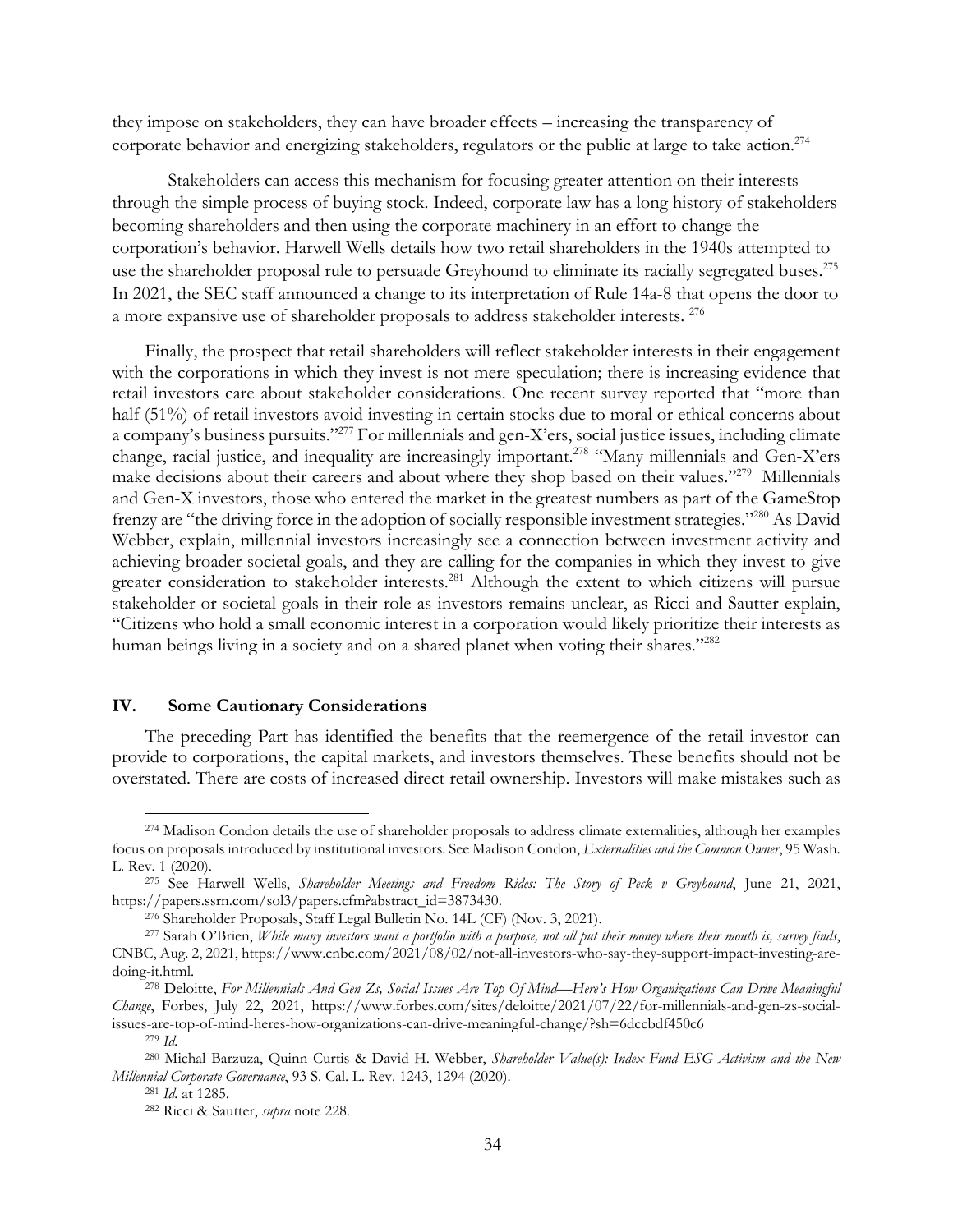they impose on stakeholders, they can have broader effects – increasing the transparency of corporate behavior and energizing stakeholders, regulators or the public at large to take action.[274]

Stakeholders can access this mechanism for focusing greater attention on their interests through the simple process of buying stock. Indeed, corporate law has a long history of stakeholders becoming shareholders and then using the corporate machinery in an effort to change the corporation's behavior. Harwell Wells details how two retail shareholders in the 1940s attempted to use the shareholder proposal rule to persuade Greyhound to eliminate its racially segregated buses.[275] In 2021, the SEC staff announced a change to its interpretation of Rule 14a-8 that opens the door to a more expansive use of shareholder proposals to address stakeholder interests. [276]

Finally, the prospect that retail shareholders will reflect stakeholder interests in their engagement with the corporations in which they invest is not mere speculation; there is increasing evidence that retail investors care about stakeholder considerations. One recent survey reported that "more than half (51%) of retail investors avoid investing in certain stocks due to moral or ethical concerns about a company's business pursuits."[277] For millennials and gen-X'ers, social justice issues, including climate change, racial justice, and inequality are increasingly important.[278] "Many millennials and Gen-X'ers make decisions about their careers and about where they shop based on their values."[279] Millennials and Gen-X investors, those who entered the market in the greatest numbers as part of the GameStop frenzy are "the driving force in the adoption of socially responsible investment strategies."[280] As David Webber, explain, millennial investors increasingly see a connection between investment activity and achieving broader societal goals, and they are calling for the companies in which they invest to give greater consideration to stakeholder interests.[281] Although the extent to which citizens will pursue stakeholder or societal goals in their role as investors remains unclear, as Ricci and Sautter explain, "Citizens who hold a small economic interest in a corporation would likely prioritize their interests as human beings living in a society and on a shared planet when voting their shares."[282]

## IV. Some Cautionary Considerations

The preceding Part has identified the benefits that the reemergence of the retail investor can provide to corporations, the capital markets, and investors themselves. These benefits should not be overstated. There are costs of increased direct retail ownership. Investors will make mistakes such as

---

[274] Madison Condon details the use of shareholder proposals to address climate externalities, although her examples focus on proposals introduced by institutional investors. See Madison Condon, *Externalities and the Common Owner*, 95 Wash. L. Rev. 1 (2020).

[275] See Harwell Wells, *Shareholder Meetings and Freedom Rides: The Story of Peck v Greyhound*, June 21, 2021, https://papers.ssrn.com/sol3/papers.cfm?abstract_id=3873430.

[276] Shareholder Proposals, Staff Legal Bulletin No. 14L (CF) (Nov. 3, 2021).

[277] Sarah O'Brien, *While many investors want a portfolio with a purpose, not all put their money where their mouth is, survey finds*, CNBC, Aug. 2, 2021, https://www.cnbc.com/2021/08/02/not-all-investors-who-say-they-support-impact-investing-are-doing-it.html.

[278] Deloitte, *For Millennials And Gen Zs, Social Issues Are Top Of Mind—Here's How Organizations Can Drive Meaningful Change*, Forbes, July 22, 2021, https://www.forbes.com/sites/deloitte/2021/07/22/for-millennials-and-gen-zs-social-issues-are-top-of-mind-heres-how-organizations-can-drive-meaningful-change/?sh=6dccbdf450c6

[279] *Id.*

[280] Michal Barzuza, Quinn Curtis & David H. Webber, *Shareholder Value(s): Index Fund ESG Activism and the New Millennial Corporate Governance*, 93 S. Cal. L. Rev. 1243, 1294 (2020).

[281] *Id.* at 1285.

[282] Ricci & Sautter, *supra* note 228.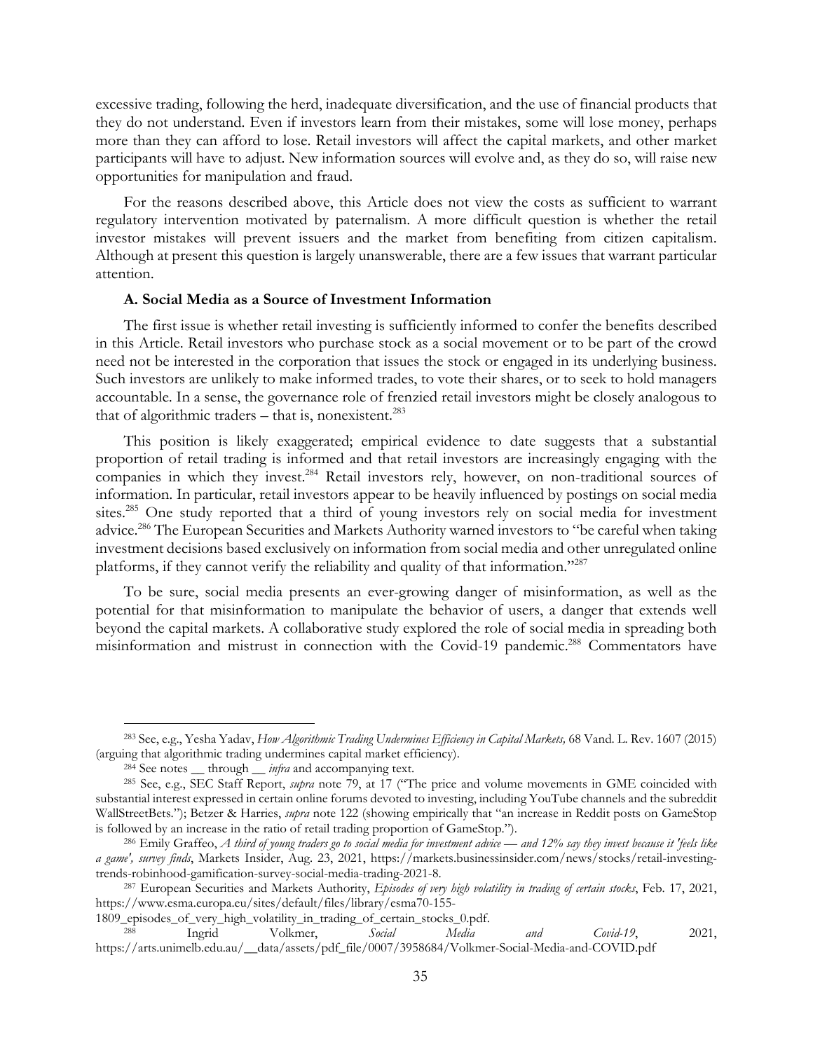excessive trading, following the herd, inadequate diversification, and the use of financial products that they do not understand. Even if investors learn from their mistakes, some will lose money, perhaps more than they can afford to lose. Retail investors will affect the capital markets, and other market participants will have to adjust. New information sources will evolve and, as they do so, will raise new opportunities for manipulation and fraud.

For the reasons described above, this Article does not view the costs as sufficient to warrant regulatory intervention motivated by paternalism. A more difficult question is whether the retail investor mistakes will prevent issuers and the market from benefiting from citizen capitalism. Although at present this question is largely unanswerable, there are a few issues that warrant particular attention.

### A. Social Media as a Source of Investment Information

The first issue is whether retail investing is sufficiently informed to confer the benefits described in this Article. Retail investors who purchase stock as a social movement or to be part of the crowd need not be interested in the corporation that issues the stock or engaged in its underlying business. Such investors are unlikely to make informed trades, to vote their shares, or to seek to hold managers accountable. In a sense, the governance role of frenzied retail investors might be closely analogous to that of algorithmic traders – that is, nonexistent.[283]

This position is likely exaggerated; empirical evidence to date suggests that a substantial proportion of retail trading is informed and that retail investors are increasingly engaging with the companies in which they invest.[284] Retail investors rely, however, on non-traditional sources of information. In particular, retail investors appear to be heavily influenced by postings on social media sites.[285] One study reported that a third of young investors rely on social media for investment advice.[286] The European Securities and Markets Authority warned investors to "be careful when taking investment decisions based exclusively on information from social media and other unregulated online platforms, if they cannot verify the reliability and quality of that information."[287]

To be sure, social media presents an ever-growing danger of misinformation, as well as the potential for that misinformation to manipulate the behavior of users, a danger that extends well beyond the capital markets. A collaborative study explored the role of social media in spreading both misinformation and mistrust in connection with the Covid-19 pandemic.[288] Commentators have

---

[283] See, e.g., Yesha Yadav, *How Algorithmic Trading Undermines Efficiency in Capital Markets,* 68 Vand. L. Rev. 1607 (2015) (arguing that algorithmic trading undermines capital market efficiency).

[284] See notes __ through __ *infra* and accompanying text.

[285] See, e.g., SEC Staff Report, *supra* note 79, at 17 ("The price and volume movements in GME coincided with substantial interest expressed in certain online forums devoted to investing, including YouTube channels and the subreddit WallStreetBets."); Betzer & Harries, *supra* note 122 (showing empirically that "an increase in Reddit posts on GameStop is followed by an increase in the ratio of retail trading proportion of GameStop.").

[286] Emily Graffeo, *A third of young traders go to social media for investment advice — and 12% say they invest because it 'feels like a game', survey finds*, Markets Insider, Aug. 23, 2021, https://markets.businessinsider.com/news/stocks/retail-investing-trends-robinhood-gamification-survey-social-media-trading-2021-8.

[287] European Securities and Markets Authority, *Episodes of very high volatility in trading of certain stocks*, Feb. 17, 2021, https://www.esma.europa.eu/sites/default/files/library/esma70-155-1809_episodes_of_very_high_volatility_in_trading_of_certain_stocks_0.pdf.

[288] Ingrid Volkmer, *Social Media and Covid-19*, 2021, https://arts.unimelb.edu.au/__data/assets/pdf_file/0007/3958684/Volkmer-Social-Media-and-COVID.pdf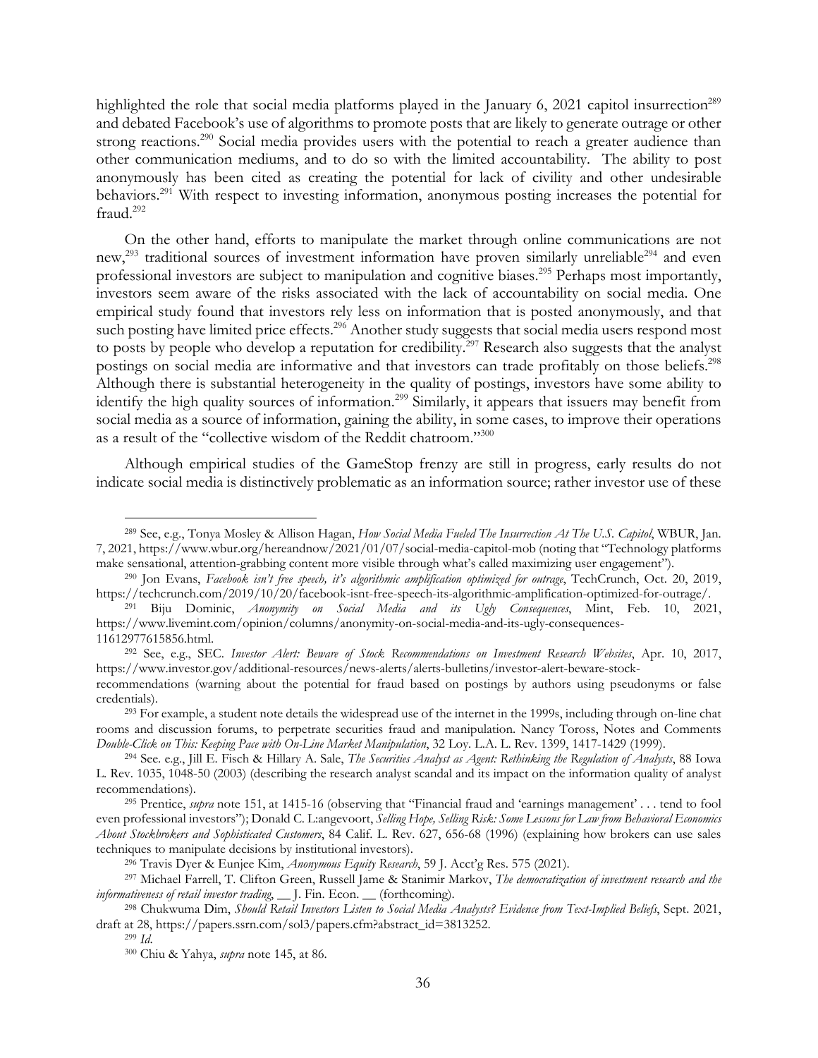highlighted the role that social media platforms played in the January 6, 2021 capitol insurrection[289] and debated Facebook's use of algorithms to promote posts that are likely to generate outrage or other strong reactions.[290] Social media provides users with the potential to reach a greater audience than other communication mediums, and to do so with the limited accountability. The ability to post anonymously has been cited as creating the potential for lack of civility and other undesirable behaviors.[291] With respect to investing information, anonymous posting increases the potential for fraud.[292]

On the other hand, efforts to manipulate the market through online communications are not new,[293] traditional sources of investment information have proven similarly unreliable[294] and even professional investors are subject to manipulation and cognitive biases.[295] Perhaps most importantly, investors seem aware of the risks associated with the lack of accountability on social media. One empirical study found that investors rely less on information that is posted anonymously, and that such posting have limited price effects.[296] Another study suggests that social media users respond most to posts by people who develop a reputation for credibility.[297] Research also suggests that the analyst postings on social media are informative and that investors can trade profitably on those beliefs.[298] Although there is substantial heterogeneity in the quality of postings, investors have some ability to identify the high quality sources of information.[299] Similarly, it appears that issuers may benefit from social media as a source of information, gaining the ability, in some cases, to improve their operations as a result of the "collective wisdom of the Reddit chatroom."[300]

Although empirical studies of the GameStop frenzy are still in progress, early results do not indicate social media is distinctively problematic as an information source; rather investor use of these

---

[289] See, e.g., Tonya Mosley & Allison Hagan, *How Social Media Fueled The Insurrection At The U.S. Capitol*, WBUR, Jan. 7, 2021, https://www.wbur.org/hereandnow/2021/01/07/social-media-capitol-mob (noting that "Technology platforms make sensational, attention-grabbing content more visible through what's called maximizing user engagement").

[290] Jon Evans, *Facebook isn't free speech, it's algorithmic amplification optimized for outrage*, TechCrunch, Oct. 20, 2019, https://techcrunch.com/2019/10/20/facebook-isnt-free-speech-its-algorithmic-amplification-optimized-for-outrage/.

[291] Biju Dominic, *Anonymity on Social Media and its Ugly Consequences*, Mint, Feb. 10, 2021, https://www.livemint.com/opinion/columns/anonymity-on-social-media-and-its-ugly-consequences-11612977615856.html.

[292] See, e.g., SEC. *Investor Alert: Beware of Stock Recommendations on Investment Research Websites*, Apr. 10, 2017, https://www.investor.gov/additional-resources/news-alerts/alerts-bulletins/investor-alert-beware-stock-recommendations (warning about the potential for fraud based on postings by authors using pseudonyms or false credentials).

[293] For example, a student note details the widespread use of the internet in the 1999s, including through on-line chat rooms and discussion forums, to perpetrate securities fraud and manipulation. Nancy Toross, Notes and Comments *Double-Click on This: Keeping Pace with On-Line Market Manipulation*, 32 Loy. L.A. L. Rev. 1399, 1417-1429 (1999).

[294] See. e.g., Jill E. Fisch & Hillary A. Sale, *The Securities Analyst as Agent: Rethinking the Regulation of Analysts*, 88 Iowa L. Rev. 1035, 1048-50 (2003) (describing the research analyst scandal and its impact on the information quality of analyst recommendations).

[295] Prentice, *supra* note 151, at 1415-16 (observing that "Financial fraud and 'earnings management' . . . tend to fool even professional investors"); Donald C. L:angevoort, *Selling Hope, Selling Risk: Some Lessons for Law from Behavioral Economics About Stockbrokers and Sophisticated Customers*, 84 Calif. L. Rev. 627, 656-68 (1996) (explaining how brokers can use sales techniques to manipulate decisions by institutional investors).

[296] Travis Dyer & Eunjee Kim, *Anonymous Equity Research*, 59 J. Acct'g Res. 575 (2021).

[297] Michael Farrell, T. Clifton Green, Russell Jame & Stanimir Markov, *The democratization of investment research and the informativeness of retail investor trading*, \_\_ J. Fin. Econ. \_\_ (forthcoming).

[298] Chukwuma Dim, *Should Retail Investors Listen to Social Media Analysts? Evidence from Text-Implied Beliefs*, Sept. 2021, draft at 28, https://papers.ssrn.com/sol3/papers.cfm?abstract_id=3813252.

[299] *Id.*

[300] Chiu & Yahya, *supra* note 145, at 86.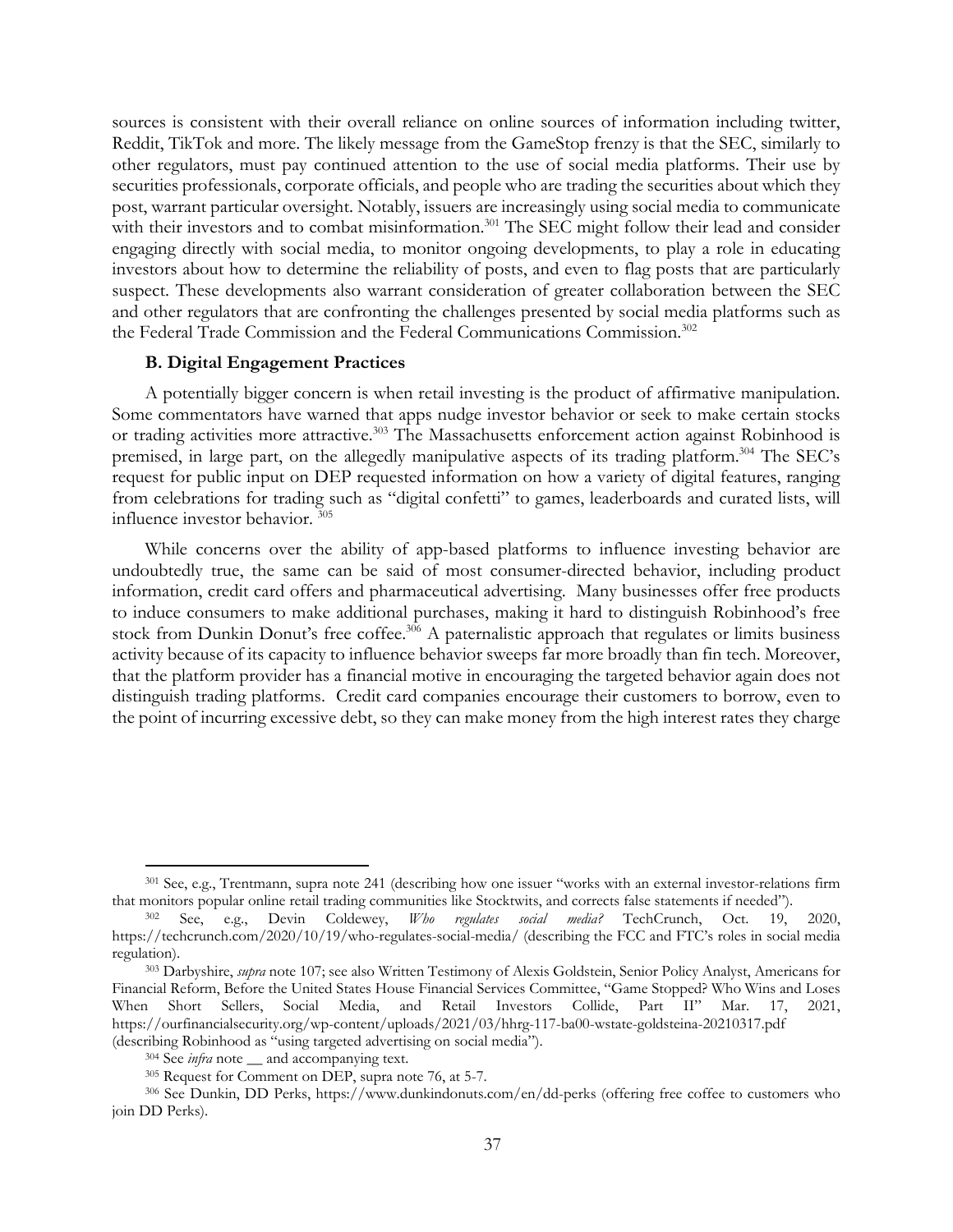sources is consistent with their overall reliance on online sources of information including twitter, Reddit, TikTok and more. The likely message from the GameStop frenzy is that the SEC, similarly to other regulators, must pay continued attention to the use of social media platforms. Their use by securities professionals, corporate officials, and people who are trading the securities about which they post, warrant particular oversight. Notably, issuers are increasingly using social media to communicate with their investors and to combat misinformation.[301] The SEC might follow their lead and consider engaging directly with social media, to monitor ongoing developments, to play a role in educating investors about how to determine the reliability of posts, and even to flag posts that are particularly suspect. These developments also warrant consideration of greater collaboration between the SEC and other regulators that are confronting the challenges presented by social media platforms such as the Federal Trade Commission and the Federal Communications Commission.[302]

### B. Digital Engagement Practices

A potentially bigger concern is when retail investing is the product of affirmative manipulation. Some commentators have warned that apps nudge investor behavior or seek to make certain stocks or trading activities more attractive.[303] The Massachusetts enforcement action against Robinhood is premised, in large part, on the allegedly manipulative aspects of its trading platform.[304] The SEC's request for public input on DEP requested information on how a variety of digital features, ranging from celebrations for trading such as "digital confetti" to games, leaderboards and curated lists, will influence investor behavior.[305]

While concerns over the ability of app-based platforms to influence investing behavior are undoubtedly true, the same can be said of most consumer-directed behavior, including product information, credit card offers and pharmaceutical advertising. Many businesses offer free products to induce consumers to make additional purchases, making it hard to distinguish Robinhood's free stock from Dunkin Donut's free coffee.[306] A paternalistic approach that regulates or limits business activity because of its capacity to influence behavior sweeps far more broadly than fin tech. Moreover, that the platform provider has a financial motive in encouraging the targeted behavior again does not distinguish trading platforms. Credit card companies encourage their customers to borrow, even to the point of incurring excessive debt, so they can make money from the high interest rates they charge

---

[301] See, e.g., Trentmann, supra note 241 (describing how one issuer "works with an external investor-relations firm that monitors popular online retail trading communities like Stocktwits, and corrects false statements if needed").

[302] See, e.g., Devin Coldewey, *Who regulates social media?* TechCrunch, Oct. 19, 2020, https://techcrunch.com/2020/10/19/who-regulates-social-media/ (describing the FCC and FTC's roles in social media regulation).

[303] Darbyshire, *supra* note 107; see also Written Testimony of Alexis Goldstein, Senior Policy Analyst, Americans for Financial Reform, Before the United States House Financial Services Committee, "Game Stopped? Who Wins and Loses When Short Sellers, Social Media, and Retail Investors Collide, Part II" Mar. 17, 2021, https://ourfinancialsecurity.org/wp-content/uploads/2021/03/hhrg-117-ba00-wstate-goldsteina-20210317.pdf (describing Robinhood as "using targeted advertising on social media").

[304] See *infra* note __ and accompanying text.

[305] Request for Comment on DEP, supra note 76, at 5-7.

[306] See Dunkin, DD Perks, https://www.dunkindonuts.com/en/dd-perks (offering free coffee to customers who join DD Perks).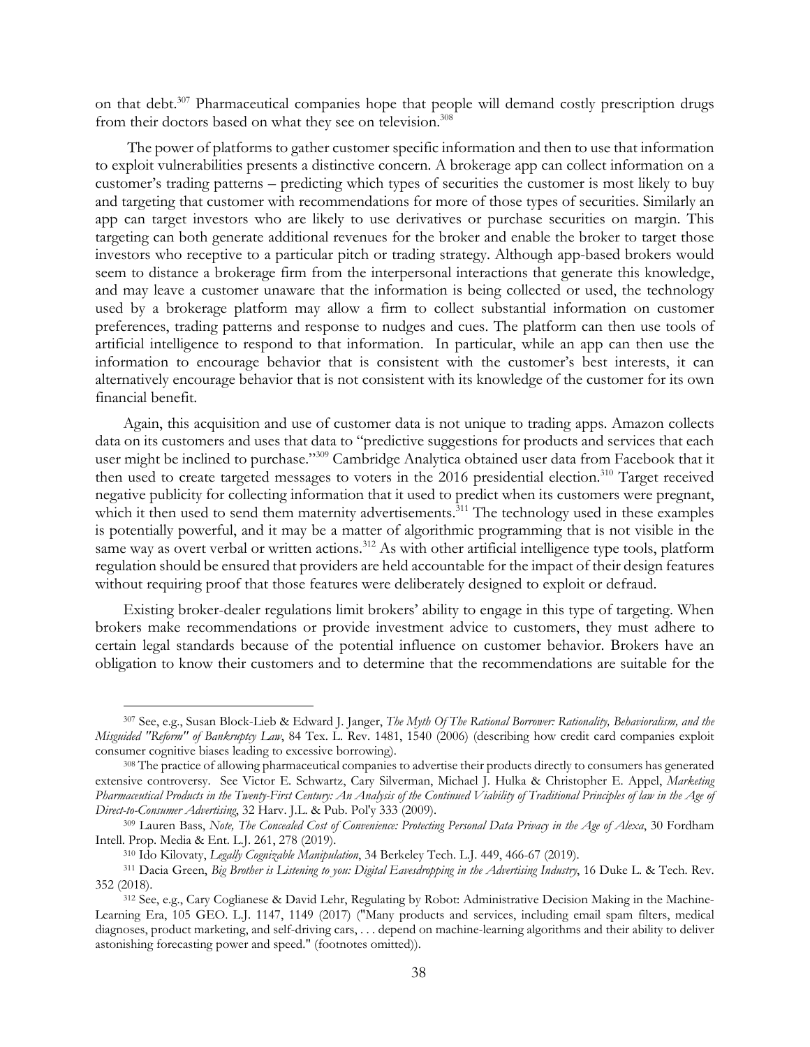on that debt.[307] Pharmaceutical companies hope that people will demand costly prescription drugs from their doctors based on what they see on television.[308]

The power of platforms to gather customer specific information and then to use that information to exploit vulnerabilities presents a distinctive concern. A brokerage app can collect information on a customer's trading patterns – predicting which types of securities the customer is most likely to buy and targeting that customer with recommendations for more of those types of securities. Similarly an app can target investors who are likely to use derivatives or purchase securities on margin. This targeting can both generate additional revenues for the broker and enable the broker to target those investors who receptive to a particular pitch or trading strategy. Although app-based brokers would seem to distance a brokerage firm from the interpersonal interactions that generate this knowledge, and may leave a customer unaware that the information is being collected or used, the technology used by a brokerage platform may allow a firm to collect substantial information on customer preferences, trading patterns and response to nudges and cues. The platform can then use tools of artificial intelligence to respond to that information. In particular, while an app can then use the information to encourage behavior that is consistent with the customer's best interests, it can alternatively encourage behavior that is not consistent with its knowledge of the customer for its own financial benefit.

Again, this acquisition and use of customer data is not unique to trading apps. Amazon collects data on its customers and uses that data to "predictive suggestions for products and services that each user might be inclined to purchase."[309] Cambridge Analytica obtained user data from Facebook that it then used to create targeted messages to voters in the 2016 presidential election.[310] Target received negative publicity for collecting information that it used to predict when its customers were pregnant, which it then used to send them maternity advertisements.[311] The technology used in these examples is potentially powerful, and it may be a matter of algorithmic programming that is not visible in the same way as overt verbal or written actions.[312] As with other artificial intelligence type tools, platform regulation should be ensured that providers are held accountable for the impact of their design features without requiring proof that those features were deliberately designed to exploit or defraud.

Existing broker-dealer regulations limit brokers' ability to engage in this type of targeting. When brokers make recommendations or provide investment advice to customers, they must adhere to certain legal standards because of the potential influence on customer behavior. Brokers have an obligation to know their customers and to determine that the recommendations are suitable for the

---

[307] See, e.g., Susan Block-Lieb & Edward J. Janger, *The Myth Of The Rational Borrower: Rationality, Behavioralism, and the Misguided "Reform" of Bankruptcy Law*, 84 Tex. L. Rev. 1481, 1540 (2006) (describing how credit card companies exploit consumer cognitive biases leading to excessive borrowing).

[308] The practice of allowing pharmaceutical companies to advertise their products directly to consumers has generated extensive controversy. See Victor E. Schwartz, Cary Silverman, Michael J. Hulka & Christopher E. Appel, *Marketing Pharmaceutical Products in the Twenty-First Century: An Analysis of the Continued Viability of Traditional Principles of law in the Age of Direct-to-Consumer Advertising*, 32 Harv. J.L. & Pub. Pol'y 333 (2009).

[309] Lauren Bass, *Note, The Concealed Cost of Convenience: Protecting Personal Data Privacy in the Age of Alexa*, 30 Fordham Intell. Prop. Media & Ent. L.J. 261, 278 (2019).

[310] Ido Kilovaty, *Legally Cognizable Manipulation*, 34 Berkeley Tech. L.J. 449, 466-67 (2019).

[311] Dacia Green, *Big Brother is Listening to you: Digital Eavesdropping in the Advertising Industry*, 16 Duke L. & Tech. Rev. 352 (2018).

[312] See, e.g., Cary Coglianese & David Lehr, Regulating by Robot: Administrative Decision Making in the Machine-Learning Era, 105 GEO. L.J. 1147, 1149 (2017) ("Many products and services, including email spam filters, medical diagnoses, product marketing, and self-driving cars, . . . depend on machine-learning algorithms and their ability to deliver astonishing forecasting power and speed." (footnotes omitted)).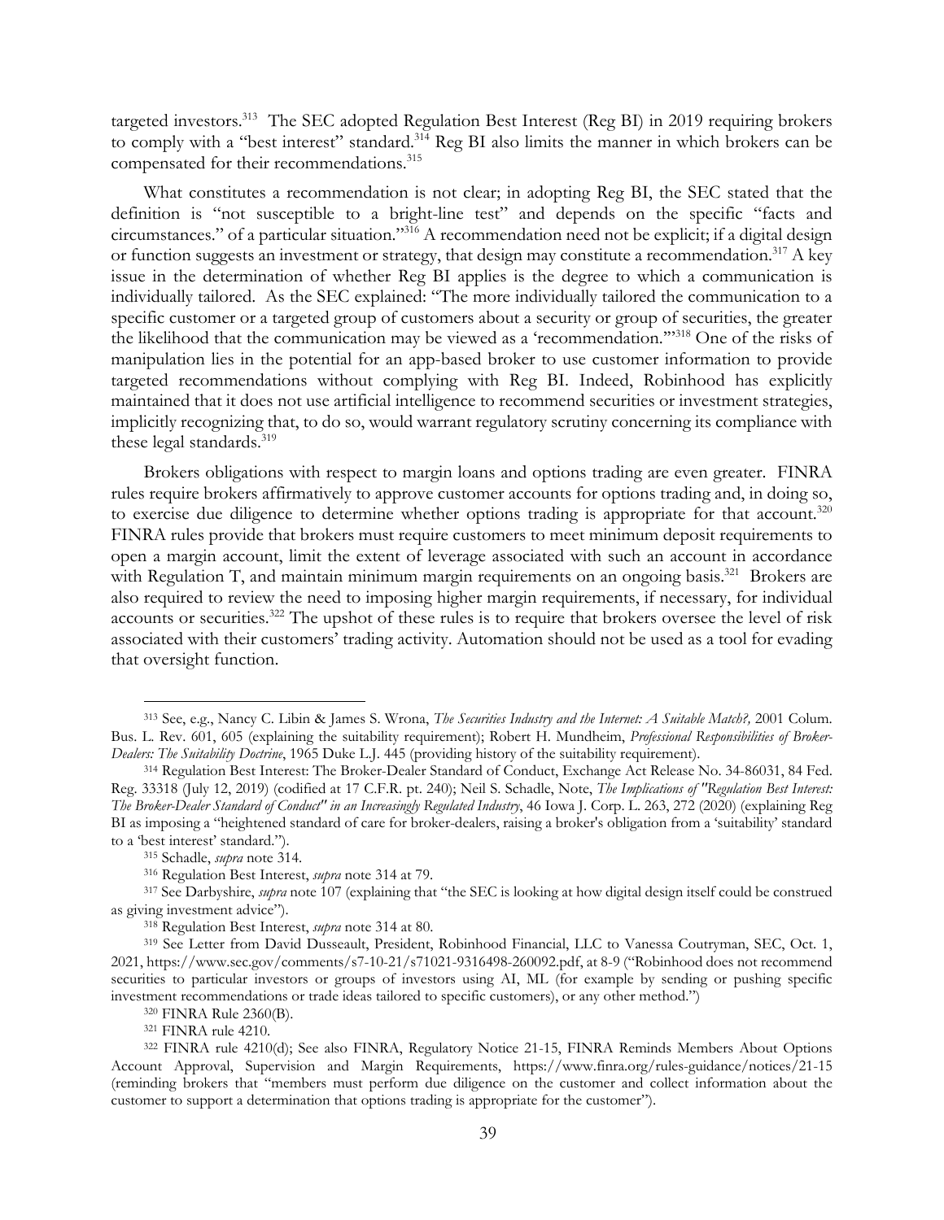targeted investors.[313] The SEC adopted Regulation Best Interest (Reg BI) in 2019 requiring brokers to comply with a "best interest" standard.[314] Reg BI also limits the manner in which brokers can be compensated for their recommendations.[315]

What constitutes a recommendation is not clear; in adopting Reg BI, the SEC stated that the definition is "not susceptible to a bright-line test" and depends on the specific "facts and circumstances." of a particular situation."[316] A recommendation need not be explicit; if a digital design or function suggests an investment or strategy, that design may constitute a recommendation.[317] A key issue in the determination of whether Reg BI applies is the degree to which a communication is individually tailored. As the SEC explained: "The more individually tailored the communication to a specific customer or a targeted group of customers about a security or group of securities, the greater the likelihood that the communication may be viewed as a 'recommendation.'"[318] One of the risks of manipulation lies in the potential for an app-based broker to use customer information to provide targeted recommendations without complying with Reg BI. Indeed, Robinhood has explicitly maintained that it does not use artificial intelligence to recommend securities or investment strategies, implicitly recognizing that, to do so, would warrant regulatory scrutiny concerning its compliance with these legal standards.[319]

Brokers obligations with respect to margin loans and options trading are even greater. FINRA rules require brokers affirmatively to approve customer accounts for options trading and, in doing so, to exercise due diligence to determine whether options trading is appropriate for that account.[320] FINRA rules provide that brokers must require customers to meet minimum deposit requirements to open a margin account, limit the extent of leverage associated with such an account in accordance with Regulation T, and maintain minimum margin requirements on an ongoing basis.[321] Brokers are also required to review the need to imposing higher margin requirements, if necessary, for individual accounts or securities.[322] The upshot of these rules is to require that brokers oversee the level of risk associated with their customers' trading activity. Automation should not be used as a tool for evading that oversight function.

---

[313] See, e.g., Nancy C. Libin & James S. Wrona, *The Securities Industry and the Internet: A Suitable Match?,* 2001 Colum. Bus. L. Rev. 601, 605 (explaining the suitability requirement); Robert H. Mundheim, *Professional Responsibilities of Broker-Dealers: The Suitability Doctrine*, 1965 Duke L.J. 445 (providing history of the suitability requirement).

[314] Regulation Best Interest: The Broker-Dealer Standard of Conduct, Exchange Act Release No. 34-86031, 84 Fed. Reg. 33318 (July 12, 2019) (codified at 17 C.F.R. pt. 240); Neil S. Schadle, Note, *The Implications of "Regulation Best Interest: The Broker-Dealer Standard of Conduct" in an Increasingly Regulated Industry*, 46 Iowa J. Corp. L. 263, 272 (2020) (explaining Reg BI as imposing a "heightened standard of care for broker-dealers, raising a broker's obligation from a 'suitability' standard to a 'best interest' standard.").

[315] Schadle, *supra* note 314.

[316] Regulation Best Interest, *supra* note 314 at 79.

[317] See Darbyshire, *supra* note 107 (explaining that "the SEC is looking at how digital design itself could be construed as giving investment advice").

[318] Regulation Best Interest, *supra* note 314 at 80.

[319] See Letter from David Dusseault, President, Robinhood Financial, LLC to Vanessa Coutryman, SEC, Oct. 1, 2021, https://www.sec.gov/comments/s7-10-21/s71021-9316498-260092.pdf, at 8-9 ("Robinhood does not recommend securities to particular investors or groups of investors using AI, ML (for example by sending or pushing specific investment recommendations or trade ideas tailored to specific customers), or any other method.")

[320] FINRA Rule 2360(B).

[321] FINRA rule 4210.

[322] FINRA rule 4210(d); See also FINRA, Regulatory Notice 21-15, FINRA Reminds Members About Options Account Approval, Supervision and Margin Requirements, https://www.finra.org/rules-guidance/notices/21-15 (reminding brokers that "members must perform due diligence on the customer and collect information about the customer to support a determination that options trading is appropriate for the customer").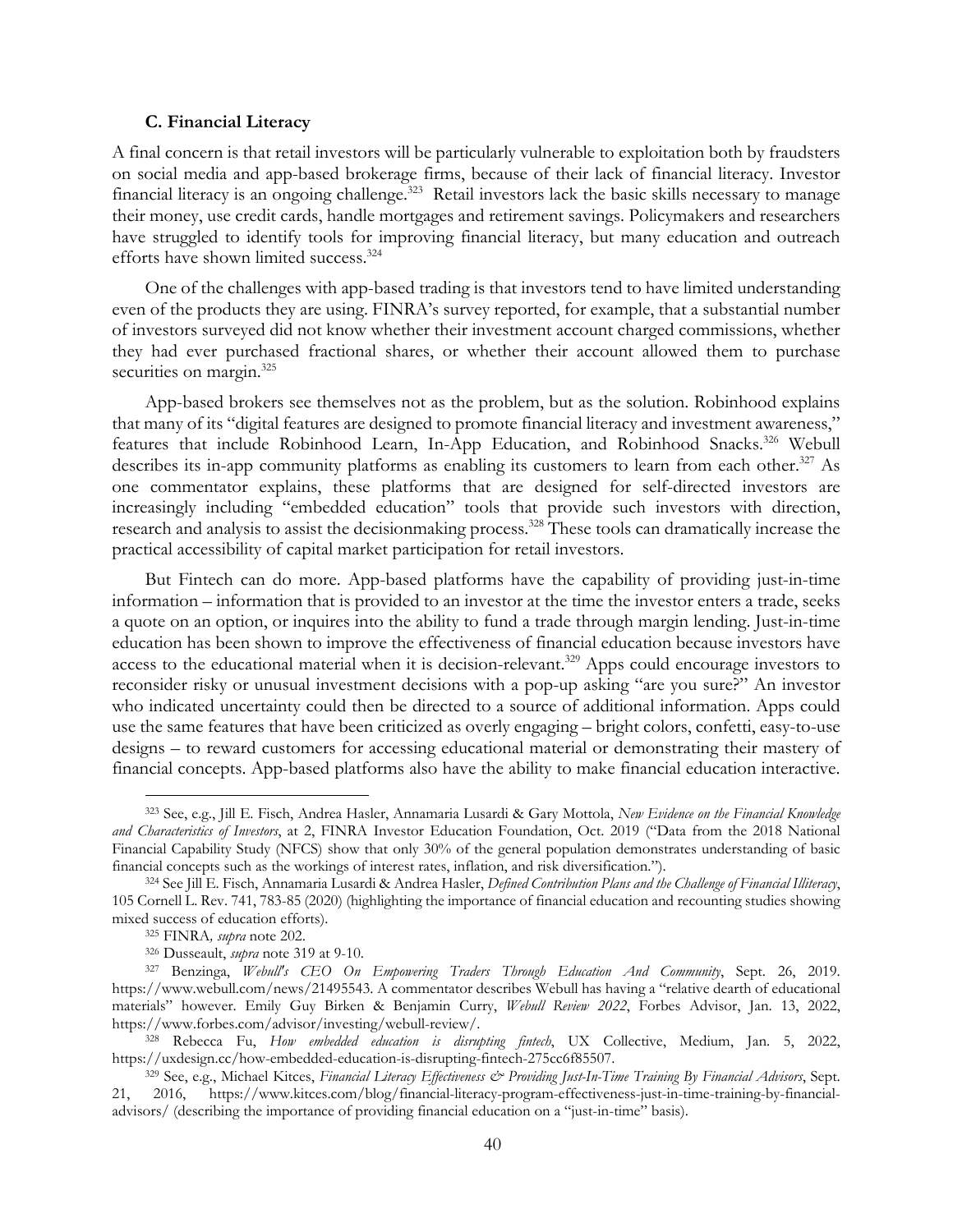### C. Financial Literacy

A final concern is that retail investors will be particularly vulnerable to exploitation both by fraudsters on social media and app-based brokerage firms, because of their lack of financial literacy. Investor financial literacy is an ongoing challenge.[323] Retail investors lack the basic skills necessary to manage their money, use credit cards, handle mortgages and retirement savings. Policymakers and researchers have struggled to identify tools for improving financial literacy, but many education and outreach efforts have shown limited success.[324]

One of the challenges with app-based trading is that investors tend to have limited understanding even of the products they are using. FINRA's survey reported, for example, that a substantial number of investors surveyed did not know whether their investment account charged commissions, whether they had ever purchased fractional shares, or whether their account allowed them to purchase securities on margin.[325]

App-based brokers see themselves not as the problem, but as the solution. Robinhood explains that many of its "digital features are designed to promote financial literacy and investment awareness," features that include Robinhood Learn, In-App Education, and Robinhood Snacks.[326] Webull describes its in-app community platforms as enabling its customers to learn from each other.[327] As one commentator explains, these platforms that are designed for self-directed investors are increasingly including "embedded education" tools that provide such investors with direction, research and analysis to assist the decisionmaking process.[328] These tools can dramatically increase the practical accessibility of capital market participation for retail investors.

But Fintech can do more. App-based platforms have the capability of providing just-in-time information – information that is provided to an investor at the time the investor enters a trade, seeks a quote on an option, or inquires into the ability to fund a trade through margin lending. Just-in-time education has been shown to improve the effectiveness of financial education because investors have access to the educational material when it is decision-relevant.[329] Apps could encourage investors to reconsider risky or unusual investment decisions with a pop-up asking "are you sure?" An investor who indicated uncertainty could then be directed to a source of additional information. Apps could use the same features that have been criticized as overly engaging – bright colors, confetti, easy-to-use designs – to reward customers for accessing educational material or demonstrating their mastery of financial concepts. App-based platforms also have the ability to make financial education interactive.

---

[323] See, e.g., Jill E. Fisch, Andrea Hasler, Annamaria Lusardi & Gary Mottola, *New Evidence on the Financial Knowledge and Characteristics of Investors*, at 2, FINRA Investor Education Foundation, Oct. 2019 ("Data from the 2018 National Financial Capability Study (NFCS) show that only 30% of the general population demonstrates understanding of basic financial concepts such as the workings of interest rates, inflation, and risk diversification.").

[324] See Jill E. Fisch, Annamaria Lusardi & Andrea Hasler, *Defined Contribution Plans and the Challenge of Financial Illiteracy*, 105 Cornell L. Rev. 741, 783-85 (2020) (highlighting the importance of financial education and recounting studies showing mixed success of education efforts).

[325] FINRA*, supra* note 202.

[326] Dusseault, *supra* note 319 at 9-10.

[327] Benzinga, *Webull's CEO On Empowering Traders Through Education And Community*, Sept. 26, 2019. https://www.webull.com/news/21495543. A commentator describes Webull has having a "relative dearth of educational materials" however. Emily Guy Birken & Benjamin Curry, *Webull Review 2022*, Forbes Advisor, Jan. 13, 2022, https://www.forbes.com/advisor/investing/webull-review/.

[328] Rebecca Fu, *How embedded education is disrupting fintech*, UX Collective, Medium, Jan. 5, 2022, https://uxdesign.cc/how-embedded-education-is-disrupting-fintech-275cc6f85507.

[329] See, e.g., Michael Kitces, *Financial Literacy Effectiveness & Providing Just-In-Time Training By Financial Advisors*, Sept. 21, 2016, https://www.kitces.com/blog/financial-literacy-program-effectiveness-just-in-time-training-by-financial-advisors/ (describing the importance of providing financial education on a "just-in-time" basis).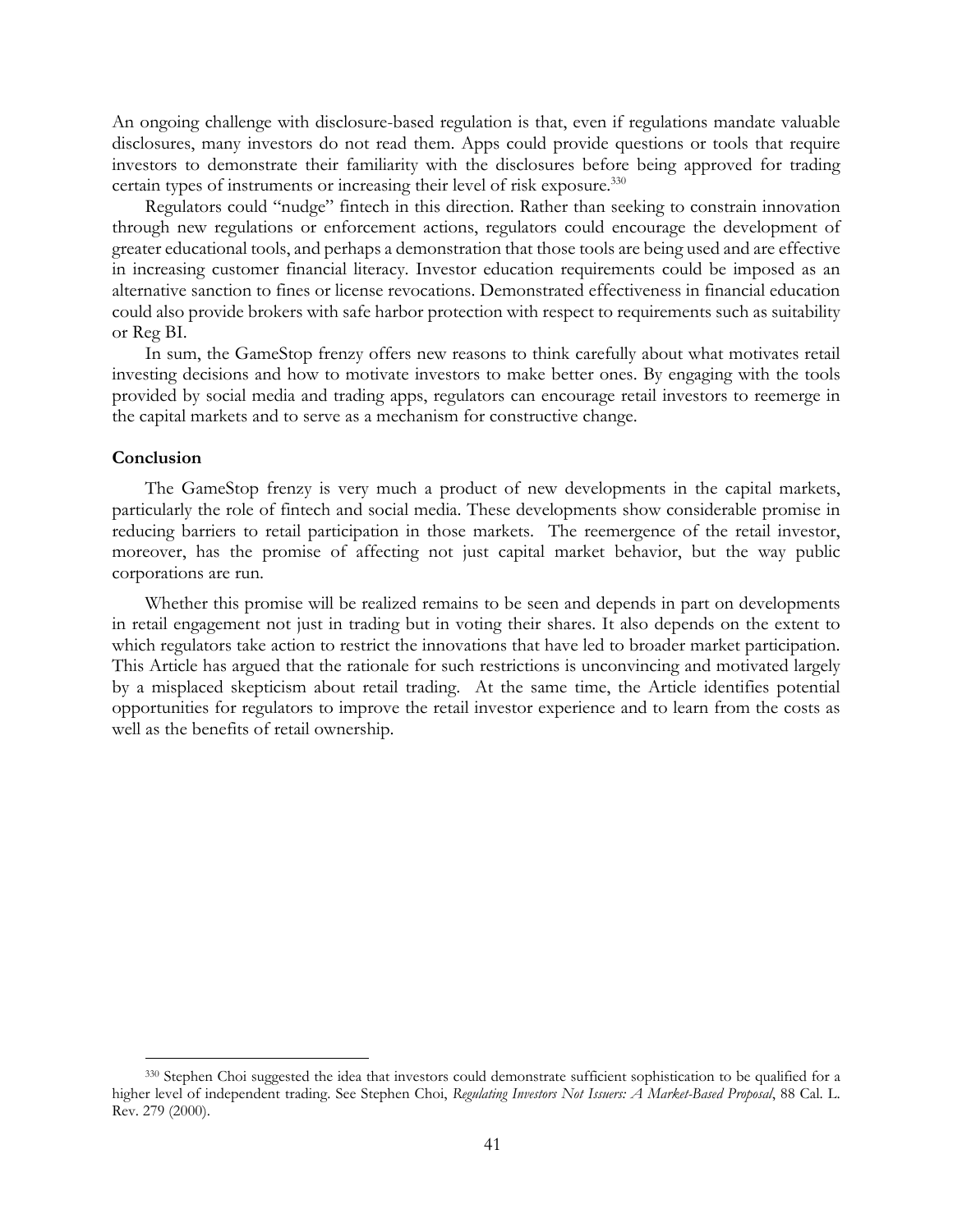An ongoing challenge with disclosure-based regulation is that, even if regulations mandate valuable disclosures, many investors do not read them. Apps could provide questions or tools that require investors to demonstrate their familiarity with the disclosures before being approved for trading certain types of instruments or increasing their level of risk exposure.[330]

Regulators could "nudge" fintech in this direction. Rather than seeking to constrain innovation through new regulations or enforcement actions, regulators could encourage the development of greater educational tools, and perhaps a demonstration that those tools are being used and are effective in increasing customer financial literacy. Investor education requirements could be imposed as an alternative sanction to fines or license revocations. Demonstrated effectiveness in financial education could also provide brokers with safe harbor protection with respect to requirements such as suitability or Reg BI.

In sum, the GameStop frenzy offers new reasons to think carefully about what motivates retail investing decisions and how to motivate investors to make better ones. By engaging with the tools provided by social media and trading apps, regulators can encourage retail investors to reemerge in the capital markets and to serve as a mechanism for constructive change.

**Conclusion**

The GameStop frenzy is very much a product of new developments in the capital markets, particularly the role of fintech and social media. These developments show considerable promise in reducing barriers to retail participation in those markets. The reemergence of the retail investor, moreover, has the promise of affecting not just capital market behavior, but the way public corporations are run.

Whether this promise will be realized remains to be seen and depends in part on developments in retail engagement not just in trading but in voting their shares. It also depends on the extent to which regulators take action to restrict the innovations that have led to broader market participation. This Article has argued that the rationale for such restrictions is unconvincing and motivated largely by a misplaced skepticism about retail trading. At the same time, the Article identifies potential opportunities for regulators to improve the retail investor experience and to learn from the costs as well as the benefits of retail ownership.

---

[330] Stephen Choi suggested the idea that investors could demonstrate sufficient sophistication to be qualified for a higher level of independent trading. See Stephen Choi, *Regulating Investors Not Issuers: A Market-Based Proposal*, 88 Cal. L. Rev. 279 (2000).